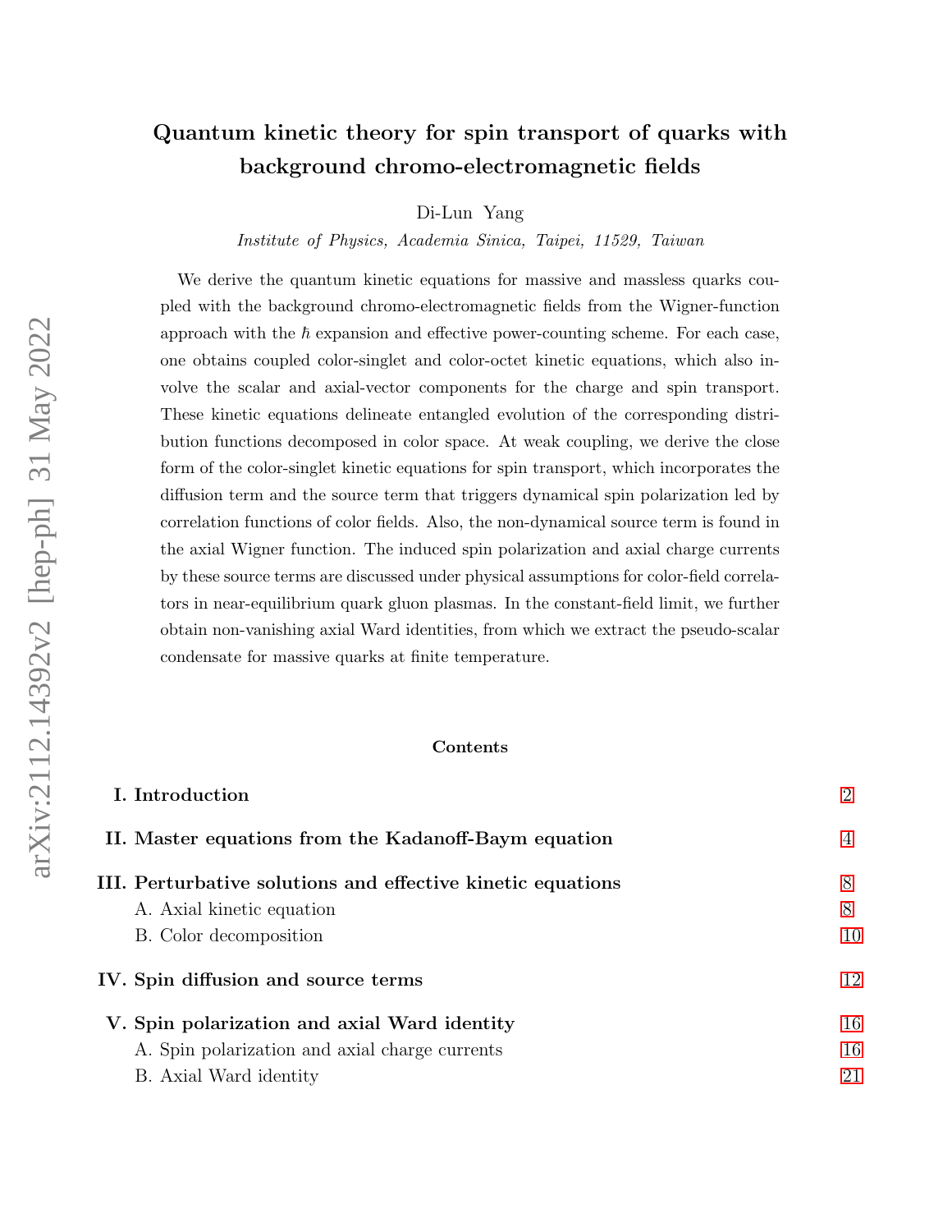# Quantum kinetic theory for spin transport of quarks with background chromo-electromagnetic fields

Di-Lun Yang

*Institute of Physics, Academia Sinica, Taipei, 11529, Taiwan*

We derive the quantum kinetic equations for massive and massless quarks coupled with the background chromo-electromagnetic fields from the Wigner-function approach with the $\hbar$ expansion and effective power-counting scheme. For each case, one obtains coupled color-singlet and color-octet kinetic equations, which also involve the scalar and axial-vector components for the charge and spin transport. These kinetic equations delineate entangled evolution of the corresponding distribution functions decomposed in color space. At weak coupling, we derive the close form of the color-singlet kinetic equations for spin transport, which incorporates the diffusion term and the source term that triggers dynamical spin polarization led by correlation functions of color fields. Also, the non-dynamical source term is found in the axial Wigner function. The induced spin polarization and axial charge currents by these source terms are discussed under physical assumptions for color-field correlators in near-equilibrium quark gluon plasmas. In the constant-field limit, we further obtain non-vanishing axial Ward identities, from which we extract the pseudo-scalar condensate for massive quarks at finite temperature.

## Contents

- **I. Introduction** 2
- **II. Master equations from the Kadanoff-Baym equation** 4
- **III. Perturbative solutions and effective kinetic equations** 8
  - A. Axial kinetic equation 8
  - B. Color decomposition 10
- **IV. Spin diffusion and source terms** 12
- **V. Spin polarization and axial Ward identity** 16
  - A. Spin polarization and axial charge currents 16
  - B. Axial Ward identity 21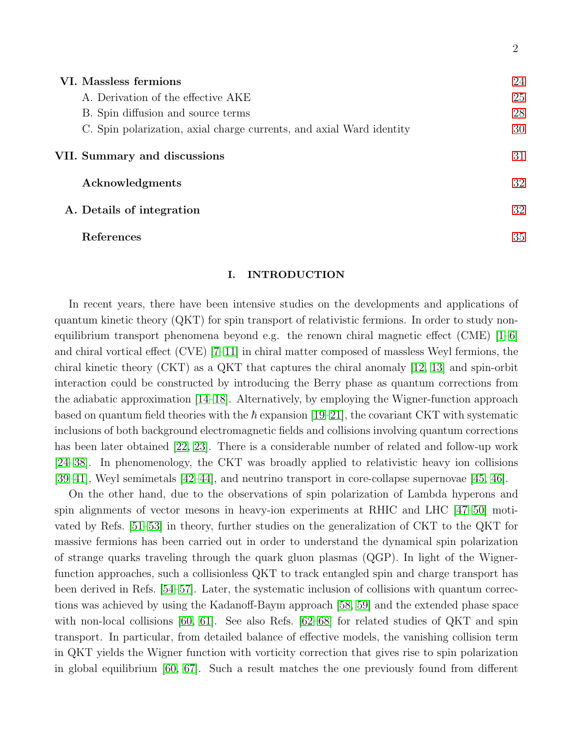| | |
|---|---|
| **VI. Massless fermions** | 24 |
| A. Derivation of the effective AKE | 25 |
| B. Spin diffusion and source terms | 28 |
| C. Spin polarization, axial charge currents, and axial Ward identity | 30 |
| **VII. Summary and discussions** | 31 |
| **Acknowledgments** | 32 |
| **A. Details of integration** | 32 |
| **References** | 35 |

## I. INTRODUCTION

In recent years, there have been intensive studies on the developments and applications of quantum kinetic theory (QKT) for spin transport of relativistic fermions. In order to study non-equilibrium transport phenomena beyond e.g. the renown chiral magnetic effect (CME) [1–6] and chiral vortical effect (CVE) [7–11] in chiral matter composed of massless Weyl fermions, the chiral kinetic theory (CKT) as a QKT that captures the chiral anomaly [12, 13] and spin-orbit interaction could be constructed by introducing the Berry phase as quantum corrections from the adiabatic approximation [14–18]. Alternatively, by employing the Wigner-function approach based on quantum field theories with the $\hbar$ expansion [19–21], the covariant CKT with systematic inclusions of both background electromagnetic fields and collisions involving quantum corrections has been later obtained [22, 23]. There is a considerable number of related and follow-up work [24–38]. In phenomenology, the CKT was broadly applied to relativistic heavy ion collisions [39–41], Weyl semimetals [42–44], and neutrino transport in core-collapse supernovae [45, 46].

On the other hand, due to the observations of spin polarization of Lambda hyperons and spin alignments of vector mesons in heavy-ion experiments at RHIC and LHC [47–50] motivated by Refs. [51–53] in theory, further studies on the generalization of CKT to the QKT for massive fermions has been carried out in order to understand the dynamical spin polarization of strange quarks traveling through the quark gluon plasmas (QGP). In light of the Wigner-function approaches, such a collisionless QKT to track entangled spin and charge transport has been derived in Refs. [54–57]. Later, the systematic inclusion of collisions with quantum corrections was achieved by using the Kadanoff-Baym approach [58, 59] and the extended phase space with non-local collisions [60, 61]. See also Refs. [62–68] for related studies of QKT and spin transport. In particular, from detailed balance of effective models, the vanishing collision term in QKT yields the Wigner function with vorticity correction that gives rise to spin polarization in global equilibrium [60, 67]. Such a result matches the one previously found from different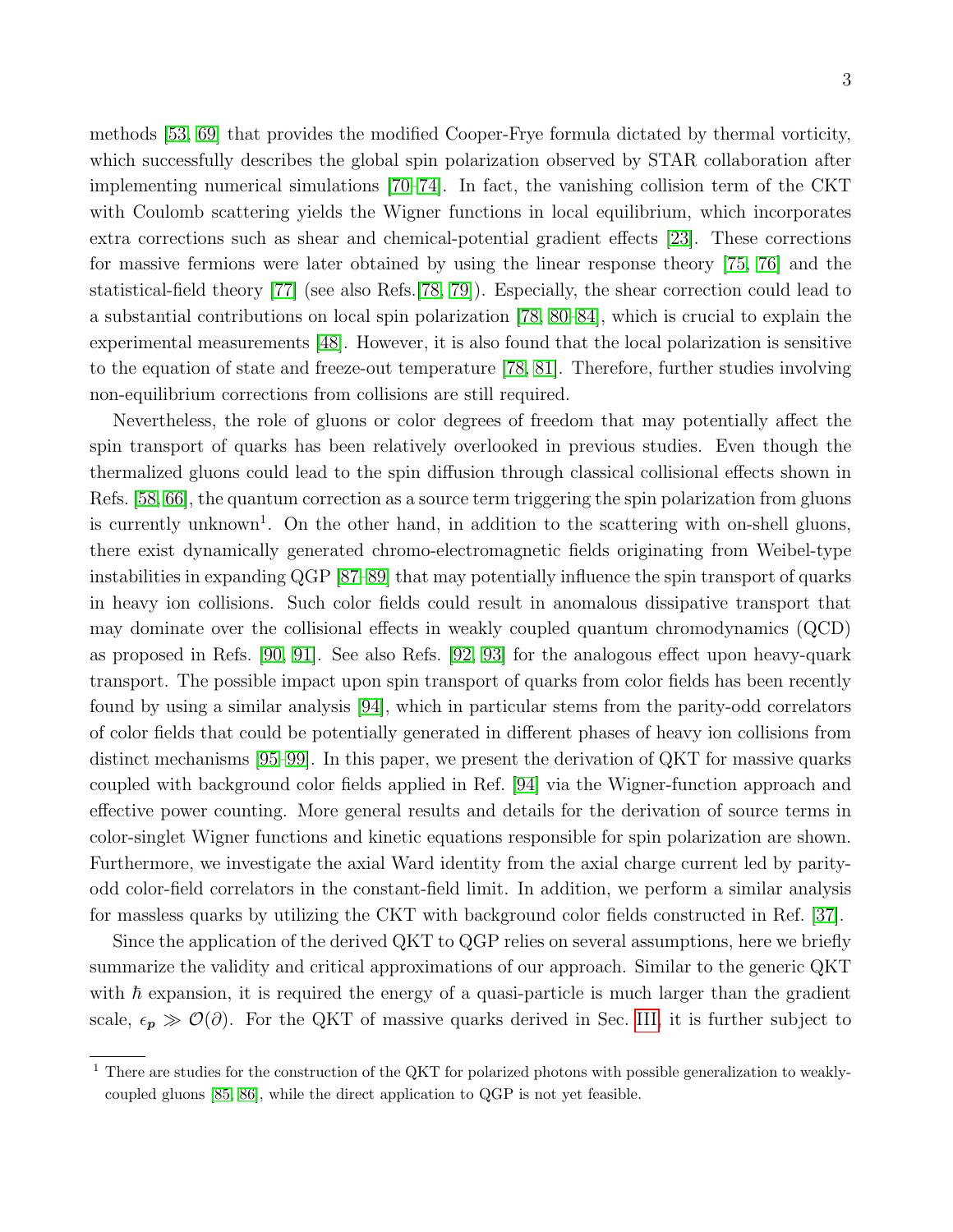methods [53, 69] that provides the modified Cooper-Frye formula dictated by thermal vorticity, which successfully describes the global spin polarization observed by STAR collaboration after implementing numerical simulations [70–74]. In fact, the vanishing collision term of the CKT with Coulomb scattering yields the Wigner functions in local equilibrium, which incorporates extra corrections such as shear and chemical-potential gradient effects [23]. These corrections for massive fermions were later obtained by using the linear response theory [75, 76] and the statistical-field theory [77] (see also Refs.[78, 79]). Especially, the shear correction could lead to a substantial contributions on local spin polarization [78, 80–84], which is crucial to explain the experimental measurements [48]. However, it is also found that the local polarization is sensitive to the equation of state and freeze-out temperature [78, 81]. Therefore, further studies involving non-equilibrium corrections from collisions are still required.

Nevertheless, the role of gluons or color degrees of freedom that may potentially affect the spin transport of quarks has been relatively overlooked in previous studies. Even though the thermalized gluons could lead to the spin diffusion through classical collisional effects shown in Refs. [58, 66], the quantum correction as a source term triggering the spin polarization from gluons is currently unknown[1]. On the other hand, in addition to the scattering with on-shell gluons, there exist dynamically generated chromo-electromagnetic fields originating from Weibel-type instabilities in expanding QGP [87–89] that may potentially influence the spin transport of quarks in heavy ion collisions. Such color fields could result in anomalous dissipative transport that may dominate over the collisional effects in weakly coupled quantum chromodynamics (QCD) as proposed in Refs. [90, 91]. See also Refs. [92, 93] for the analogous effect upon heavy-quark transport. The possible impact upon spin transport of quarks from color fields has been recently found by using a similar analysis [94], which in particular stems from the parity-odd correlators of color fields that could be potentially generated in different phases of heavy ion collisions from distinct mechanisms [95–99]. In this paper, we present the derivation of QKT for massive quarks coupled with background color fields applied in Ref. [94] via the Wigner-function approach and effective power counting. More general results and details for the derivation of source terms in color-singlet Wigner functions and kinetic equations responsible for spin polarization are shown. Furthermore, we investigate the axial Ward identity from the axial charge current led by parity-odd color-field correlators in the constant-field limit. In addition, we perform a similar analysis for massless quarks by utilizing the CKT with background color fields constructed in Ref. [37].

Since the application of the derived QKT to QGP relies on several assumptions, here we briefly summarize the validity and critical approximations of our approach. Similar to the generic QKT with $\hbar$ expansion, it is required the energy of a quasi-particle is much larger than the gradient scale, $\epsilon_{\boldsymbol{p}} \gg \mathcal{O}(\partial)$. For the QKT of massive quarks derived in Sec. III, it is further subject to

[1] There are studies for the construction of the QKT for polarized photons with possible generalization to weakly-coupled gluons [85, 86], while the direct application to QGP is not yet feasible.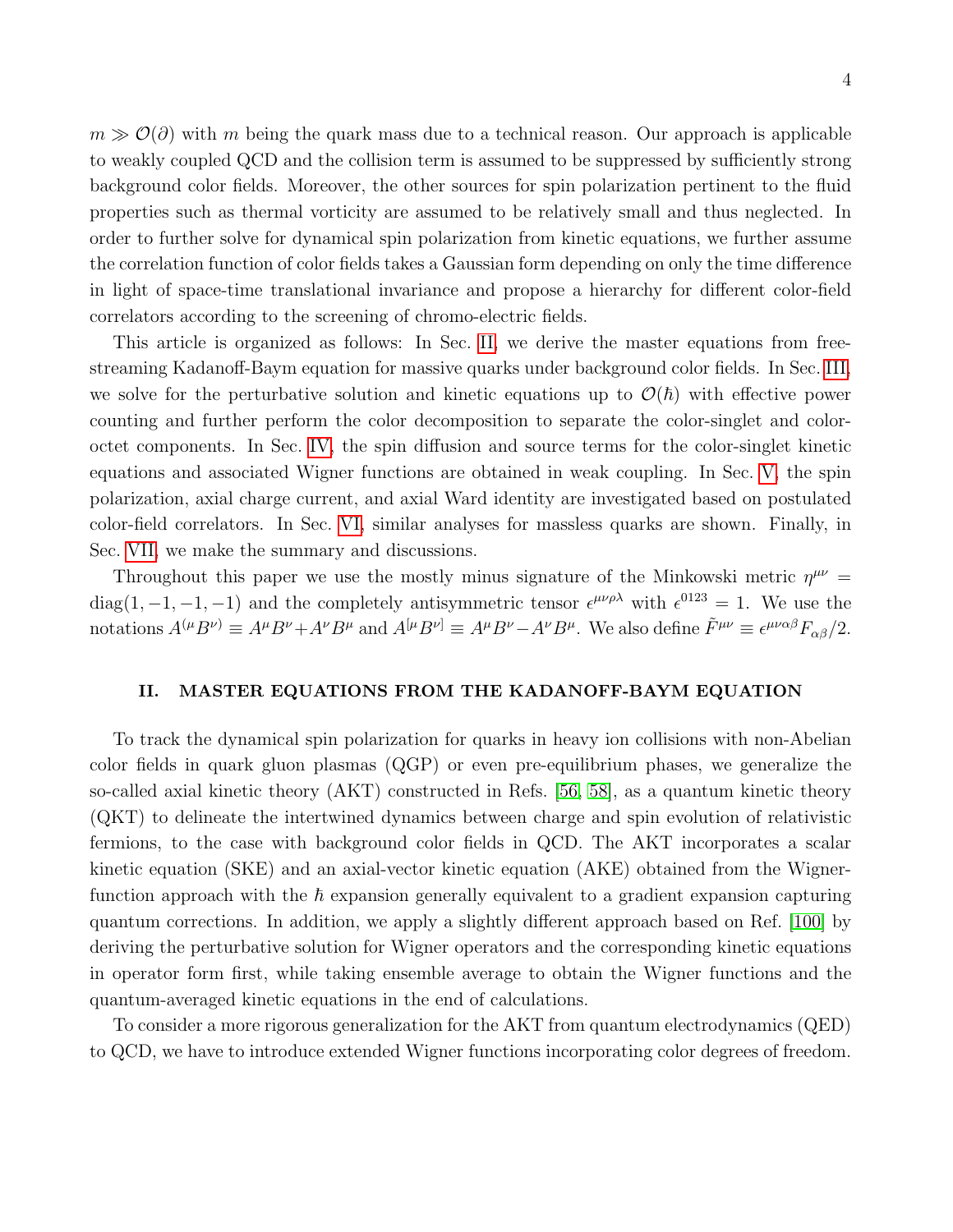$m \gg \mathcal{O}(\partial)$ with $m$ being the quark mass due to a technical reason. Our approach is applicable to weakly coupled QCD and the collision term is assumed to be suppressed by sufficiently strong background color fields. Moreover, the other sources for spin polarization pertinent to the fluid properties such as thermal vorticity are assumed to be relatively small and thus neglected. In order to further solve for dynamical spin polarization from kinetic equations, we further assume the correlation function of color fields takes a Gaussian form depending on only the time difference in light of space-time translational invariance and propose a hierarchy for different color-field correlators according to the screening of chromo-electric fields.

This article is organized as follows: In Sec. II, we derive the master equations from free-streaming Kadanoff-Baym equation for massive quarks under background color fields. In Sec. III, we solve for the perturbative solution and kinetic equations up to $\mathcal{O}(\hbar)$ with effective power counting and further perform the color decomposition to separate the color-singlet and color-octet components. In Sec. IV, the spin diffusion and source terms for the color-singlet kinetic equations and associated Wigner functions are obtained in weak coupling. In Sec. V, the spin polarization, axial charge current, and axial Ward identity are investigated based on postulated color-field correlators. In Sec. VI, similar analyses for massless quarks are shown. Finally, in Sec. VII, we make the summary and discussions.

Throughout this paper we use the mostly minus signature of the Minkowski metric $\eta^{\mu\nu} = \mathrm{diag}(1,-1,-1,-1)$ and the completely antisymmetric tensor $\epsilon^{\mu\nu\rho\lambda}$ with $\epsilon^{0123} = 1$. We use the notations $A^{(\mu}B^{\nu)} \equiv A^\mu B^\nu + A^\nu B^\mu$ and $A^{[\mu}B^{\nu]} \equiv A^\mu B^\nu - A^\nu B^\mu$. We also define $\tilde{F}^{\mu\nu} \equiv \epsilon^{\mu\nu\alpha\beta}F_{\alpha\beta}/2$.

## II. MASTER EQUATIONS FROM THE KADANOFF-BAYM EQUATION

To track the dynamical spin polarization for quarks in heavy ion collisions with non-Abelian color fields in quark gluon plasmas (QGP) or even pre-equilibrium phases, we generalize the so-called axial kinetic theory (AKT) constructed in Refs. [56, 58], as a quantum kinetic theory (QKT) to delineate the intertwined dynamics between charge and spin evolution of relativistic fermions, to the case with background color fields in QCD. The AKT incorporates a scalar kinetic equation (SKE) and an axial-vector kinetic equation (AKE) obtained from the Wigner-function approach with the $\hbar$ expansion generally equivalent to a gradient expansion capturing quantum corrections. In addition, we apply a slightly different approach based on Ref. [100] by deriving the perturbative solution for Wigner operators and the corresponding kinetic equations in operator form first, while taking ensemble average to obtain the Wigner functions and the quantum-averaged kinetic equations in the end of calculations.

To consider a more rigorous generalization for the AKT from quantum electrodynamics (QED) to QCD, we have to introduce extended Wigner functions incorporating color degrees of freedom.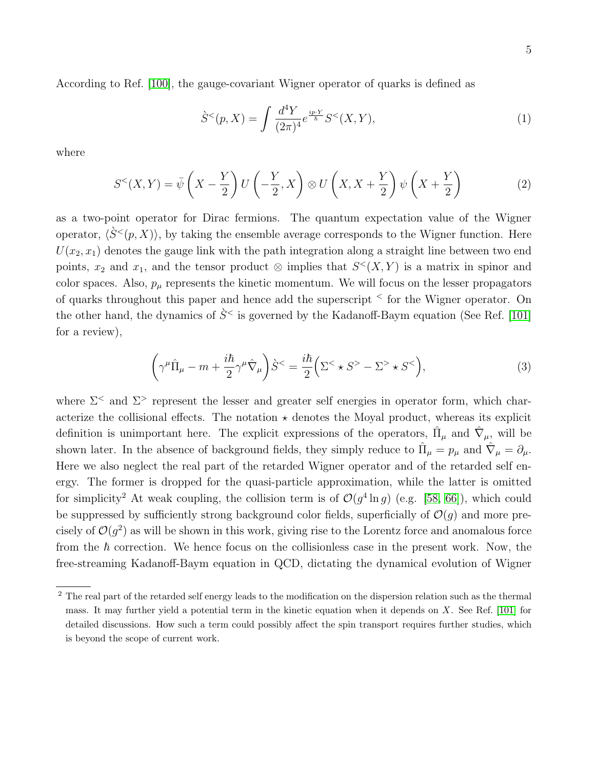According to Ref. [100], the gauge-covariant Wigner operator of quarks is defined as

$$\grave{S}^{<}(p,X) = \int \frac{d^4Y}{(2\pi)^4} e^{\frac{ip\cdot Y}{\hbar}} S^{<}(X,Y), \tag{1}$$

where

$$S^{<}(X,Y) = \bar{\psi}\left(X - \frac{Y}{2}\right) U\left(-\frac{Y}{2}, X\right) \otimes U\left(X, X + \frac{Y}{2}\right) \psi\left(X + \frac{Y}{2}\right) \tag{2}$$

as a two-point operator for Dirac fermions. The quantum expectation value of the Wigner operator, $\langle \grave{S}^{<}(p,X)\rangle$, by taking the ensemble average corresponds to the Wigner function. Here $U(x_2, x_1)$ denotes the gauge link with the path integration along a straight line between two end points, $x_2$ and $x_1$, and the tensor product $\otimes$ implies that $S^{<}(X,Y)$ is a matrix in spinor and color spaces. Also, $p_\mu$ represents the kinetic momentum. We will focus on the lesser propagators of quarks throughout this paper and hence add the superscript $^{<}$ for the Wigner operator. On the other hand, the dynamics of $\grave{S}^{<}$ is governed by the Kadanoff-Baym equation (See Ref. [101] for a review),

$$\left(\gamma^\mu \hat{\Pi}_\mu - m + \frac{i\hbar}{2}\gamma^\mu \hat{\nabla}_\mu\right)\grave{S}^{<} = \frac{i\hbar}{2}\Big(\Sigma^{<} \star S^{>} - \Sigma^{>} \star S^{<}\Big), \tag{3}$$

where $\Sigma^{<}$ and $\Sigma^{>}$ represent the lesser and greater self energies in operator form, which characterize the collisional effects. The notation $\star$ denotes the Moyal product, whereas its explicit definition is unimportant here. The explicit expressions of the operators, $\hat{\Pi}_\mu$ and $\hat{\nabla}_\mu$, will be shown later. In the absence of background fields, they simply reduce to $\hat{\Pi}_\mu = p_\mu$ and $\hat{\nabla}_\mu = \partial_\mu$. Here we also neglect the real part of the retarded Wigner operator and of the retarded self energy. The former is dropped for the quasi-particle approximation, while the latter is omitted for simplicity[2] At weak coupling, the collision term is of $\mathcal{O}(g^4 \ln g)$ (e.g. [58, 66]), which could be suppressed by sufficiently strong background color fields, superficially of $\mathcal{O}(g)$ and more precisely of $\mathcal{O}(g^2)$ as will be shown in this work, giving rise to the Lorentz force and anomalous force from the $\hbar$ correction. We hence focus on the collisionless case in the present work. Now, the free-streaming Kadanoff-Baym equation in QCD, dictating the dynamical evolution of Wigner

[2] The real part of the retarded self energy leads to the modification on the dispersion relation such as the thermal mass. It may further yield a potential term in the kinetic equation when it depends on $X$. See Ref. [101] for detailed discussions. How such a term could possibly affect the spin transport requires further studies, which is beyond the scope of current work.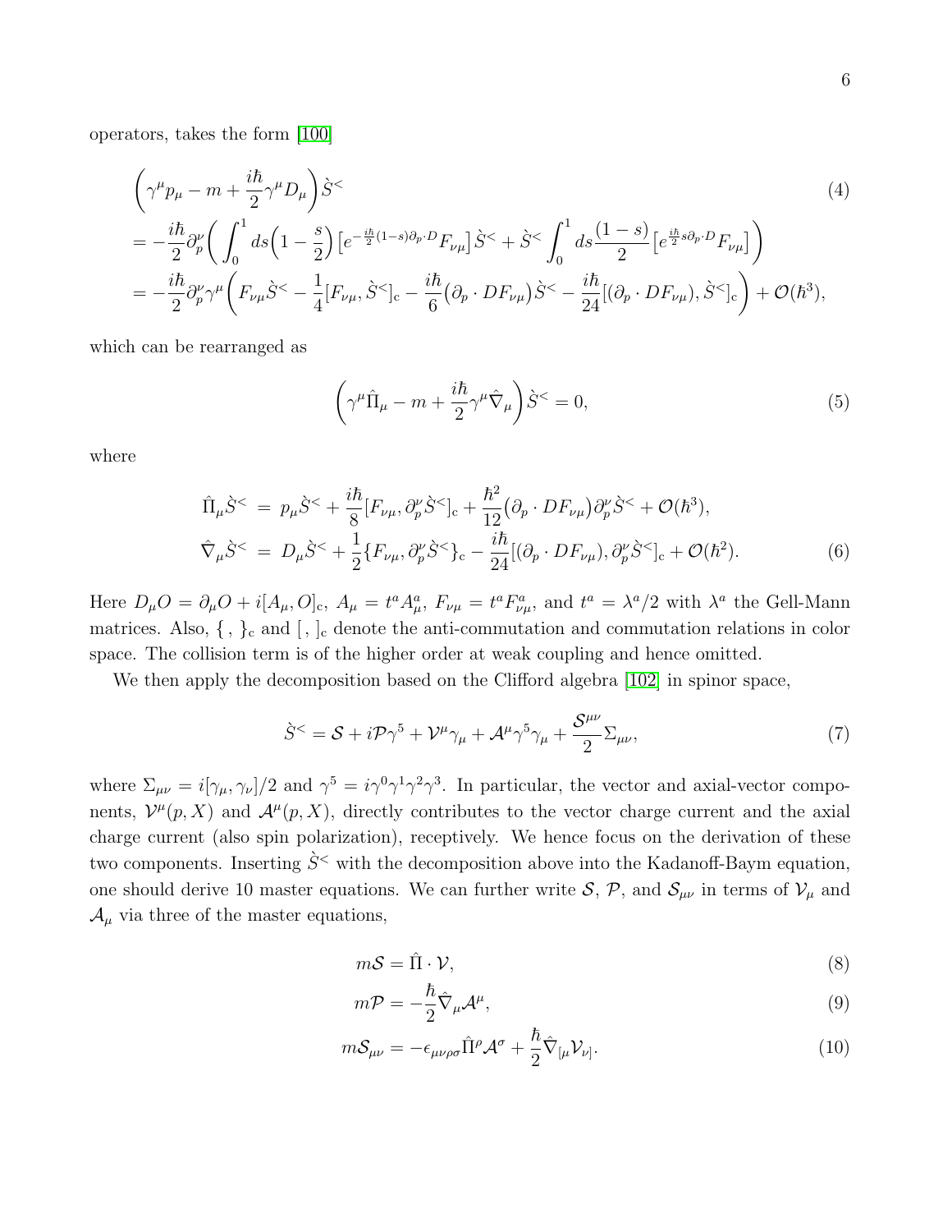operators, takes the form [100]

$$
\begin{aligned}
&\Big(\gamma^\mu p_\mu - m + \frac{i\hbar}{2}\gamma^\mu D_\mu\Big)\grave{S}^< \\
&= -\frac{i\hbar}{2}\partial_p^\nu\bigg(\int_0^1 ds\Big(1-\frac{s}{2}\Big)\big[e^{-\frac{i\hbar}{2}(1-s)\partial_p\cdot D}F_{\nu\mu}\big]\grave{S}^< + \grave{S}^<\int_0^1 ds\frac{(1-s)}{2}\big[e^{\frac{i\hbar}{2}s\partial_p\cdot D}F_{\nu\mu}\big]\bigg) \\
&= -\frac{i\hbar}{2}\partial_p^\nu\gamma^\mu\bigg(F_{\nu\mu}\grave{S}^< - \frac{1}{4}[F_{\nu\mu},\grave{S}^<]_{\rm c} - \frac{i\hbar}{6}\big(\partial_p\cdot DF_{\nu\mu}\big)\grave{S}^< - \frac{i\hbar}{24}[(\partial_p\cdot DF_{\nu\mu}),\grave{S}^<]_{\rm c}\bigg) + \mathcal{O}(\hbar^3),
\end{aligned}
\tag{4}
$$

which can be rearranged as

$$
\Big(\gamma^\mu\hat{\Pi}_\mu - m + \frac{i\hbar}{2}\gamma^\mu\hat{\nabla}_\mu\Big)\grave{S}^< = 0,
\tag{5}
$$

where

$$
\begin{aligned}
\hat{\Pi}_\mu\grave{S}^< &= p_\mu\grave{S}^< + \frac{i\hbar}{8}[F_{\nu\mu},\partial_p^\nu\grave{S}^<]_{\rm c} + \frac{\hbar^2}{12}\big(\partial_p\cdot DF_{\nu\mu}\big)\partial_p^\nu\grave{S}^< + \mathcal{O}(\hbar^3), \\
\hat{\nabla}_\mu\grave{S}^< &= D_\mu\grave{S}^< + \frac{1}{2}\{F_{\nu\mu},\partial_p^\nu\grave{S}^<\}_{\rm c} - \frac{i\hbar}{24}[(\partial_p\cdot DF_{\nu\mu}),\partial_p^\nu\grave{S}^<]_{\rm c} + \mathcal{O}(\hbar^2).
\end{aligned}
\tag{6}
$$

Here $D_\mu O = \partial_\mu O + i[A_\mu, O]_{\rm c}$, $A_\mu = t^a A^a_\mu$, $F_{\nu\mu} = t^a F^a_{\nu\mu}$, and $t^a = \lambda^a/2$ with $\lambda^a$ the Gell-Mann matrices. Also, $\{\,,\,\}_{\rm c}$ and $[\,,\,]_{\rm c}$ denote the anti-commutation and commutation relations in color space. The collision term is of the higher order at weak coupling and hence omitted.

We then apply the decomposition based on the Clifford algebra [102] in spinor space,

$$
\grave{S}^< = \mathcal{S} + i\mathcal{P}\gamma^5 + \mathcal{V}^\mu\gamma_\mu + \mathcal{A}^\mu\gamma^5\gamma_\mu + \frac{\mathcal{S}^{\mu\nu}}{2}\Sigma_{\mu\nu},
\tag{7}
$$

where $\Sigma_{\mu\nu} = i[\gamma_\mu,\gamma_\nu]/2$ and $\gamma^5 = i\gamma^0\gamma^1\gamma^2\gamma^3$. In particular, the vector and axial-vector components, $\mathcal{V}^\mu(p,X)$ and $\mathcal{A}^\mu(p,X)$, directly contributes to the vector charge current and the axial charge current (also spin polarization), receptively. We hence focus on the derivation of these two components. Inserting $\grave{S}^<$ with the decomposition above into the Kadanoff-Baym equation, one should derive 10 master equations. We can further write $\mathcal{S}$, $\mathcal{P}$, and $\mathcal{S}_{\mu\nu}$ in terms of $\mathcal{V}_\mu$ and $\mathcal{A}_\mu$ via three of the master equations,

$$
m\mathcal{S} = \hat{\Pi}\cdot\mathcal{V},
\tag{8}
$$

$$
m\mathcal{P} = -\frac{\hbar}{2}\hat{\nabla}_\mu\mathcal{A}^\mu,
\tag{9}
$$

$$
m\mathcal{S}_{\mu\nu} = -\epsilon_{\mu\nu\rho\sigma}\hat{\Pi}^\rho\mathcal{A}^\sigma + \frac{\hbar}{2}\hat{\nabla}_{[\mu}\mathcal{V}_{\nu]}.
\tag{10}
$$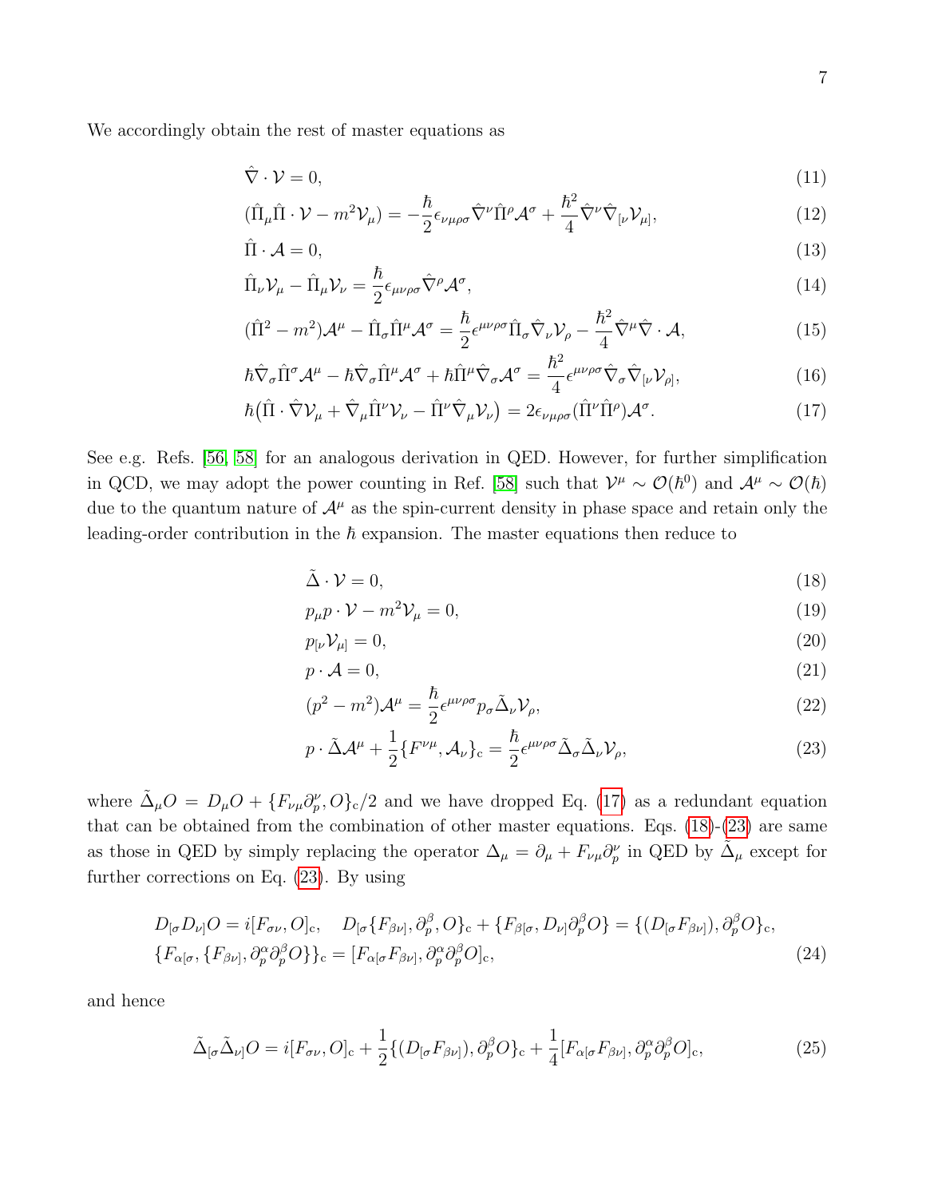We accordingly obtain the rest of master equations as

$$\hat{\nabla} \cdot \mathcal{V} = 0, \tag{11}$$

$$(\hat{\Pi}_\mu \hat{\Pi} \cdot \mathcal{V} - m^2 \mathcal{V}_\mu) = -\frac{\hbar}{2} \epsilon_{\nu\mu\rho\sigma} \hat{\nabla}^\nu \hat{\Pi}^\rho \mathcal{A}^\sigma + \frac{\hbar^2}{4} \hat{\nabla}^\nu \hat{\nabla}_{[\nu} \mathcal{V}_{\mu]}, \tag{12}$$

$$\hat{\Pi} \cdot \mathcal{A} = 0, \tag{13}$$

$$\hat{\Pi}_\nu \mathcal{V}_\mu - \hat{\Pi}_\mu \mathcal{V}_\nu = \frac{\hbar}{2} \epsilon_{\mu\nu\rho\sigma} \hat{\nabla}^\rho \mathcal{A}^\sigma, \tag{14}$$

$$(\hat{\Pi}^2 - m^2) \mathcal{A}^\mu - \hat{\Pi}_\sigma \hat{\Pi}^\mu \mathcal{A}^\sigma = \frac{\hbar}{2} \epsilon^{\mu\nu\rho\sigma} \hat{\Pi}_\sigma \hat{\nabla}_\nu \mathcal{V}_\rho - \frac{\hbar^2}{4} \hat{\nabla}^\mu \hat{\nabla} \cdot \mathcal{A}, \tag{15}$$

$$\hbar \hat{\nabla}_\sigma \hat{\Pi}^\sigma \mathcal{A}^\mu - \hbar \hat{\nabla}_\sigma \hat{\Pi}^\mu \mathcal{A}^\sigma + \hbar \hat{\Pi}^\mu \hat{\nabla}_\sigma \mathcal{A}^\sigma = \frac{\hbar^2}{4} \epsilon^{\mu\nu\rho\sigma} \hat{\nabla}_\sigma \hat{\nabla}_{[\nu} \mathcal{V}_{\rho]}, \tag{16}$$

$$\hbar \big( \hat{\Pi} \cdot \hat{\nabla} \mathcal{V}_\mu + \hat{\nabla}_\mu \hat{\Pi}^\nu \mathcal{V}_\nu - \hat{\Pi}^\nu \hat{\nabla}_\mu \mathcal{V}_\nu \big) = 2 \epsilon_{\nu\mu\rho\sigma} (\hat{\Pi}^\nu \hat{\Pi}^\rho) \mathcal{A}^\sigma. \tag{17}$$

See e.g. Refs. [56, 58] for an analogous derivation in QED. However, for further simplification in QCD, we may adopt the power counting in Ref. [58] such that $\mathcal{V}^\mu \sim \mathcal{O}(\hbar^0)$ and $\mathcal{A}^\mu \sim \mathcal{O}(\hbar)$ due to the quantum nature of $\mathcal{A}^\mu$ as the spin-current density in phase space and retain only the leading-order contribution in the $\hbar$ expansion. The master equations then reduce to

$$\tilde{\Delta} \cdot \mathcal{V} = 0, \tag{18}$$

$$p_\mu p \cdot \mathcal{V} - m^2 \mathcal{V}_\mu = 0, \tag{19}$$

$$p_{[\nu} \mathcal{V}_{\mu]} = 0, \tag{20}$$

$$p \cdot \mathcal{A} = 0, \tag{21}$$

$$(p^2 - m^2) \mathcal{A}^\mu = \frac{\hbar}{2} \epsilon^{\mu\nu\rho\sigma} p_\sigma \tilde{\Delta}_\nu \mathcal{V}_\rho, \tag{22}$$

$$p \cdot \tilde{\Delta} \mathcal{A}^\mu + \frac{1}{2} \{ F^{\nu\mu}, \mathcal{A}_\nu \}_{\rm c} = \frac{\hbar}{2} \epsilon^{\mu\nu\rho\sigma} \tilde{\Delta}_\sigma \tilde{\Delta}_\nu \mathcal{V}_\rho, \tag{23}$$

where $\tilde{\Delta}_\mu O = D_\mu O + \{F_{\nu\mu} \partial_p^\nu, O\}_{\rm c}/2$ and we have dropped Eq. (17) as a redundant equation that can be obtained from the combination of other master equations. Eqs. (18)-(23) are same as those in QED by simply replacing the operator $\Delta_\mu = \partial_\mu + F_{\nu\mu} \partial_p^\nu$ in QED by $\tilde{\Delta}_\mu$ except for further corrections on Eq. (23). By using

$$D_{[\sigma} D_{\nu]} O = i[F_{\sigma\nu}, O]_{\rm c}, \quad D_{[\sigma} \{F_{\beta\nu]}, \partial_p^\beta, O\}_{\rm c} + \{F_{\beta[\sigma}, D_{\nu]} \partial_p^\beta O\} = \{(D_{[\sigma} F_{\beta\nu]}), \partial_p^\beta O\}_{\rm c},$$
$$\{F_{\alpha[\sigma}, \{F_{\beta\nu]}, \partial_p^\alpha \partial_p^\beta O\}\}_{\rm c} = [F_{\alpha[\sigma} F_{\beta\nu]}, \partial_p^\alpha \partial_p^\beta O]_{\rm c}, \tag{24}$$

and hence

$$\tilde{\Delta}_{[\sigma} \tilde{\Delta}_{\nu]} O = i[F_{\sigma\nu}, O]_{\rm c} + \frac{1}{2} \{(D_{[\sigma} F_{\beta\nu]}), \partial_p^\beta O\}_{\rm c} + \frac{1}{4} [F_{\alpha[\sigma} F_{\beta\nu]}, \partial_p^\alpha \partial_p^\beta O]_{\rm c}, \tag{25}$$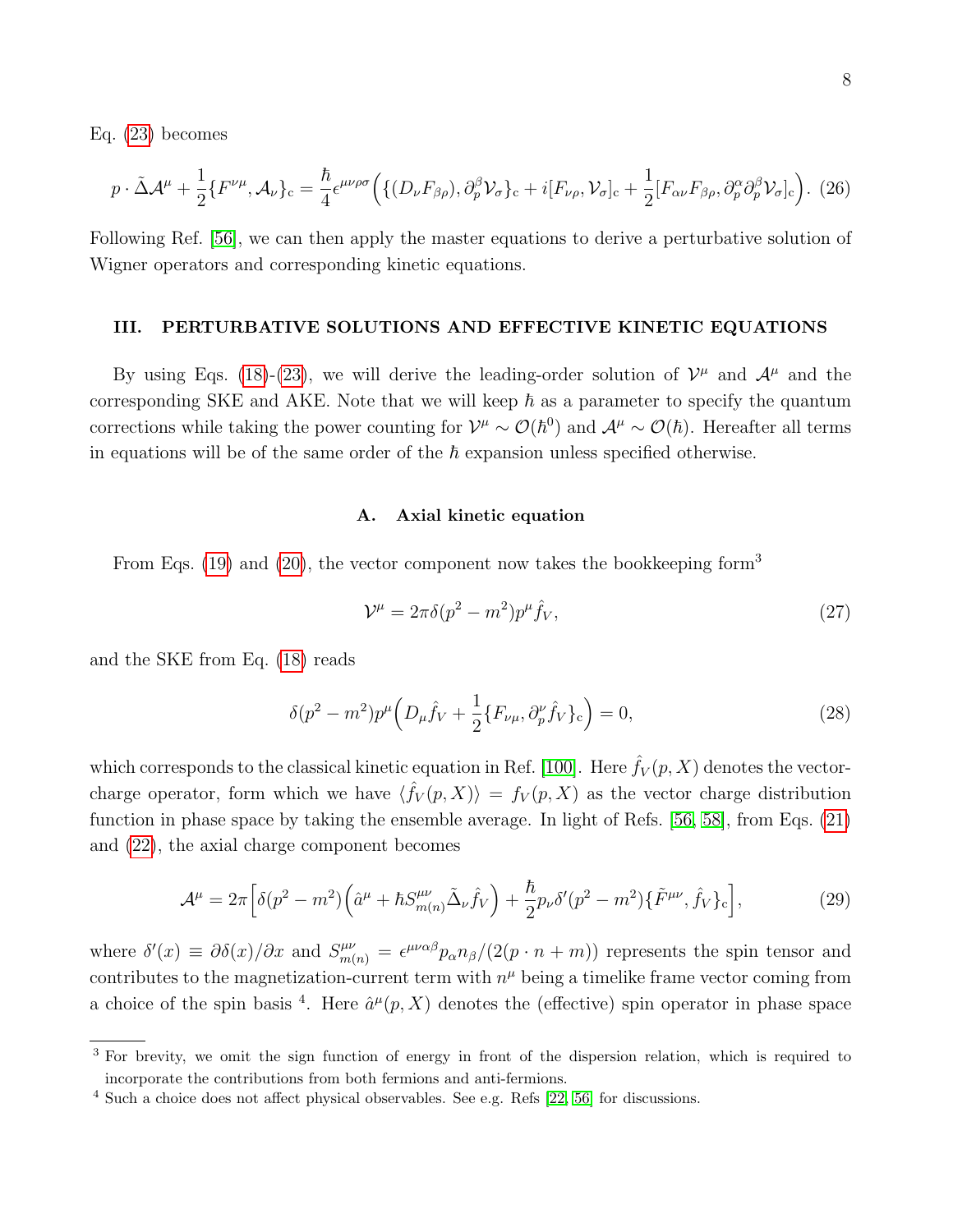Eq. (23) becomes

$$p \cdot \tilde{\Delta}\mathcal{A}^\mu + \frac{1}{2}\{F^{\nu\mu}, \mathcal{A}_\nu\}_{\rm c} = \frac{\hbar}{4}\epsilon^{\mu\nu\rho\sigma}\Big(\{(D_\nu F_{\beta\rho}), \partial_p^\beta \mathcal{V}_\sigma\}_{\rm c} + i[F_{\nu\rho}, \mathcal{V}_\sigma]_{\rm c} + \frac{1}{2}[F_{\alpha\nu}F_{\beta\rho}, \partial_p^\alpha \partial_p^\beta \mathcal{V}_\sigma]_{\rm c}\Big). \quad (26)$$

Following Ref. [56], we can then apply the master equations to derive a perturbative solution of Wigner operators and corresponding kinetic equations.

## III. PERTURBATIVE SOLUTIONS AND EFFECTIVE KINETIC EQUATIONS

By using Eqs. (18)-(23), we will derive the leading-order solution of $\mathcal{V}^\mu$ and $\mathcal{A}^\mu$ and the corresponding SKE and AKE. Note that we will keep $\hbar$ as a parameter to specify the quantum corrections while taking the power counting for $\mathcal{V}^\mu \sim \mathcal{O}(\hbar^0)$ and $\mathcal{A}^\mu \sim \mathcal{O}(\hbar)$. Hereafter all terms in equations will be of the same order of the $\hbar$ expansion unless specified otherwise.

### A. Axial kinetic equation

From Eqs. (19) and (20), the vector component now takes the bookkeeping form[3]

$$\mathcal{V}^\mu = 2\pi\delta(p^2 - m^2)p^\mu \hat{f}_V, \quad (27)$$

and the SKE from Eq. (18) reads

$$\delta(p^2 - m^2)p^\mu\Big(D_\mu \hat{f}_V + \frac{1}{2}\{F_{\nu\mu}, \partial_p^\nu \hat{f}_V\}_{\rm c}\Big) = 0, \quad (28)$$

which corresponds to the classical kinetic equation in Ref. [100]. Here $\hat{f}_V(p, X)$ denotes the vector-charge operator, form which we have $\langle \hat{f}_V(p, X)\rangle = f_V(p, X)$ as the vector charge distribution function in phase space by taking the ensemble average. In light of Refs. [56, 58], from Eqs. (21) and (22), the axial charge component becomes

$$\mathcal{A}^\mu = 2\pi\Big[\delta(p^2 - m^2)\Big(\hat{a}^\mu + \hbar S^{\mu\nu}_{m(n)}\tilde{\Delta}_\nu \hat{f}_V\Big) + \frac{\hbar}{2}p_\nu \delta'(p^2 - m^2)\{\tilde{F}^{\mu\nu}, \hat{f}_V\}_{\rm c}\Big], \quad (29)$$

where $\delta'(x) \equiv \partial\delta(x)/\partial x$ and $S^{\mu\nu}_{m(n)} = \epsilon^{\mu\nu\alpha\beta}p_\alpha n_\beta/(2(p \cdot n + m))$ represents the spin tensor and contributes to the magnetization-current term with $n^\mu$ being a timelike frame vector coming from a choice of the spin basis [4]. Here $\hat{a}^\mu(p, X)$ denotes the (effective) spin operator in phase space

[3] For brevity, we omit the sign function of energy in front of the dispersion relation, which is required to incorporate the contributions from both fermions and anti-fermions.

[4] Such a choice does not affect physical observables. See e.g. Refs [22, 56] for discussions.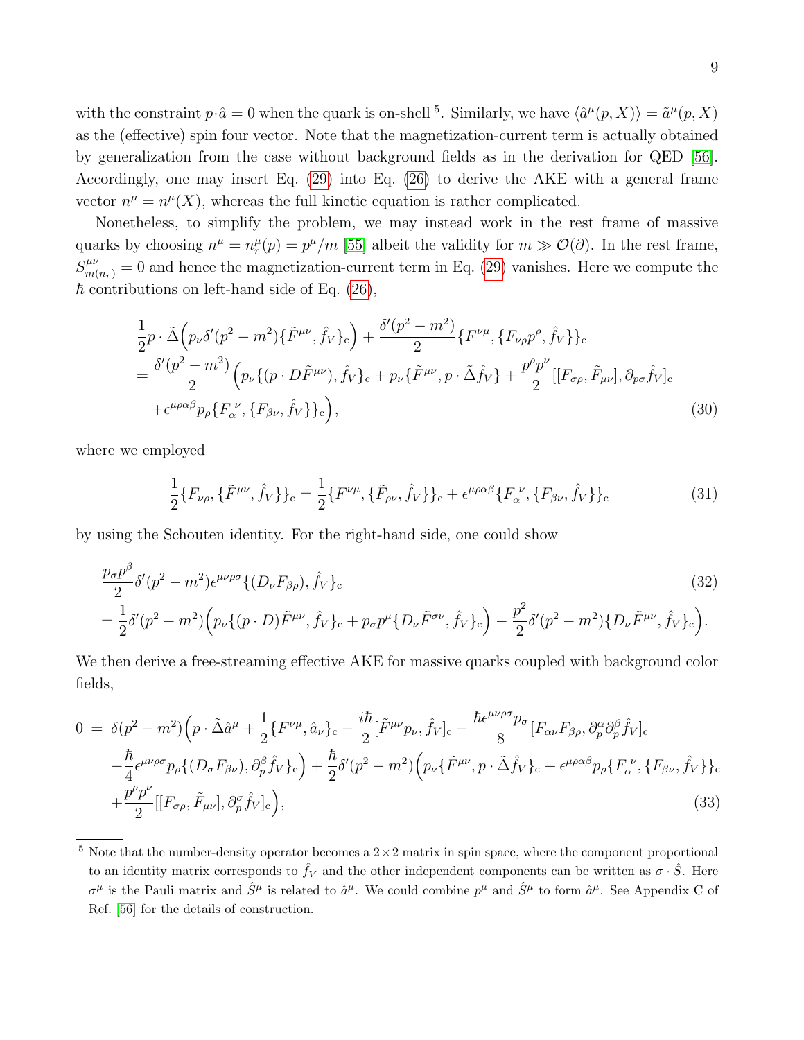with the constraint $p\cdot\hat{a}=0$ when the quark is on-shell [5]. Similarly, we have $\langle\hat{a}^\mu(p,X)\rangle=\tilde{a}^\mu(p,X)$ as the (effective) spin four vector. Note that the magnetization-current term is actually obtained by generalization from the case without background fields as in the derivation for QED [56]. Accordingly, one may insert Eq. (29) into Eq. (26) to derive the AKE with a general frame vector $n^\mu=n^\mu(X)$, whereas the full kinetic equation is rather complicated.

Nonetheless, to simplify the problem, we may instead work in the rest frame of massive quarks by choosing $n^\mu=n^\mu_r(p)=p^\mu/m$ [55] albeit the validity for $m\gg\mathcal{O}(\partial)$. In the rest frame, $S^{\mu\nu}_{m(n_r)}=0$ and hence the magnetization-current term in Eq. (29) vanishes. Here we compute the $\hbar$ contributions on left-hand side of Eq. (26),

$$
\begin{aligned}
&\frac{1}{2}p\cdot\tilde{\Delta}\Big(p_\nu\delta'(p^2-m^2)\{\tilde{F}^{\mu\nu},\hat{f}_V\}_{\rm c}\Big)+\frac{\delta'(p^2-m^2)}{2}\{F^{\nu\mu},\{F_{\nu\rho}p^\rho,\hat{f}_V\}\}_{\rm c}\\
&=\frac{\delta'(p^2-m^2)}{2}\Big(p_\nu\{(p\cdot D\tilde{F}^{\mu\nu}),\hat{f}_V\}_{\rm c}+p_\nu\{\tilde{F}^{\mu\nu},p\cdot\tilde{\Delta}\hat{f}_V\}+\frac{p^\rho p^\nu}{2}[[F_{\sigma\rho},\tilde{F}_{\mu\nu}],\partial_{p\sigma}\hat{f}_V]_{\rm c}\\
&+\epsilon^{\mu\rho\alpha\beta}p_\rho\{F_\alpha^{\ \nu},\{F_{\beta\nu},\hat{f}_V\}\}_{\rm c}\Big),
\end{aligned}
\tag{30}
$$

where we employed

$$
\frac{1}{2}\{F_{\nu\rho},\{\tilde{F}^{\mu\nu},\hat{f}_V\}\}_{\rm c}=\frac{1}{2}\{F^{\nu\mu},\{\tilde{F}_{\rho\nu},\hat{f}_V\}\}_{\rm c}+\epsilon^{\mu\rho\alpha\beta}\{F_\alpha^{\ \nu},\{F_{\beta\nu},\hat{f}_V\}\}_{\rm c}
\tag{31}
$$

by using the Schouten identity. For the right-hand side, one could show

$$
\begin{aligned}
&\frac{p_\sigma p^\beta}{2}\delta'(p^2-m^2)\epsilon^{\mu\nu\rho\sigma}\{(D_\nu F_{\beta\rho}),\hat{f}_V\}_{\rm c} \qquad (32)\\
&=\frac{1}{2}\delta'(p^2-m^2)\Big(p_\nu\{(p\cdot D)\tilde{F}^{\mu\nu},\hat{f}_V\}_{\rm c}+p_\sigma p^\mu\{D_\nu\tilde{F}^{\sigma\nu},\hat{f}_V\}_{\rm c}\Big)-\frac{p^2}{2}\delta'(p^2-m^2)\{D_\nu\tilde{F}^{\mu\nu},\hat{f}_V\}_{\rm c}\Big).
\end{aligned}
$$

We then derive a free-streaming effective AKE for massive quarks coupled with background color fields,

$$
\begin{aligned}
0\ =\ &\delta(p^2-m^2)\Big(p\cdot\tilde{\Delta}\hat{a}^\mu+\frac{1}{2}\{F^{\nu\mu},\hat{a}_\nu\}_{\rm c}-\frac{i\hbar}{2}[\tilde{F}^{\mu\nu}p_\nu,\hat{f}_V]_{\rm c}-\frac{\hbar\epsilon^{\mu\nu\rho\sigma}p_\sigma}{8}[F_{\alpha\nu}F_{\beta\rho},\partial^\alpha_p\partial^\beta_p\hat{f}_V]_{\rm c}\\
&-\frac{\hbar}{4}\epsilon^{\mu\nu\rho\sigma}p_\rho\{(D_\sigma F_{\beta\nu}),\partial^\beta_p\hat{f}_V\}_{\rm c}\Big)+\frac{\hbar}{2}\delta'(p^2-m^2)\Big(p_\nu\{\tilde{F}^{\mu\nu},p\cdot\tilde{\Delta}\hat{f}_V\}_{\rm c}+\epsilon^{\mu\rho\alpha\beta}p_\rho\{F_\alpha^{\ \nu},\{F_{\beta\nu},\hat{f}_V\}\}_{\rm c}\\
&+\frac{p^\rho p^\nu}{2}[[F_{\sigma\rho},\tilde{F}_{\mu\nu}],\partial^\sigma_p\hat{f}_V]_{\rm c}\Big),
\end{aligned}
\tag{33}
$$

[5] Note that the number-density operator becomes a $2\times2$ matrix in spin space, where the component proportional to an identity matrix corresponds to $\hat{f}_V$ and the other independent components can be written as $\sigma\cdot\hat{S}$. Here $\sigma^\mu$ is the Pauli matrix and $\hat{S}^\mu$ is related to $\hat{a}^\mu$. We could combine $p^\mu$ and $\hat{S}^\mu$ to form $\hat{a}^\mu$. See Appendix C of Ref. [56] for the details of construction.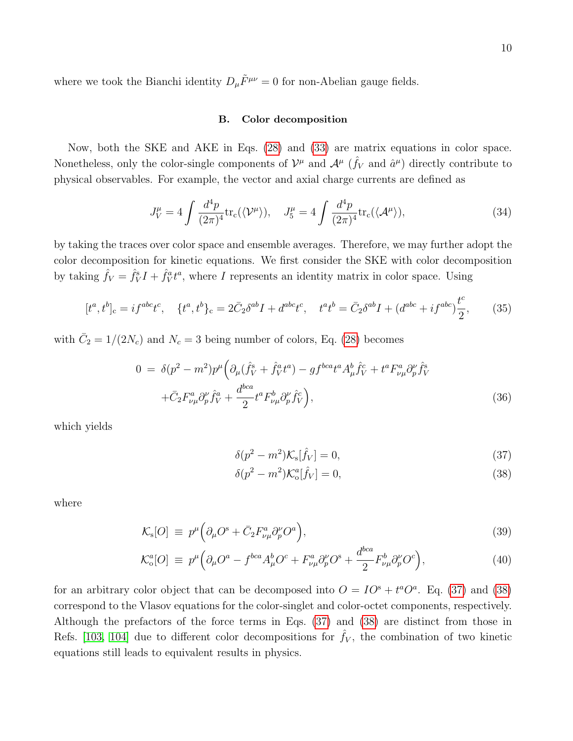where we took the Bianchi identity $D_\mu \tilde{F}^{\mu\nu} = 0$ for non-Abelian gauge fields.

### B. Color decomposition

Now, both the SKE and AKE in Eqs. (28) and (33) are matrix equations in color space. Nonetheless, only the color-single components of $\mathcal{V}^\mu$ and $\mathcal{A}^\mu$ ($\hat{f}_V$ and $\hat{a}^\mu$) directly contribute to physical observables. For example, the vector and axial charge currents are defined as

$$J^\mu_V = 4\int \frac{d^4p}{(2\pi)^4}\mathrm{tr_c}(\langle \mathcal{V}^\mu \rangle), \quad J^\mu_5 = 4\int \frac{d^4p}{(2\pi)^4}\mathrm{tr_c}(\langle \mathcal{A}^\mu \rangle), \tag{34}$$

by taking the traces over color space and ensemble averages. Therefore, we may further adopt the color decomposition for kinetic equations. We first consider the SKE with color decomposition by taking $\hat{f}_V = \hat{f}^{\mathrm{s}}_V I + \hat{f}^a_V t^a$, where $I$ represents an identity matrix in color space. Using

$$[t^a, t^b]_{\mathrm{c}} = if^{abc}t^c, \quad \{t^a, t^b\}_{\mathrm{c}} = 2\bar{C}_2\delta^{ab}I + d^{abc}t^c, \quad t^a t^b = \bar{C}_2\delta^{ab}I + (d^{abc} + if^{abc})\frac{t^c}{2}, \tag{35}$$

with $\bar{C}_2 = 1/(2N_c)$ and $N_c = 3$ being number of colors, Eq. (28) becomes

$$\begin{aligned}
0 \;=\; &\delta(p^2 - m^2)p^\mu\Big(\partial_\mu(\hat{f}^{\mathrm{s}}_V + \hat{f}^a_V t^a) - gf^{bca}t^a A^b_\mu \hat{f}^c_V + t^a F^a_{\nu\mu}\partial^\nu_p \hat{f}^{\mathrm{s}}_V \\
&+\bar{C}_2 F^a_{\nu\mu}\partial^\nu_p \hat{f}^a_V + \frac{d^{bca}}{2}t^a F^b_{\nu\mu}\partial^\nu_p \hat{f}^c_V\Big),
\end{aligned} \tag{36}$$

which yields

$$\delta(p^2 - m^2)\mathcal{K}_{\mathrm{s}}[\hat{f}_V] = 0, \tag{37}$$

$$\delta(p^2 - m^2)\mathcal{K}^a_{\mathrm{o}}[\hat{f}_V] = 0, \tag{38}$$

where

$$\mathcal{K}_{\mathrm{s}}[O] \;\equiv\; p^\mu\Big(\partial_\mu O^{\mathrm{s}} + \bar{C}_2 F^a_{\nu\mu}\partial^\nu_p O^a\Big), \tag{39}$$

$$\mathcal{K}^a_{\mathrm{o}}[O] \;\equiv\; p^\mu\Big(\partial_\mu O^a - f^{bca}A^b_\mu O^c + F^a_{\nu\mu}\partial^\nu_p O^{\mathrm{s}} + \frac{d^{bca}}{2}F^b_{\nu\mu}\partial^\nu_p O^c\Big), \tag{40}$$

for an arbitrary color object that can be decomposed into $O = IO^{\mathrm{s}} + t^a O^a$. Eq. (37) and (38) correspond to the Vlasov equations for the color-singlet and color-octet components, respectively. Although the prefactors of the force terms in Eqs. (37) and (38) are distinct from those in Refs. [103, 104] due to different color decompositions for $\hat{f}_V$, the combination of two kinetic equations still leads to equivalent results in physics.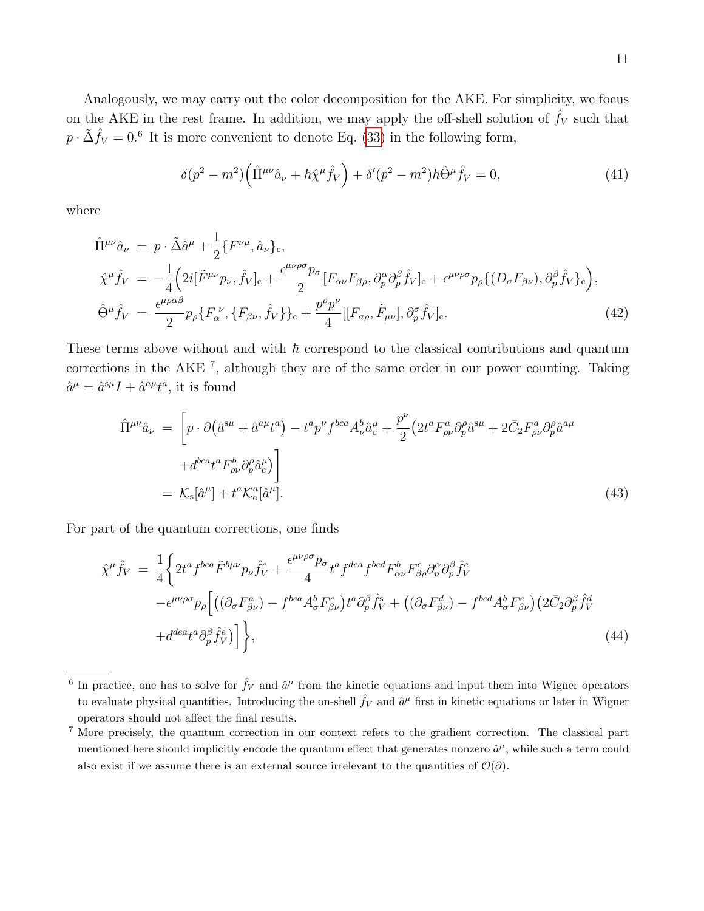Analogously, we may carry out the color decomposition for the AKE. For simplicity, we focus on the AKE in the rest frame. In addition, we may apply the off-shell solution of $\hat{f}_V$ such that $p \cdot \tilde{\Delta}\hat{f}_V = 0$.[6] It is more convenient to denote Eq. (33) in the following form,

$$\delta(p^2 - m^2)\Big(\hat{\Pi}^{\mu\nu}\hat{a}_\nu + \hbar\hat{\chi}^\mu\hat{f}_V\Big) + \delta'(p^2 - m^2)\hbar\hat{\Theta}^\mu\hat{f}_V = 0, \tag{41}$$

where

$$\begin{aligned}
\hat{\Pi}^{\mu\nu}\hat{a}_\nu &= p \cdot \tilde{\Delta}\hat{a}^\mu + \frac{1}{2}\{F^{\nu\mu}, \hat{a}_\nu\}_{\rm c}, \\
\hat{\chi}^\mu\hat{f}_V &= -\frac{1}{4}\Big(2i[\tilde{F}^{\mu\nu}p_\nu, \hat{f}_V]_{\rm c} + \frac{\epsilon^{\mu\nu\rho\sigma}p_\sigma}{2}[F_{\alpha\nu}F_{\beta\rho}, \partial_p^\alpha\partial_p^\beta\hat{f}_V]_{\rm c} + \epsilon^{\mu\nu\rho\sigma}p_\rho\{(D_\sigma F_{\beta\nu}), \partial_p^\beta\hat{f}_V\}_{\rm c}\Big), \\
\hat{\Theta}^\mu\hat{f}_V &= \frac{\epsilon^{\mu\rho\alpha\beta}}{2}p_\rho\{F_\alpha^{\ \nu}, \{F_{\beta\nu}, \hat{f}_V\}\}_{\rm c} + \frac{p^\rho p^\nu}{4}[[F_{\sigma\rho}, \tilde{F}_{\mu\nu}], \partial_p^\sigma\hat{f}_V]_{\rm c}.
\end{aligned} \tag{42}$$

These terms above without and with $\hbar$ correspond to the classical contributions and quantum corrections in the AKE [7], although they are of the same order in our power counting. Taking $\hat{a}^\mu = \hat{a}^{{\rm s}\mu}I + \hat{a}^{a\mu}t^a$, it is found

$$\begin{aligned}
\hat{\Pi}^{\mu\nu}\hat{a}_\nu &= \bigg[p \cdot \partial\big(\hat{a}^{{\rm s}\mu} + \hat{a}^{a\mu}t^a\big) - t^a p^\nu f^{bca}A_\nu^b\hat{a}_c^\mu + \frac{p^\nu}{2}\big(2t^aF_{\rho\nu}^a\partial_p^\rho\hat{a}^{{\rm s}\mu} + 2\bar{C}_2F_{\rho\nu}^a\partial_p^\rho\hat{a}^{a\mu} \\
&\quad + d^{bca}t^aF_{\rho\nu}^b\partial_p^\rho\hat{a}_c^\mu\big)\bigg] \\
&= \mathcal{K}_{\rm s}[\hat{a}^\mu] + t^a\mathcal{K}_{\rm o}^a[\hat{a}^\mu].
\end{aligned} \tag{43}$$

For part of the quantum corrections, one finds

$$\begin{aligned}
\hat{\chi}^\mu\hat{f}_V &= \frac{1}{4}\bigg\{2t^af^{bca}\tilde{F}^{b\mu\nu}p_\nu\hat{f}_V^c + \frac{\epsilon^{\mu\nu\rho\sigma}p_\sigma}{4}t^af^{dea}f^{bcd}F_{\alpha\nu}^bF_{\beta\rho}^c\partial_p^\alpha\partial_p^\beta\hat{f}_V^e \\
&\quad - \epsilon^{\mu\nu\rho\sigma}p_\rho\Big[\big((\partial_\sigma F_{\beta\nu}^a) - f^{bca}A_\sigma^bF_{\beta\nu}^c\big)t^a\partial_p^\beta\hat{f}_V^{\rm s} + \big((\partial_\sigma F_{\beta\nu}^d) - f^{bcd}A_\sigma^bF_{\beta\nu}^c\big)\big(2\bar{C}_2\partial_p^\beta\hat{f}_V^d \\
&\quad + d^{dea}t^a\partial_p^\beta\hat{f}_V^e\big)\Big]\bigg\},
\end{aligned} \tag{44}$$

---

[6] In practice, one has to solve for $\hat{f}_V$ and $\hat{a}^\mu$ from the kinetic equations and input them into Wigner operators to evaluate physical quantities. Introducing the on-shell $\hat{f}_V$ and $\hat{a}^\mu$ first in kinetic equations or later in Wigner operators should not affect the final results.

[7] More precisely, the quantum correction in our context refers to the gradient correction. The classical part mentioned here should implicitly encode the quantum effect that generates nonzero $\hat{a}^\mu$, while such a term could also exist if we assume there is an external source irrelevant to the quantities of $\mathcal{O}(\partial)$.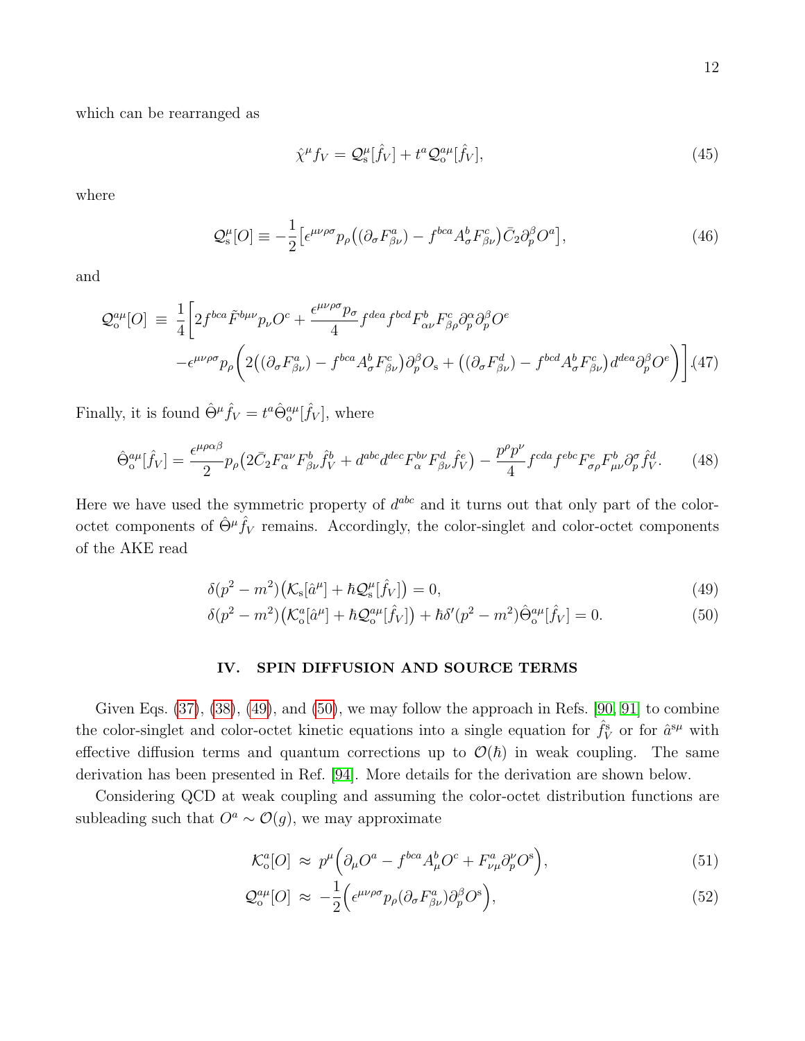which can be rearranged as

$$\hat{\chi}^\mu f_V = \mathcal{Q}^\mu_{\rm s}[\hat{f}_V] + t^a \mathcal{Q}^{a\mu}_{\rm o}[\hat{f}_V], \tag{45}$$

where

$$\mathcal{Q}^\mu_{\rm s}[O] \equiv -\frac{1}{2}\big[\epsilon^{\mu\nu\rho\sigma}p_\rho\big((\partial_\sigma F^a_{\beta\nu}) - f^{bca}A^b_\sigma F^c_{\beta\nu}\big)\bar{C}_2\partial^\beta_p O^a\big], \tag{46}$$

and

$$\begin{aligned}\mathcal{Q}^{a\mu}_{\rm o}[O] \equiv\ & \frac{1}{4}\bigg[2f^{bca}\tilde{F}^{b\mu\nu}p_\nu O^c + \frac{\epsilon^{\mu\nu\rho\sigma}p_\sigma}{4}f^{dea}f^{bcd}F^b_{\alpha\nu}F^c_{\beta\rho}\partial^\alpha_p\partial^\beta_p O^e \\ & -\epsilon^{\mu\nu\rho\sigma}p_\rho\bigg(2\big((\partial_\sigma F^a_{\beta\nu}) - f^{bca}A^b_\sigma F^c_{\beta\nu}\big)\partial^\beta_p O_{\rm s} + \big((\partial_\sigma F^d_{\beta\nu}) - f^{bcd}A^b_\sigma F^c_{\beta\nu}\big)d^{dea}\partial^\beta_p O^e\bigg)\bigg]. \end{aligned}\tag{47}$$

Finally, it is found $\hat{\Theta}^\mu\hat{f}_V = t^a\hat{\Theta}^{a\mu}_{\rm o}[\hat{f}_V]$, where

$$\hat{\Theta}^{a\mu}_{\rm o}[\hat{f}_V] = \frac{\epsilon^{\mu\rho\alpha\beta}}{2}p_\rho\big(2\bar{C}_2F^{a\nu}_{\alpha}F^b_{\beta\nu}\hat{f}^b_V + d^{abc}d^{dec}F^{b\nu}_{\alpha}F^d_{\beta\nu}\hat{f}^e_V\big) - \frac{p^\rho p^\nu}{4}f^{cda}f^{ebc}F^e_{\sigma\rho}F^b_{\mu\nu}\partial^\sigma_p\hat{f}^d_V. \tag{48}$$

Here we have used the symmetric property of $d^{abc}$ and it turns out that only part of the color-octet components of $\hat{\Theta}^\mu\hat{f}_V$ remains. Accordingly, the color-singlet and color-octet components of the AKE read

$$\delta(p^2-m^2)\big(\mathcal{K}_{\rm s}[\hat{a}^\mu] + \hbar\mathcal{Q}^\mu_{\rm s}[\hat{f}_V]\big) = 0, \tag{49}$$

$$\delta(p^2-m^2)\big(\mathcal{K}^a_{\rm o}[\hat{a}^\mu] + \hbar\mathcal{Q}^{a\mu}_{\rm o}[\hat{f}_V]\big) + \hbar\delta'(p^2-m^2)\hat{\Theta}^{a\mu}_{\rm o}[\hat{f}_V] = 0. \tag{50}$$

## IV. SPIN DIFFUSION AND SOURCE TERMS

Given Eqs. (37), (38), (49), and (50), we may follow the approach in Refs. [90, 91] to combine the color-singlet and color-octet kinetic equations into a single equation for $\hat{f}^{\rm s}_V$ or for $\hat{a}^{{\rm s}\mu}$ with effective diffusion terms and quantum corrections up to $\mathcal{O}(\hbar)$ in weak coupling. The same derivation has been presented in Ref. [94]. More details for the derivation are shown below.

Considering QCD at weak coupling and assuming the color-octet distribution functions are subleading such that $O^a \sim \mathcal{O}(g)$, we may approximate

$$\mathcal{K}^a_{\rm o}[O] \approx p^\mu\Big(\partial_\mu O^a - f^{bca}A^b_\mu O^c + F^a_{\nu\mu}\partial^\nu_p O^{\rm s}\Big), \tag{51}$$

$$\mathcal{Q}^{a\mu}_{\rm o}[O] \approx -\frac{1}{2}\Big(\epsilon^{\mu\nu\rho\sigma}p_\rho(\partial_\sigma F^a_{\beta\nu})\partial^\beta_p O^{\rm s}\Big), \tag{52}$$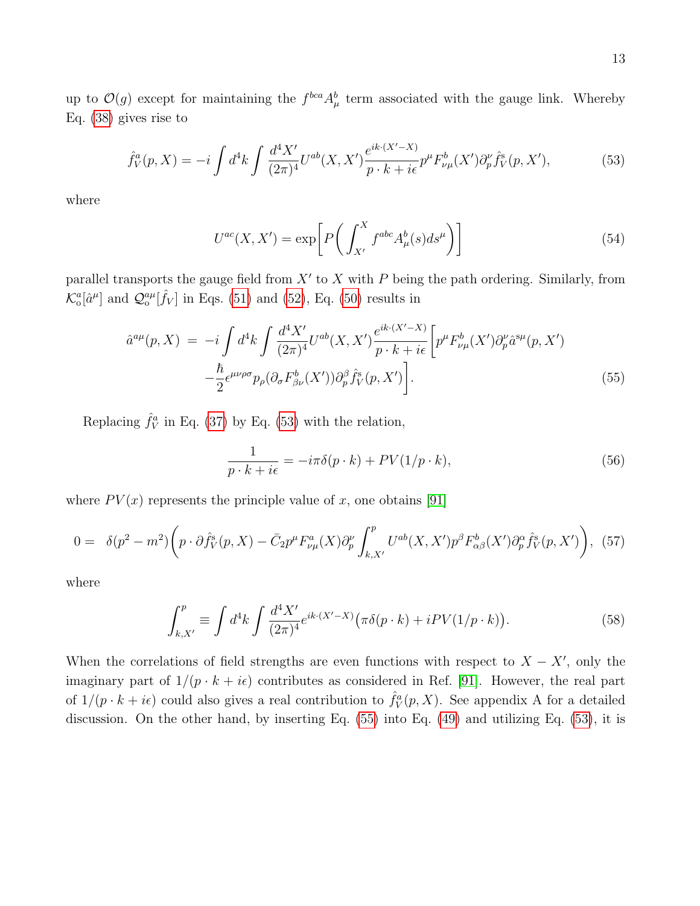up to $\mathcal{O}(g)$ except for maintaining the $f^{bca}A^b_\mu$ term associated with the gauge link. Whereby Eq. (38) gives rise to

$$\hat{f}^a_V(p,X) = -i\int d^4k \int \frac{d^4X'}{(2\pi)^4}U^{ab}(X,X')\frac{e^{ik\cdot(X'-X)}}{p\cdot k+i\epsilon}p^\mu F^b_{\nu\mu}(X')\partial^\nu_p \hat{f}^{\rm s}_V(p,X'), \tag{53}$$

where

$$U^{ac}(X,X') = \exp\bigg[P\bigg(\int^X_{X'} f^{abc}A^b_\mu(s)ds^\mu\bigg)\bigg] \tag{54}$$

parallel transports the gauge field from $X'$ to $X$ with $P$ being the path ordering. Similarly, from $\mathcal{K}^a_{\rm o}[\hat{a}^\mu]$ and $\mathcal{Q}^{a\mu}_{\rm o}[\hat{f}_V]$ in Eqs. (51) and (52), Eq. (50) results in

$$\begin{aligned}
\hat{a}^{a\mu}(p,X) \ =\ &-i\int d^4k \int \frac{d^4X'}{(2\pi)^4}U^{ab}(X,X')\frac{e^{ik\cdot(X'-X)}}{p\cdot k+i\epsilon}\bigg[p^\mu F^b_{\nu\mu}(X')\partial^\nu_p \hat{a}^{{\rm s}\mu}(p,X') \\
&-\frac{\hbar}{2}\epsilon^{\mu\nu\rho\sigma}p_\rho(\partial_\sigma F^b_{\beta\nu}(X'))\partial^\beta_p \hat{f}^{\rm s}_V(p,X')\bigg].
\end{aligned} \tag{55}$$

Replacing $\hat{f}^a_V$ in Eq. (37) by Eq. (53) with the relation,

$$\frac{1}{p\cdot k+i\epsilon} = -i\pi\delta(p\cdot k) + PV(1/p\cdot k), \tag{56}$$

where $PV(x)$ represents the principle value of $x$, one obtains [91]

$$0 = \ \delta(p^2-m^2)\bigg(p\cdot\partial\hat{f}^{\rm s}_V(p,X) - \bar{C}_2 p^\mu F^a_{\nu\mu}(X)\partial^\nu_p\int^p_{k,X'}U^{ab}(X,X')p^\beta F^b_{\alpha\beta}(X')\partial^\alpha_p\hat{f}^{\rm s}_V(p,X')\bigg), \tag{57}$$

where

$$\int^p_{k,X'} \equiv \int d^4k \int \frac{d^4X'}{(2\pi)^4}e^{ik\cdot(X'-X)}\big(\pi\delta(p\cdot k) + iPV(1/p\cdot k)\big). \tag{58}$$

When the correlations of field strengths are even functions with respect to $X-X'$, only the imaginary part of $1/(p\cdot k+i\epsilon)$ contributes as considered in Ref. [91]. However, the real part of $1/(p\cdot k+i\epsilon)$ could also gives a real contribution to $\hat{f}^a_V(p,X)$. See appendix A for a detailed discussion. On the other hand, by inserting Eq. (55) into Eq. (49) and utilizing Eq. (53), it is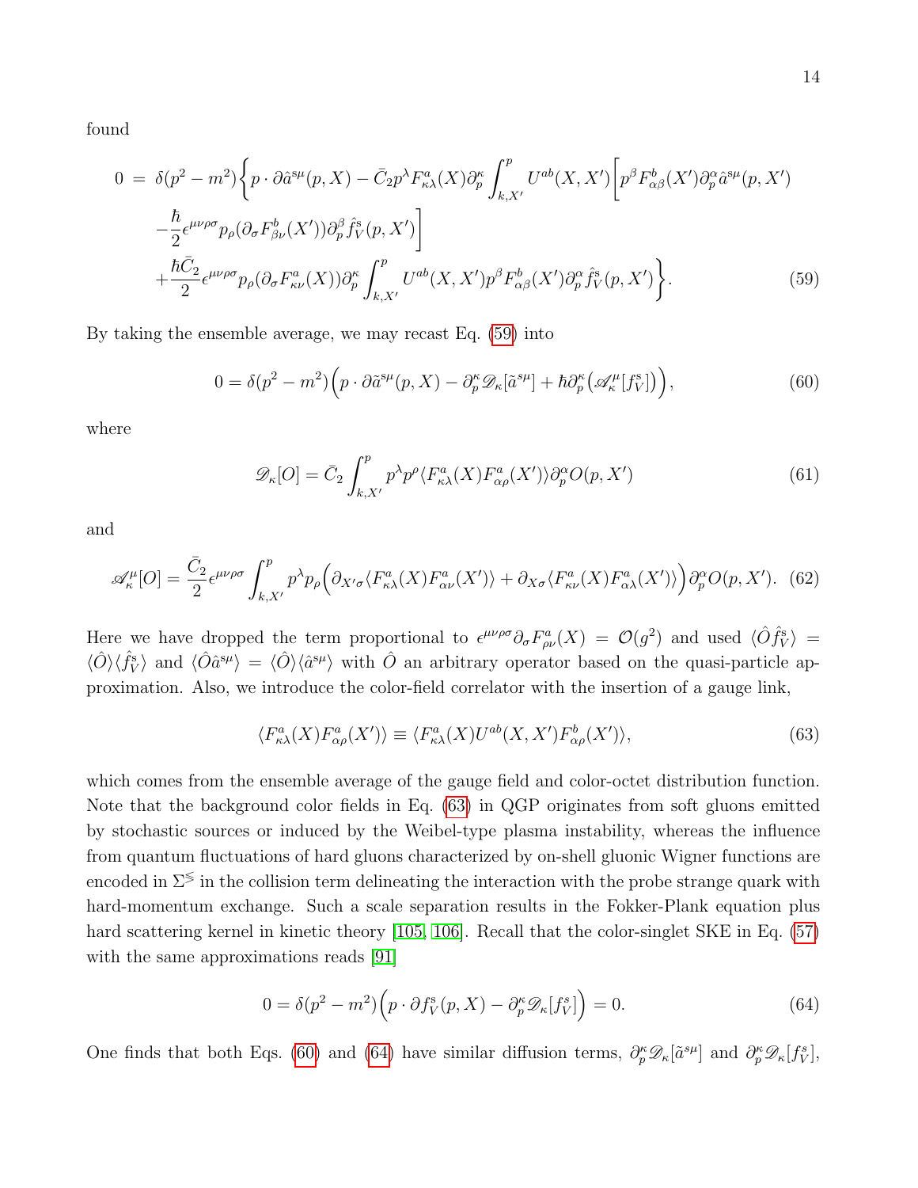found

$$
\begin{aligned}
0 \;=\;& \delta(p^2-m^2)\bigg\{ p\cdot\partial \hat{a}^{s\mu}(p,X) - \bar{C}_2 p^\lambda F^a_{\kappa\lambda}(X)\partial_p^\kappa \int_{k,X'}^{p} U^{ab}(X,X')\Big[ p^\beta F^b_{\alpha\beta}(X')\partial_p^\alpha \hat{a}^{s\mu}(p,X') \\
& -\frac{\hbar}{2}\epsilon^{\mu\nu\rho\sigma}p_\rho(\partial_\sigma F^b_{\beta\nu}(X'))\partial_p^\beta \hat{f}^{s}_V(p,X')\Big] \\
& +\frac{\hbar\bar{C}_2}{2}\epsilon^{\mu\nu\rho\sigma}p_\rho(\partial_\sigma F^a_{\kappa\nu}(X))\partial_p^\kappa \int_{k,X'}^{p} U^{ab}(X,X')p^\beta F^b_{\alpha\beta}(X')\partial_p^\alpha \hat{f}^{s}_V(p,X')\bigg\}.
\end{aligned}
\tag{59}
$$

By taking the ensemble average, we may recast Eq. (59) into

$$
0 = \delta(p^2-m^2)\Big(p\cdot\partial \tilde{a}^{s\mu}(p,X) - \partial_p^\kappa \mathscr{D}_\kappa[\tilde{a}^{s\mu}] + \hbar\partial_p^\kappa\big(\mathscr{A}^\mu_\kappa[f^s_V]\big)\Big), \tag{60}
$$

where

$$
\mathscr{D}_\kappa[O] = \bar{C}_2 \int_{k,X'}^{p} p^\lambda p^\rho \langle F^a_{\kappa\lambda}(X)F^a_{\alpha\rho}(X')\rangle \partial_p^\alpha O(p,X') \tag{61}
$$

and

$$
\mathscr{A}^\mu_\kappa[O] = \frac{\bar{C}_2}{2}\epsilon^{\mu\nu\rho\sigma}\int_{k,X'}^{p} p^\lambda p_\rho\Big(\partial_{X'\sigma}\langle F^a_{\kappa\lambda}(X)F^a_{\alpha\nu}(X')\rangle + \partial_{X\sigma}\langle F^a_{\kappa\nu}(X)F^a_{\alpha\lambda}(X')\rangle\Big)\partial_p^\alpha O(p,X'). \tag{62}
$$

Here we have dropped the term proportional to $\epsilon^{\mu\nu\rho\sigma}\partial_\sigma F^a_{\rho\nu}(X) = \mathcal{O}(g^2)$ and used $\langle \hat{O}\hat{f}^s_V\rangle = \langle \hat{O}\rangle\langle \hat{f}^s_V\rangle$ and $\langle \hat{O}\hat{a}^{s\mu}\rangle = \langle \hat{O}\rangle\langle \hat{a}^{s\mu}\rangle$ with $\hat{O}$ an arbitrary operator based on the quasi-particle approximation. Also, we introduce the color-field correlator with the insertion of a gauge link,

$$
\langle F^a_{\kappa\lambda}(X)F^a_{\alpha\rho}(X')\rangle \equiv \langle F^a_{\kappa\lambda}(X)U^{ab}(X,X')F^b_{\alpha\rho}(X')\rangle, \tag{63}
$$

which comes from the ensemble average of the gauge field and color-octet distribution function. Note that the background color fields in Eq. (63) in QGP originates from soft gluons emitted by stochastic sources or induced by the Weibel-type plasma instability, whereas the influence from quantum fluctuations of hard gluons characterized by on-shell gluonic Wigner functions are encoded in $\Sigma^{\lessgtr}$ in the collision term delineating the interaction with the probe strange quark with hard-momentum exchange. Such a scale separation results in the Fokker-Plank equation plus hard scattering kernel in kinetic theory [105, 106]. Recall that the color-singlet SKE in Eq. (57) with the same approximations reads [91]

$$
0 = \delta(p^2-m^2)\Big(p\cdot\partial f^s_V(p,X) - \partial_p^\kappa \mathscr{D}_\kappa[f^s_V]\Big) = 0. \tag{64}
$$

One finds that both Eqs. (60) and (64) have similar diffusion terms, $\partial_p^\kappa \mathscr{D}_\kappa[\tilde{a}^{s\mu}]$ and $\partial_p^\kappa \mathscr{D}_\kappa[f^s_V]$,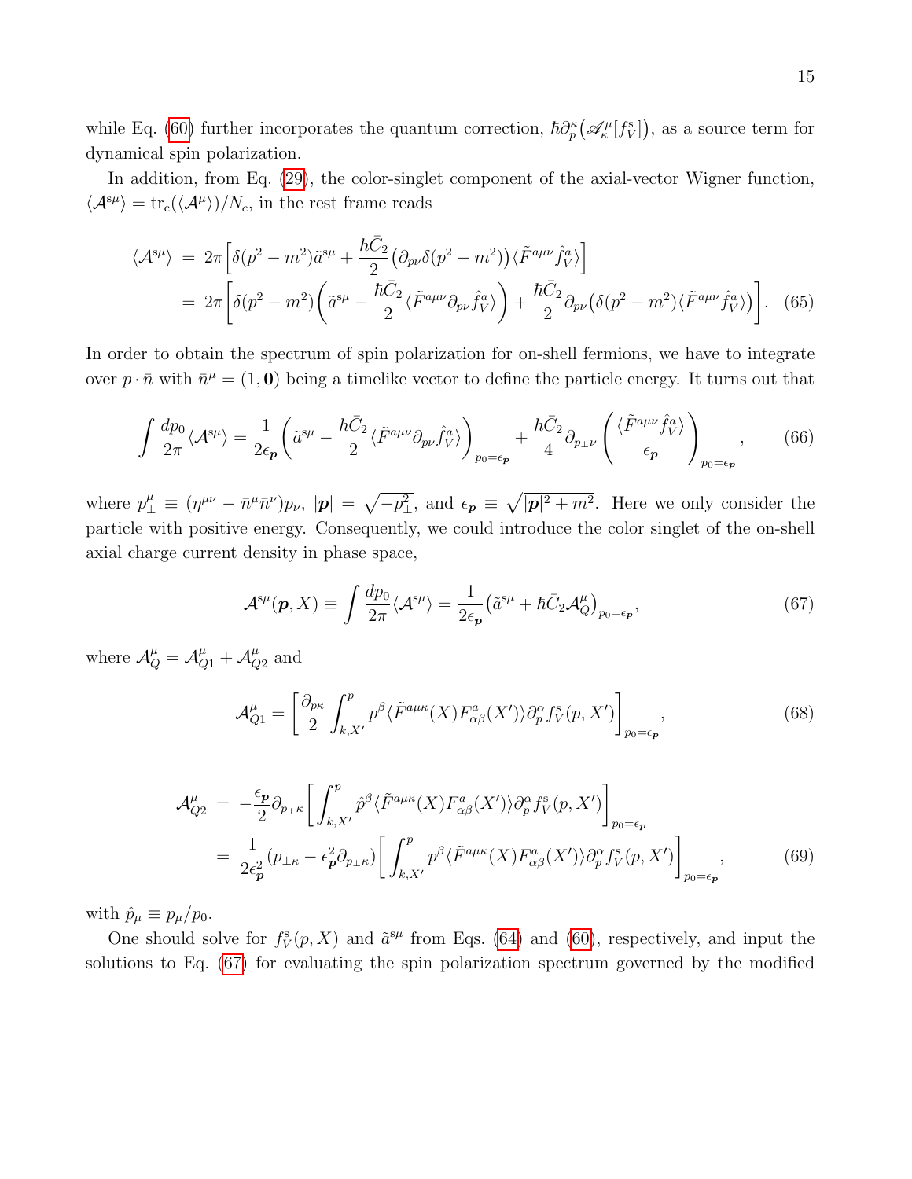while Eq. (60) further incorporates the quantum correction, $\hbar\partial_p^\kappa\big(\mathscr{A}^\mu_\kappa[f^{\rm s}_V]\big)$, as a source term for dynamical spin polarization.

In addition, from Eq. (29), the color-singlet component of the axial-vector Wigner function, $\langle\mathcal{A}^{{\rm s}\mu}\rangle = {\rm tr_c}(\langle\mathcal{A}^\mu\rangle)/N_c$, in the rest frame reads

$$
\begin{aligned}
\langle\mathcal{A}^{{\rm s}\mu}\rangle &= 2\pi\bigg[\delta(p^2-m^2)\tilde{a}^{{\rm s}\mu} + \frac{\hbar\bar{C}_2}{2}\big(\partial_{p\nu}\delta(p^2-m^2)\big)\langle\tilde{F}^{a\mu\nu}\hat{f}^a_V\rangle\bigg] \\
&= 2\pi\bigg[\delta(p^2-m^2)\bigg(\tilde{a}^{{\rm s}\mu} - \frac{\hbar\bar{C}_2}{2}\langle\tilde{F}^{a\mu\nu}\partial_{p\nu}\hat{f}^a_V\rangle\bigg) + \frac{\hbar\bar{C}_2}{2}\partial_{p\nu}\big(\delta(p^2-m^2)\langle\tilde{F}^{a\mu\nu}\hat{f}^a_V\rangle\big)\bigg]. \quad (65)
\end{aligned}
$$

In order to obtain the spectrum of spin polarization for on-shell fermions, we have to integrate over $p\cdot\bar{n}$ with $\bar{n}^\mu = (1,\mathbf{0})$ being a timelike vector to define the particle energy. It turns out that

$$
\int\frac{dp_0}{2\pi}\langle\mathcal{A}^{{\rm s}\mu}\rangle = \frac{1}{2\epsilon_{\boldsymbol{p}}}\bigg(\tilde{a}^{{\rm s}\mu} - \frac{\hbar\bar{C}_2}{2}\langle\tilde{F}^{a\mu\nu}\partial_{p\nu}\hat{f}^a_V\rangle\bigg)_{p_0=\epsilon_{\boldsymbol{p}}} + \frac{\hbar\bar{C}_2}{4}\partial_{p_\perp\nu}\bigg(\frac{\langle\tilde{F}^{a\mu\nu}\hat{f}^a_V\rangle}{\epsilon_{\boldsymbol{p}}}\bigg)_{p_0=\epsilon_{\boldsymbol{p}}}, \quad (66)
$$

where $p^\mu_\perp \equiv (\eta^{\mu\nu}-\bar{n}^\mu\bar{n}^\nu)p_\nu$, $|\boldsymbol{p}| = \sqrt{-p_\perp^2}$, and $\epsilon_{\boldsymbol{p}} \equiv \sqrt{|\boldsymbol{p}|^2+m^2}$. Here we only consider the particle with positive energy. Consequently, we could introduce the color singlet of the on-shell axial charge current density in phase space,

$$
\mathcal{A}^{{\rm s}\mu}(\boldsymbol{p},X) \equiv \int\frac{dp_0}{2\pi}\langle\mathcal{A}^{{\rm s}\mu}\rangle = \frac{1}{2\epsilon_{\boldsymbol{p}}}\big(\tilde{a}^{{\rm s}\mu} + \hbar\bar{C}_2\mathcal{A}^\mu_Q\big)_{p_0=\epsilon_{\boldsymbol{p}}}, \quad (67)
$$

where $\mathcal{A}^\mu_Q = \mathcal{A}^\mu_{Q1} + \mathcal{A}^\mu_{Q2}$ and

$$
\mathcal{A}^\mu_{Q1} = \bigg[\frac{\partial_{p\kappa}}{2}\int^p_{k,X'} p^\beta\langle\tilde{F}^{a\mu\kappa}(X)F^a_{\alpha\beta}(X')\rangle\partial^\alpha_p f^{\rm s}_V(p,X')\bigg]_{p_0=\epsilon_{\boldsymbol{p}}}, \quad (68)
$$

$$
\begin{aligned}
\mathcal{A}^\mu_{Q2} &= -\frac{\epsilon_{\boldsymbol{p}}}{2}\partial_{p_\perp\kappa}\bigg[\int^p_{k,X'}\hat{p}^\beta\langle\tilde{F}^{a\mu\kappa}(X)F^a_{\alpha\beta}(X')\rangle\partial^\alpha_p f^{\rm s}_V(p,X')\bigg]_{p_0=\epsilon_{\boldsymbol{p}}} \\
&= \frac{1}{2\epsilon^2_{\boldsymbol{p}}}(p_{\perp\kappa} - \epsilon^2_{\boldsymbol{p}}\partial_{p_\perp\kappa})\bigg[\int^p_{k,X'} p^\beta\langle\tilde{F}^{a\mu\kappa}(X)F^a_{\alpha\beta}(X')\rangle\partial^\alpha_p f^{\rm s}_V(p,X')\bigg]_{p_0=\epsilon_{\boldsymbol{p}}}, \quad (69)
\end{aligned}
$$

with $\hat{p}_\mu \equiv p_\mu/p_0$.

One should solve for $f^{\rm s}_V(p,X)$ and $\tilde{a}^{{\rm s}\mu}$ from Eqs. (64) and (60), respectively, and input the solutions to Eq. (67) for evaluating the spin polarization spectrum governed by the modified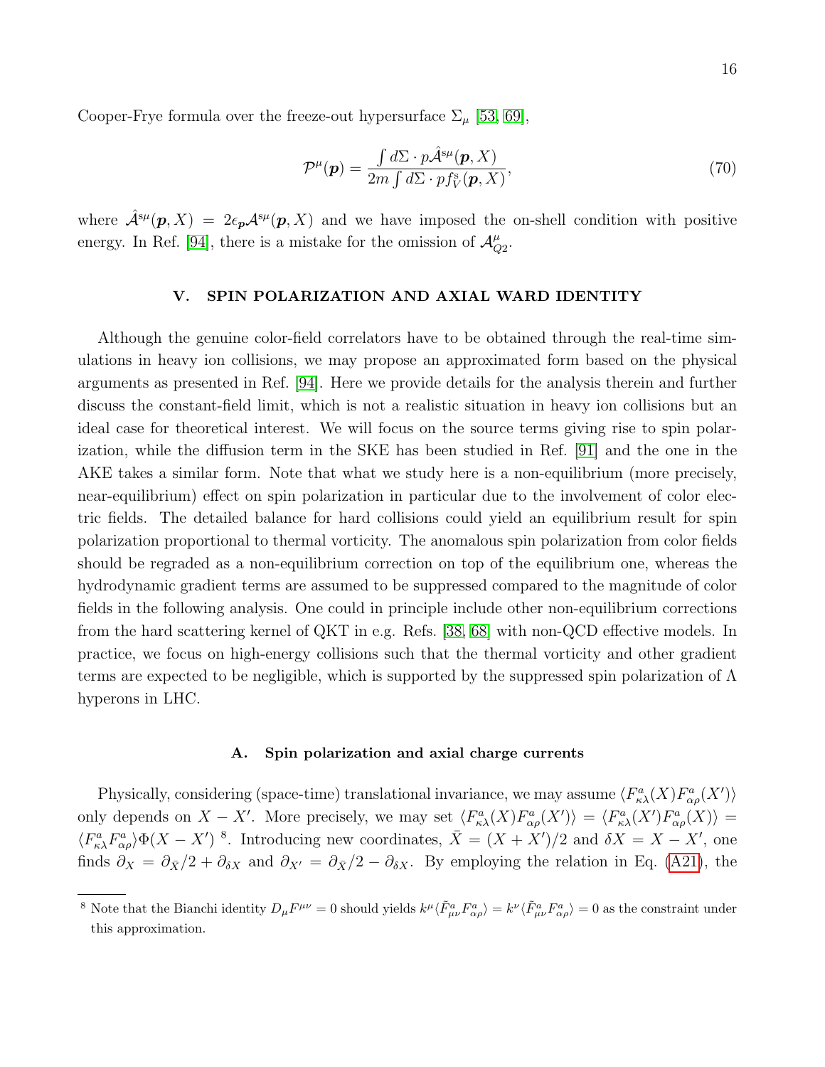Cooper-Frye formula over the freeze-out hypersurface $\Sigma_\mu$ [53, 69],

$$\mathcal{P}^{\mu}(\boldsymbol{p}) = \frac{\int d\Sigma \cdot p \hat{\mathcal{A}}^{s\mu}(\boldsymbol{p}, X)}{2m \int d\Sigma \cdot p f^{s}_{V}(\boldsymbol{p}, X)}, \tag{70}$$

where $\hat{\mathcal{A}}^{s\mu}(\boldsymbol{p}, X) = 2\epsilon_{\boldsymbol{p}} \mathcal{A}^{s\mu}(\boldsymbol{p}, X)$ and we have imposed the on-shell condition with positive energy. In Ref. [94], there is a mistake for the omission of $\mathcal{A}^{\mu}_{Q2}$.

## V. SPIN POLARIZATION AND AXIAL WARD IDENTITY

Although the genuine color-field correlators have to be obtained through the real-time simulations in heavy ion collisions, we may propose an approximated form based on the physical arguments as presented in Ref. [94]. Here we provide details for the analysis therein and further discuss the constant-field limit, which is not a realistic situation in heavy ion collisions but an ideal case for theoretical interest. We will focus on the source terms giving rise to spin polarization, while the diffusion term in the SKE has been studied in Ref. [91] and the one in the AKE takes a similar form. Note that what we study here is a non-equilibrium (more precisely, near-equilibrium) effect on spin polarization in particular due to the involvement of color electric fields. The detailed balance for hard collisions could yield an equilibrium result for spin polarization proportional to thermal vorticity. The anomalous spin polarization from color fields should be regraded as a non-equilibrium correction on top of the equilibrium one, whereas the hydrodynamic gradient terms are assumed to be suppressed compared to the magnitude of color fields in the following analysis. One could in principle include other non-equilibrium corrections from the hard scattering kernel of QKT in e.g. Refs. [38, 68] with non-QCD effective models. In practice, we focus on high-energy collisions such that the thermal vorticity and other gradient terms are expected to be negligible, which is supported by the suppressed spin polarization of $\Lambda$ hyperons in LHC.

### A. Spin polarization and axial charge currents

Physically, considering (space-time) translational invariance, we may assume $\langle F^{a}_{\kappa\lambda}(X) F^{a}_{\alpha\rho}(X')\rangle$ only depends on $X - X'$. More precisely, we may set $\langle F^{a}_{\kappa\lambda}(X) F^{a}_{\alpha\rho}(X')\rangle = \langle F^{a}_{\kappa\lambda}(X') F^{a}_{\alpha\rho}(X)\rangle = \langle F^{a}_{\kappa\lambda} F^{a}_{\alpha\rho}\rangle \Phi(X - X')$ [8]. Introducing new coordinates, $\bar{X} = (X + X')/2$ and $\delta X = X - X'$, one finds $\partial_X = \partial_{\bar{X}}/2 + \partial_{\delta X}$ and $\partial_{X'} = \partial_{\bar{X}}/2 - \partial_{\delta X}$. By employing the relation in Eq. (A21), the

[8] Note that the Bianchi identity $D_\mu F^{\mu\nu} = 0$ should yields $k^{\mu}\langle \tilde{F}^{a}_{\mu\nu} F^{a}_{\alpha\rho}\rangle = k^{\nu}\langle \tilde{F}^{a}_{\mu\nu} F^{a}_{\alpha\rho}\rangle = 0$ as the constraint under this approximation.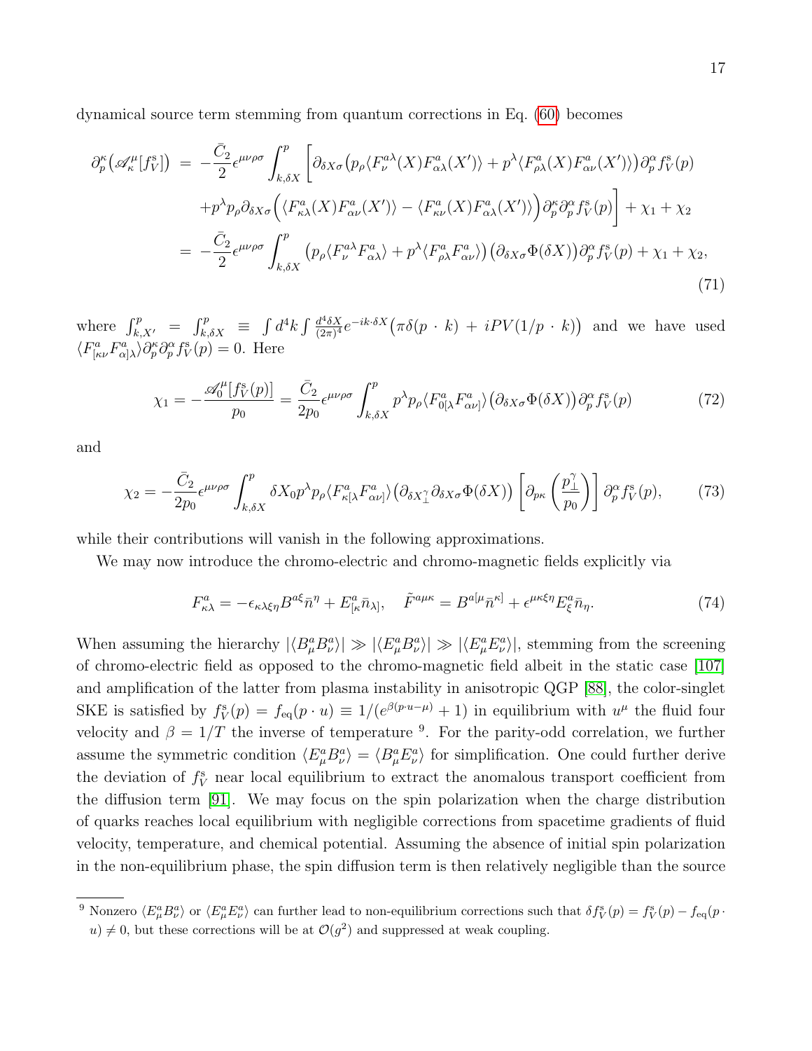dynamical source term stemming from quantum corrections in Eq. (60) becomes

$$
\begin{aligned}
\partial_p^{\kappa}\big(\mathscr{A}^{\mu}_{\kappa}[f^{\rm s}_V]\big) \;=&\; -\frac{\bar{C}_2}{2}\epsilon^{\mu\nu\rho\sigma}\int^p_{k,\delta X}\bigg[\partial_{\delta X\sigma}\big(p_\rho\langle F^{a\lambda}_{\nu}(X)F^a_{\alpha\lambda}(X')\rangle + p^{\lambda}\langle F^a_{\rho\lambda}(X)F^a_{\alpha\nu}(X')\rangle\big)\partial^{\alpha}_p f^{\rm s}_V(p) \\
&+p^{\lambda}p_{\rho}\partial_{\delta X\sigma}\Big(\langle F^a_{\kappa\lambda}(X)F^a_{\alpha\nu}(X')\rangle - \langle F^a_{\kappa\nu}(X)F^a_{\alpha\lambda}(X')\rangle\Big)\partial^{\kappa}_p\partial^{\alpha}_p f^{\rm s}_V(p)\bigg] + \chi_1 + \chi_2 \\
=&\; -\frac{\bar{C}_2}{2}\epsilon^{\mu\nu\rho\sigma}\int^p_{k,\delta X}\big(p_\rho\langle F^{a\lambda}_{\nu}F^a_{\alpha\lambda}\rangle + p^{\lambda}\langle F^a_{\rho\lambda}F^a_{\alpha\nu}\rangle\big)\big(\partial_{\delta X\sigma}\Phi(\delta X)\big)\partial^{\alpha}_p f^{\rm s}_V(p) + \chi_1 + \chi_2,
\end{aligned}
\tag{71}
$$

where $\int^p_{k,X'} = \int^p_{k,\delta X} \equiv \int d^4k \int \frac{d^4\delta X}{(2\pi)^4}e^{-ik\cdot\delta X}\big(\pi\delta(p\cdot k) + iPV(1/p\cdot k)\big)$ and we have used $\langle F^a_{[\kappa\nu}F^a_{\alpha]\lambda}\rangle\partial^{\kappa}_p\partial^{\alpha}_p f^{\rm s}_V(p) = 0$. Here

$$
\chi_1 = -\frac{\mathscr{A}^{\mu}_0[f^{\rm s}_V(p)]}{p_0} = \frac{\bar{C}_2}{2p_0}\epsilon^{\mu\nu\rho\sigma}\int^p_{k,\delta X}p^{\lambda}p_{\rho}\langle F^a_{0[\lambda}F^a_{\alpha\nu]}\rangle\big(\partial_{\delta X\sigma}\Phi(\delta X)\big)\partial^{\alpha}_p f^{\rm s}_V(p)
\tag{72}
$$

and

$$
\chi_2 = -\frac{\bar{C}_2}{2p_0}\epsilon^{\mu\nu\rho\sigma}\int^p_{k,\delta X}\delta X_0 p^{\lambda}p_{\rho}\langle F^a_{\kappa[\lambda}F^a_{\alpha\nu]}\rangle\big(\partial_{\delta X^{\gamma}_{\perp}}\partial_{\delta X\sigma}\Phi(\delta X)\big)\left[\partial_{p\kappa}\left(\frac{p^{\gamma}_{\perp}}{p_0}\right)\right]\partial^{\alpha}_p f^{\rm s}_V(p),
\tag{73}
$$

while their contributions will vanish in the following approximations.

We may now introduce the chromo-electric and chromo-magnetic fields explicitly via

$$
F^a_{\kappa\lambda} = -\epsilon_{\kappa\lambda\xi\eta}B^{a\xi}\bar{n}^{\eta} + E^a_{[\kappa}\bar{n}_{\lambda]},\quad \tilde{F}^{a\mu\kappa} = B^{a[\mu}\bar{n}^{\kappa]} + \epsilon^{\mu\kappa\xi\eta}E^a_{\xi}\bar{n}_{\eta}.
\tag{74}
$$

When assuming the hierarchy $|\langle B^a_{\mu}B^a_{\nu}\rangle| \gg |\langle E^a_{\mu}B^a_{\nu}\rangle| \gg |\langle E^a_{\mu}E^a_{\nu}\rangle|$, stemming from the screening of chromo-electric field as opposed to the chromo-magnetic field albeit in the static case [107] and amplification of the latter from plasma instability in anisotropic QGP [88], the color-singlet SKE is satisfied by $f^{\rm s}_V(p) = f_{\rm eq}(p\cdot u) \equiv 1/(e^{\beta(p\cdot u-\mu)}+1)$ in equilibrium with $u^{\mu}$ the fluid four velocity and $\beta = 1/T$ the inverse of temperature [9]. For the parity-odd correlation, we further assume the symmetric condition $\langle E^a_{\mu}B^a_{\nu}\rangle = \langle B^a_{\mu}E^a_{\nu}\rangle$ for simplification. One could further derive the deviation of $f^{\rm s}_V$ near local equilibrium to extract the anomalous transport coefficient from the diffusion term [91]. We may focus on the spin polarization when the charge distribution of quarks reaches local equilibrium with negligible corrections from spacetime gradients of fluid velocity, temperature, and chemical potential. Assuming the absence of initial spin polarization in the non-equilibrium phase, the spin diffusion term is then relatively negligible than the source

[9] Nonzero $\langle E^a_{\mu}B^a_{\nu}\rangle$ or $\langle E^a_{\mu}E^a_{\nu}\rangle$ can further lead to non-equilibrium corrections such that $\delta f^{\rm s}_V(p) = f^{\rm s}_V(p) - f_{\rm eq}(p\cdot u) \neq 0$, but these corrections will be at $\mathcal{O}(g^2)$ and suppressed at weak coupling.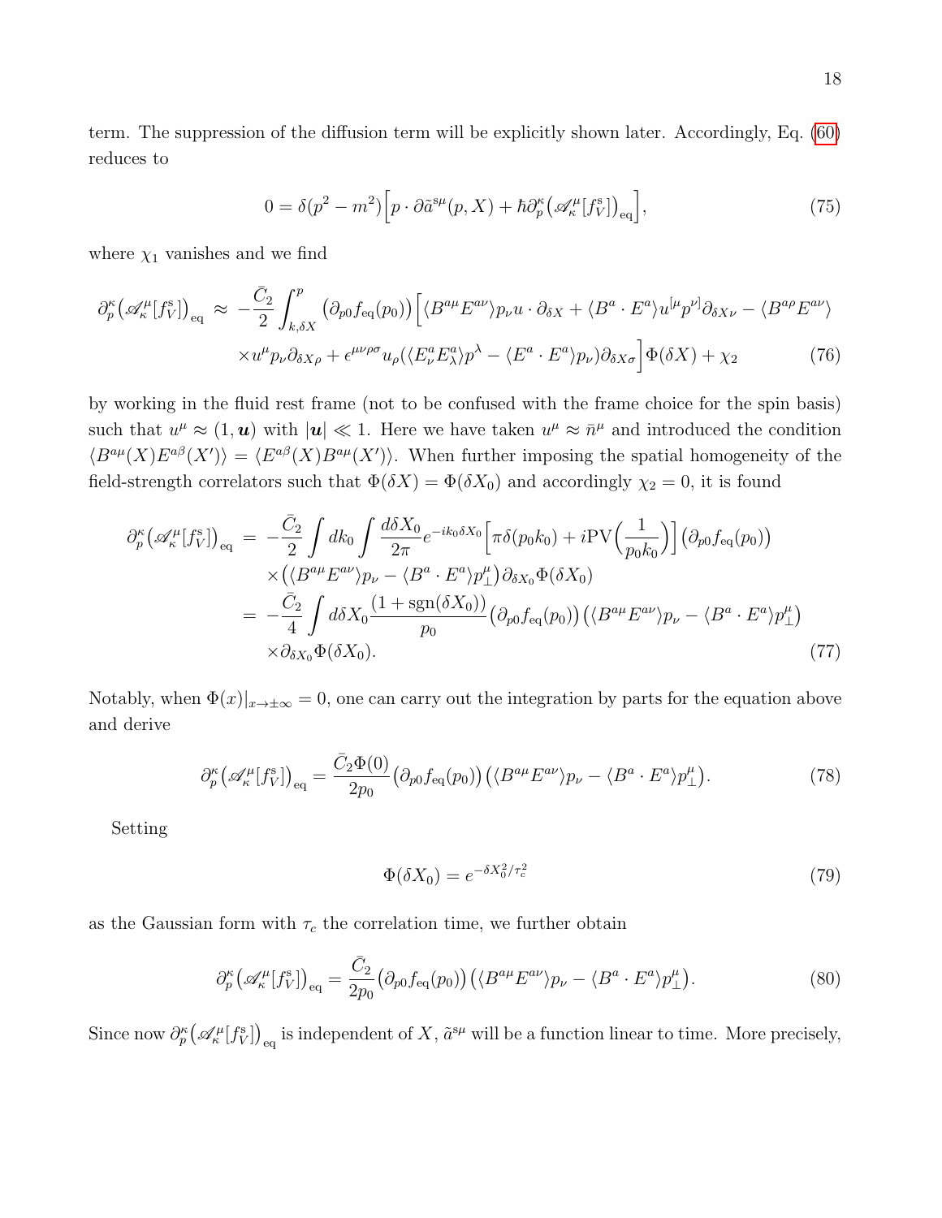term. The suppression of the diffusion term will be explicitly shown later. Accordingly, Eq. (60) reduces to

$$0 = \delta(p^2 - m^2)\Big[p \cdot \partial \tilde{a}^{s\mu}(p, X) + \hbar \partial_p^\kappa \big(\mathscr{A}_\kappa^\mu[f_V^{\rm s}]\big)_{\rm eq}\Big], \tag{75}$$

where $\chi_1$ vanishes and we find

$$\begin{aligned}\partial_p^\kappa \big(\mathscr{A}_\kappa^\mu[f_V^{\rm s}]\big)_{\rm eq} \approx& -\frac{\bar{C}_2}{2}\int_{k,\delta X}^p \big(\partial_{p0} f_{\rm eq}(p_0)\big)\Big[\langle B^{a\mu}E^{a\nu}\rangle p_\nu u \cdot \partial_{\delta X} + \langle B^a \cdot E^a\rangle u^{[\mu}p^{\nu]}\partial_{\delta X\nu} - \langle B^{a\rho}E^{a\nu}\rangle \\ &\times u^\mu p_\nu \partial_{\delta X\rho} + \epsilon^{\mu\nu\rho\sigma}u_\rho(\langle E^a_\nu E^a_\lambda\rangle p^\lambda - \langle E^a \cdot E^a\rangle p_\nu)\partial_{\delta X\sigma}\Big]\Phi(\delta X) + \chi_2\end{aligned} \tag{76}$$

by working in the fluid rest frame (not to be confused with the frame choice for the spin basis) such that $u^\mu \approx (1, \boldsymbol{u})$ with $|\boldsymbol{u}| \ll 1$. Here we have taken $u^\mu \approx \bar{n}^\mu$ and introduced the condition $\langle B^{a\mu}(X)E^{a\beta}(X')\rangle = \langle E^{a\beta}(X)B^{a\mu}(X')\rangle$. When further imposing the spatial homogeneity of the field-strength correlators such that $\Phi(\delta X) = \Phi(\delta X_0)$ and accordingly $\chi_2 = 0$, it is found

$$\begin{aligned}\partial_p^\kappa \big(\mathscr{A}_\kappa^\mu[f_V^{\rm s}]\big)_{\rm eq} =& -\frac{\bar{C}_2}{2}\int dk_0 \int \frac{d\delta X_0}{2\pi}e^{-ik_0\delta X_0}\Big[\pi\delta(p_0k_0) + i{\rm PV}\Big(\frac{1}{p_0k_0}\Big)\Big]\big(\partial_{p0} f_{\rm eq}(p_0)\big) \\ &\times \big(\langle B^{a\mu}E^{a\nu}\rangle p_\nu - \langle B^a \cdot E^a\rangle p_\perp^\mu\big)\partial_{\delta X_0}\Phi(\delta X_0) \\ =& -\frac{\bar{C}_2}{4}\int d\delta X_0 \frac{(1 + {\rm sgn}(\delta X_0))}{p_0}\big(\partial_{p0} f_{\rm eq}(p_0)\big)\big(\langle B^{a\mu}E^{a\nu}\rangle p_\nu - \langle B^a \cdot E^a\rangle p_\perp^\mu\big) \\ &\times \partial_{\delta X_0}\Phi(\delta X_0).\end{aligned} \tag{77}$$

Notably, when $\Phi(x)|_{x\to\pm\infty} = 0$, one can carry out the integration by parts for the equation above and derive

$$\partial_p^\kappa \big(\mathscr{A}_\kappa^\mu[f_V^{\rm s}]\big)_{\rm eq} = \frac{\bar{C}_2\Phi(0)}{2p_0}\big(\partial_{p0} f_{\rm eq}(p_0)\big)\big(\langle B^{a\mu}E^{a\nu}\rangle p_\nu - \langle B^a \cdot E^a\rangle p_\perp^\mu\big). \tag{78}$$

Setting

$$\Phi(\delta X_0) = e^{-\delta X_0^2/\tau_c^2} \tag{79}$$

as the Gaussian form with $\tau_c$ the correlation time, we further obtain

$$\partial_p^\kappa \big(\mathscr{A}_\kappa^\mu[f_V^{\rm s}]\big)_{\rm eq} = \frac{\bar{C}_2}{2p_0}\big(\partial_{p0} f_{\rm eq}(p_0)\big)\big(\langle B^{a\mu}E^{a\nu}\rangle p_\nu - \langle B^a \cdot E^a\rangle p_\perp^\mu\big). \tag{80}$$

Since now $\partial_p^\kappa \big(\mathscr{A}_\kappa^\mu[f_V^{\rm s}]\big)_{\rm eq}$ is independent of $X$, $\tilde{a}^{s\mu}$ will be a function linear to time. More precisely,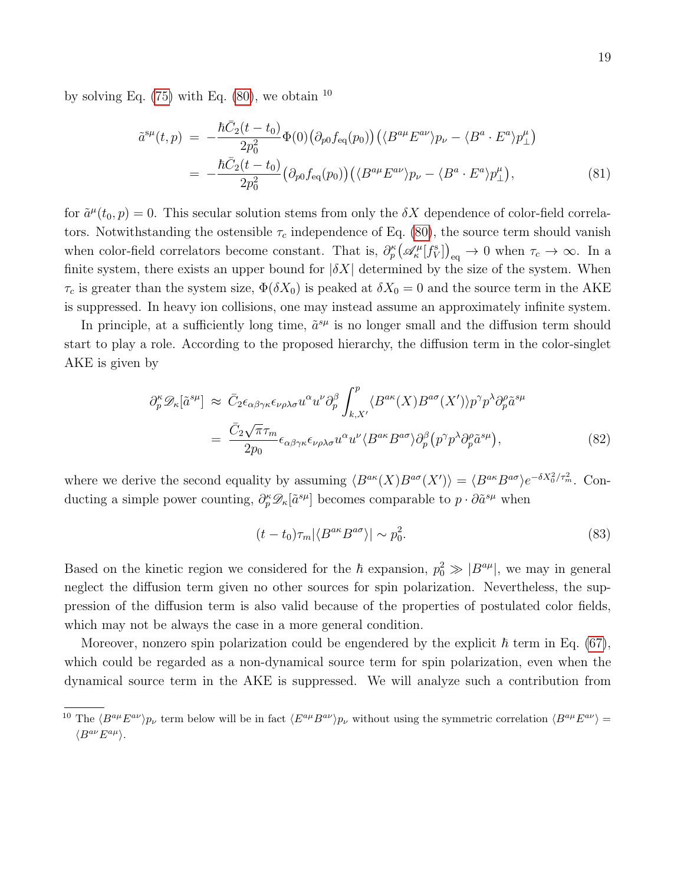by solving Eq. (75) with Eq. (80), we obtain [10]

$$
\begin{aligned}
\tilde{a}^{s\mu}(t,p) &= -\frac{\hbar\bar{C}_2(t-t_0)}{2p_0^2}\Phi(0)\big(\partial_{p0}f_{\rm eq}(p_0)\big)\big(\langle B^{a\mu}E^{a\nu}\rangle p_\nu - \langle B^a\cdot E^a\rangle p_\perp^\mu\big) \\
&= -\frac{\hbar\bar{C}_2(t-t_0)}{2p_0^2}\big(\partial_{p0}f_{\rm eq}(p_0)\big)\big(\langle B^{a\mu}E^{a\nu}\rangle p_\nu - \langle B^a\cdot E^a\rangle p_\perp^\mu\big),
\end{aligned}
\tag{81}
$$

for $\tilde{a}^\mu(t_0,p)=0$. This secular solution stems from only the $\delta X$ dependence of color-field correlators. Notwithstanding the ostensible $\tau_c$ independence of Eq. (80), the source term should vanish when color-field correlators become constant. That is, $\partial_p^\kappa\big(\mathscr{A}_\kappa^\mu[f_V^s]\big)_{\rm eq}\to 0$ when $\tau_c\to\infty$. In a finite system, there exists an upper bound for $|\delta X|$ determined by the size of the system. When $\tau_c$ is greater than the system size, $\Phi(\delta X_0)$ is peaked at $\delta X_0=0$ and the source term in the AKE is suppressed. In heavy ion collisions, one may instead assume an approximately infinite system.

In principle, at a sufficiently long time, $\tilde{a}^{s\mu}$ is no longer small and the diffusion term should start to play a role. According to the proposed hierarchy, the diffusion term in the color-singlet AKE is given by

$$
\begin{aligned}
\partial_p^\kappa\mathscr{D}_\kappa[\tilde{a}^{s\mu}] &\approx \bar{C}_2\epsilon_{\alpha\beta\gamma\kappa}\epsilon_{\nu\rho\lambda\sigma}u^\alpha u^\nu\partial_p^\beta\int_{k,X'}^p\langle B^{a\kappa}(X)B^{a\sigma}(X')\rangle p^\gamma p^\lambda\partial_p^\rho\tilde{a}^{s\mu} \\
&= \frac{\bar{C}_2\sqrt{\pi}\tau_m}{2p_0}\epsilon_{\alpha\beta\gamma\kappa}\epsilon_{\nu\rho\lambda\sigma}u^\alpha u^\nu\langle B^{a\kappa}B^{a\sigma}\rangle\partial_p^\beta\big(p^\gamma p^\lambda\partial_p^\rho\tilde{a}^{s\mu}\big),
\end{aligned}
\tag{82}
$$

where we derive the second equality by assuming $\langle B^{a\kappa}(X)B^{a\sigma}(X')\rangle=\langle B^{a\kappa}B^{a\sigma}\rangle e^{-\delta X_0^2/\tau_m^2}$. Conducting a simple power counting, $\partial_p^\kappa\mathscr{D}_\kappa[\tilde{a}^{s\mu}]$ becomes comparable to $p\cdot\partial\tilde{a}^{s\mu}$ when

$$
(t-t_0)\tau_m|\langle B^{a\kappa}B^{a\sigma}\rangle|\sim p_0^2.
\tag{83}
$$

Based on the kinetic region we considered for the $\hbar$ expansion, $p_0^2\gg|B^{a\mu}|$, we may in general neglect the diffusion term given no other sources for spin polarization. Nevertheless, the suppression of the diffusion term is also valid because of the properties of postulated color fields, which may not be always the case in a more general condition.

Moreover, nonzero spin polarization could be engendered by the explicit $\hbar$ term in Eq. (67), which could be regarded as a non-dynamical source term for spin polarization, even when the dynamical source term in the AKE is suppressed. We will analyze such a contribution from

[10] The $\langle B^{a\mu}E^{a\nu}\rangle p_\nu$ term below will be in fact $\langle E^{a\mu}B^{a\nu}\rangle p_\nu$ without using the symmetric correlation $\langle B^{a\mu}E^{a\nu}\rangle = \langle B^{a\nu}E^{a\mu}\rangle$.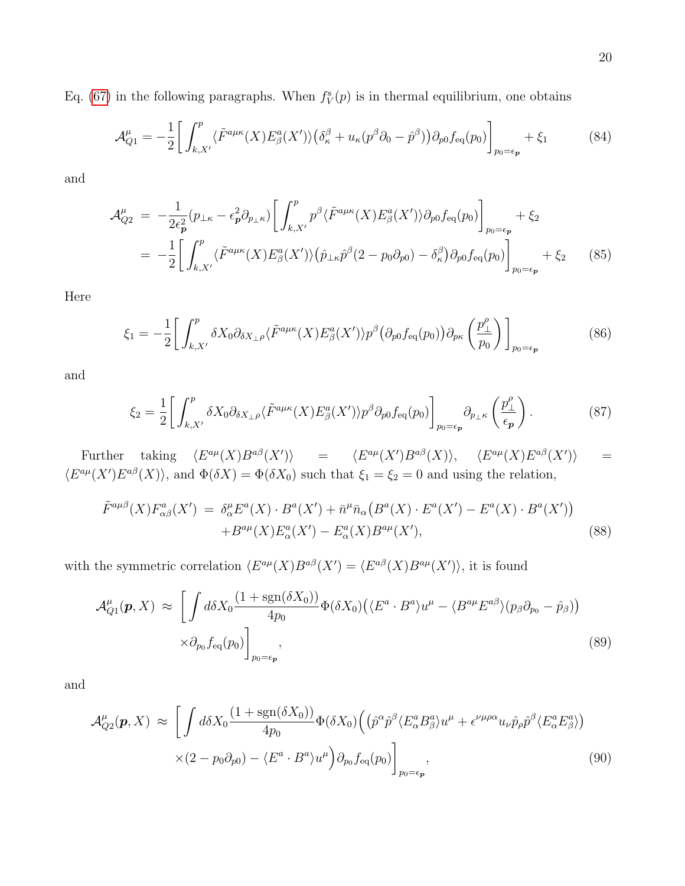Eq. (67) in the following paragraphs. When $f^{\rm s}_V(p)$ is in thermal equilibrium, one obtains

$$\mathcal{A}^{\mu}_{Q1} = -\frac{1}{2}\bigg[\int^{p}_{k,X'}\langle \tilde{F}^{a\mu\kappa}(X)E^{a}_{\beta}(X')\rangle\big(\delta^{\beta}_{\kappa}+u_{\kappa}(p^{\beta}\partial_0-\hat{p}^{\beta})\big)\partial_{p0}f_{\rm eq}(p_0)\bigg]_{p_0=\epsilon_{\boldsymbol{p}}}+\xi_1 \tag{84}$$

and

$$\begin{aligned}\mathcal{A}^{\mu}_{Q2} &= -\frac{1}{2\epsilon^2_{\boldsymbol{p}}}(p_{\perp\kappa}-\epsilon^2_{\boldsymbol{p}}\partial_{p_{\perp\kappa}})\bigg[\int^{p}_{k,X'}p^{\beta}\langle \tilde{F}^{a\mu\kappa}(X)E^{a}_{\beta}(X')\rangle\partial_{p0}f_{\rm eq}(p_0)\bigg]_{p_0=\epsilon_{\boldsymbol{p}}}+\xi_2 \\ &= -\frac{1}{2}\bigg[\int^{p}_{k,X'}\langle \tilde{F}^{a\mu\kappa}(X)E^{a}_{\beta}(X')\rangle\big(\hat{p}_{\perp\kappa}\hat{p}^{\beta}(2-p_0\partial_{p0})-\delta^{\beta}_{\kappa}\big)\partial_{p0}f_{\rm eq}(p_0)\bigg]_{p_0=\epsilon_{\boldsymbol{p}}}+\xi_2\end{aligned} \tag{85}$$

Here

$$\xi_1 = -\frac{1}{2}\bigg[\int^{p}_{k,X'}\delta X_0\partial_{\delta X_{\perp\rho}}\langle \tilde{F}^{a\mu\kappa}(X)E^{a}_{\beta}(X')\rangle p^{\beta}\big(\partial_{p0}f_{\rm eq}(p_0)\big)\partial_{p\kappa}\left(\frac{p^{\rho}_{\perp}}{p_0}\right)\bigg]_{p_0=\epsilon_{\boldsymbol{p}}} \tag{86}$$

and

$$\xi_2 = \frac{1}{2}\bigg[\int^{p}_{k,X'}\delta X_0\partial_{\delta X_{\perp\rho}}\langle \tilde{F}^{a\mu\kappa}(X)E^{a}_{\beta}(X')\rangle p^{\beta}\partial_{p0}f_{\rm eq}(p_0)\bigg]_{p_0=\epsilon_{\boldsymbol{p}}}\partial_{p_{\perp\kappa}}\left(\frac{p^{\rho}_{\perp}}{\epsilon_{\boldsymbol{p}}}\right). \tag{87}$$

Further taking $\langle E^{a\mu}(X)B^{a\beta}(X')\rangle = \langle E^{a\mu}(X')B^{a\beta}(X)\rangle$, $\langle E^{a\mu}(X)E^{a\beta}(X')\rangle = \langle E^{a\mu}(X')E^{a\beta}(X)\rangle$, and $\Phi(\delta X)=\Phi(\delta X_0)$ such that $\xi_1=\xi_2=0$ and using the relation,

$$\begin{aligned}\tilde{F}^{a\mu\beta}(X)F^{a}_{\alpha\beta}(X') &= \delta^{\mu}_{\alpha}E^{a}(X)\cdot B^{a}(X')+\bar{n}^{\mu}\bar{n}_{\alpha}\big(B^{a}(X)\cdot E^{a}(X')-E^{a}(X)\cdot B^{a}(X')\big) \\ &\quad +B^{a\mu}(X)E^{a}_{\alpha}(X')-E^{a}_{\alpha}(X)B^{a\mu}(X'),\end{aligned} \tag{88}$$

with the symmetric correlation $\langle E^{a\mu}(X)B^{a\beta}(X') = \langle E^{a\beta}(X)B^{a\mu}(X')\rangle$, it is found

$$\begin{aligned}\mathcal{A}^{\mu}_{Q1}(\boldsymbol{p},X) &\approx \bigg[\int d\delta X_0\frac{(1+\mathrm{sgn}(\delta X_0))}{4p_0}\Phi(\delta X_0)\big(\langle E^{a}\cdot B^{a}\rangle u^{\mu}-\langle B^{a\mu}E^{a\beta}\rangle(p_{\beta}\partial_{p_0}-\hat{p}_{\beta})\big) \\ &\quad\times\partial_{p_0}f_{\rm eq}(p_0)\bigg]_{p_0=\epsilon_{\boldsymbol{p}}},\end{aligned} \tag{89}$$

and

$$\begin{aligned}\mathcal{A}^{\mu}_{Q2}(\boldsymbol{p},X) &\approx \bigg[\int d\delta X_0\frac{(1+\mathrm{sgn}(\delta X_0))}{4p_0}\Phi(\delta X_0)\Big(\big(\hat{p}^{\alpha}\hat{p}^{\beta}\langle E^{a}_{\alpha}B^{a}_{\beta}\rangle u^{\mu}+\epsilon^{\nu\mu\rho\alpha}u_{\nu}\hat{p}_{\rho}\hat{p}^{\beta}\langle E^{a}_{\alpha}E^{a}_{\beta}\rangle\big) \\ &\quad\times(2-p_0\partial_{p0})-\langle E^{a}\cdot B^{a}\rangle u^{\mu}\Big)\partial_{p_0}f_{\rm eq}(p_0)\bigg]_{p_0=\epsilon_{\boldsymbol{p}}},\end{aligned} \tag{90}$$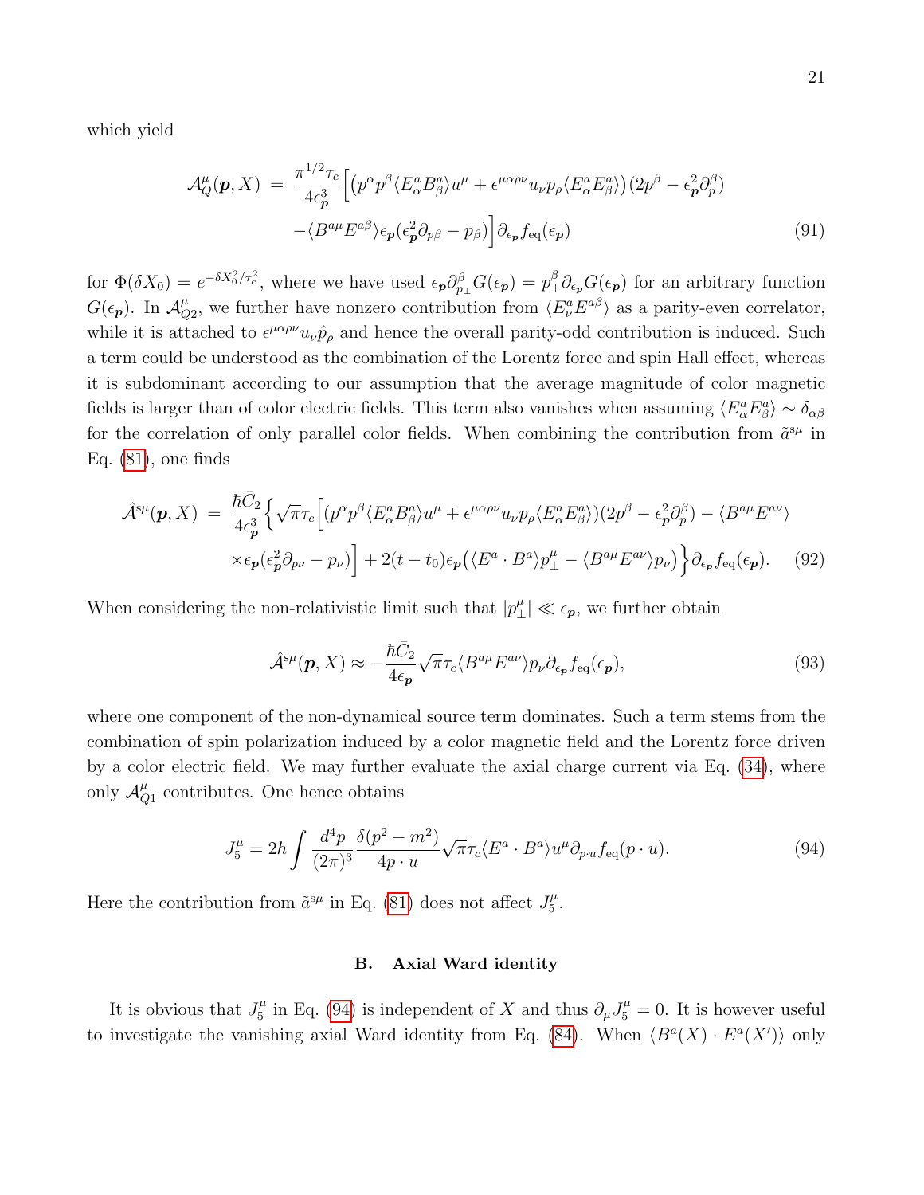which yield

$$
\mathcal{A}^{\mu}_{Q}(\boldsymbol{p},X) \;=\; \frac{\pi^{1/2}\tau_c}{4\epsilon^3_{\boldsymbol{p}}}\Big[\big(p^{\alpha}p^{\beta}\langle E^a_{\alpha}B^a_{\beta}\rangle u^{\mu}+\epsilon^{\mu\alpha\rho\nu}u_{\nu}p_{\rho}\langle E^a_{\alpha}E^a_{\beta}\rangle\big)(2p^{\beta}-\epsilon^2_{\boldsymbol{p}}\partial^{\beta}_{p}) \\
-\langle B^{a\mu}E^{a\beta}\rangle\epsilon_{\boldsymbol{p}}(\epsilon^2_{\boldsymbol{p}}\partial_{p\beta}-p_{\beta})\Big]\partial_{\epsilon_{\boldsymbol{p}}}f_{\rm eq}(\epsilon_{\boldsymbol{p}}) \tag{91}
$$

for $\Phi(\delta X_0)=e^{-\delta X_0^2/\tau_c^2}$, where we have used $\epsilon_{\boldsymbol{p}}\partial^{\beta}_{p_{\perp}}G(\epsilon_{\boldsymbol{p}})=p^{\beta}_{\perp}\partial_{\epsilon_{\boldsymbol{p}}}G(\epsilon_{\boldsymbol{p}})$ for an arbitrary function $G(\epsilon_{\boldsymbol{p}})$. In $\mathcal{A}^{\mu}_{Q2}$, we further have nonzero contribution from $\langle E^a_{\nu}E^{a\beta}\rangle$ as a parity-even correlator, while it is attached to $\epsilon^{\mu\alpha\rho\nu}u_{\nu}\hat{p}_{\rho}$ and hence the overall parity-odd contribution is induced. Such a term could be understood as the combination of the Lorentz force and spin Hall effect, whereas it is subdominant according to our assumption that the average magnitude of color magnetic fields is larger than of color electric fields. This term also vanishes when assuming $\langle E^a_{\alpha}E^a_{\beta}\rangle\sim\delta_{\alpha\beta}$ for the correlation of only parallel color fields. When combining the contribution from $\tilde{a}^{s\mu}$ in Eq. (81), one finds

$$
\hat{\mathcal{A}}^{s\mu}(\boldsymbol{p},X) \;=\; \frac{\hbar\bar{C}_2}{4\epsilon^3_{\boldsymbol{p}}}\Big\{\sqrt{\pi}\tau_c\Big[(p^{\alpha}p^{\beta}\langle E^a_{\alpha}B^a_{\beta}\rangle u^{\mu}+\epsilon^{\mu\alpha\rho\nu}u_{\nu}p_{\rho}\langle E^a_{\alpha}E^a_{\beta}\rangle)(2p^{\beta}-\epsilon^2_{\boldsymbol{p}}\partial^{\beta}_{p})-\langle B^{a\mu}E^{a\nu}\rangle \\
\times\epsilon_{\boldsymbol{p}}(\epsilon^2_{\boldsymbol{p}}\partial_{p\nu}-p_{\nu})\Big]+2(t-t_0)\epsilon_{\boldsymbol{p}}\big(\langle E^a\cdot B^a\rangle p^{\mu}_{\perp}-\langle B^{a\mu}E^{a\nu}\rangle p_{\nu}\big)\Big\}\partial_{\epsilon_{\boldsymbol{p}}}f_{\rm eq}(\epsilon_{\boldsymbol{p}}). \tag{92}
$$

When considering the non-relativistic limit such that $|p^{\mu}_{\perp}|\ll\epsilon_{\boldsymbol{p}}$, we further obtain

$$
\hat{\mathcal{A}}^{s\mu}(\boldsymbol{p},X)\approx-\frac{\hbar\bar{C}_2}{4\epsilon_{\boldsymbol{p}}}\sqrt{\pi}\tau_c\langle B^{a\mu}E^{a\nu}\rangle p_{\nu}\partial_{\epsilon_{\boldsymbol{p}}}f_{\rm eq}(\epsilon_{\boldsymbol{p}}), \tag{93}
$$

where one component of the non-dynamical source term dominates. Such a term stems from the combination of spin polarization induced by a color magnetic field and the Lorentz force driven by a color electric field. We may further evaluate the axial charge current via Eq. (34), where only $\mathcal{A}^{\mu}_{Q1}$ contributes. One hence obtains

$$
J^{\mu}_5=2\hbar\int\frac{d^4p}{(2\pi)^3}\frac{\delta(p^2-m^2)}{4p\cdot u}\sqrt{\pi}\tau_c\langle E^a\cdot B^a\rangle u^{\mu}\partial_{p\cdot u}f_{\rm eq}(p\cdot u). \tag{94}
$$

Here the contribution from $\tilde{a}^{s\mu}$ in Eq. (81) does not affect $J^{\mu}_5$.

### B. Axial Ward identity

It is obvious that $J^{\mu}_5$ in Eq. (94) is independent of $X$ and thus $\partial_{\mu}J^{\mu}_5=0$. It is however useful to investigate the vanishing axial Ward identity from Eq. (84). When $\langle B^a(X)\cdot E^a(X')\rangle$ only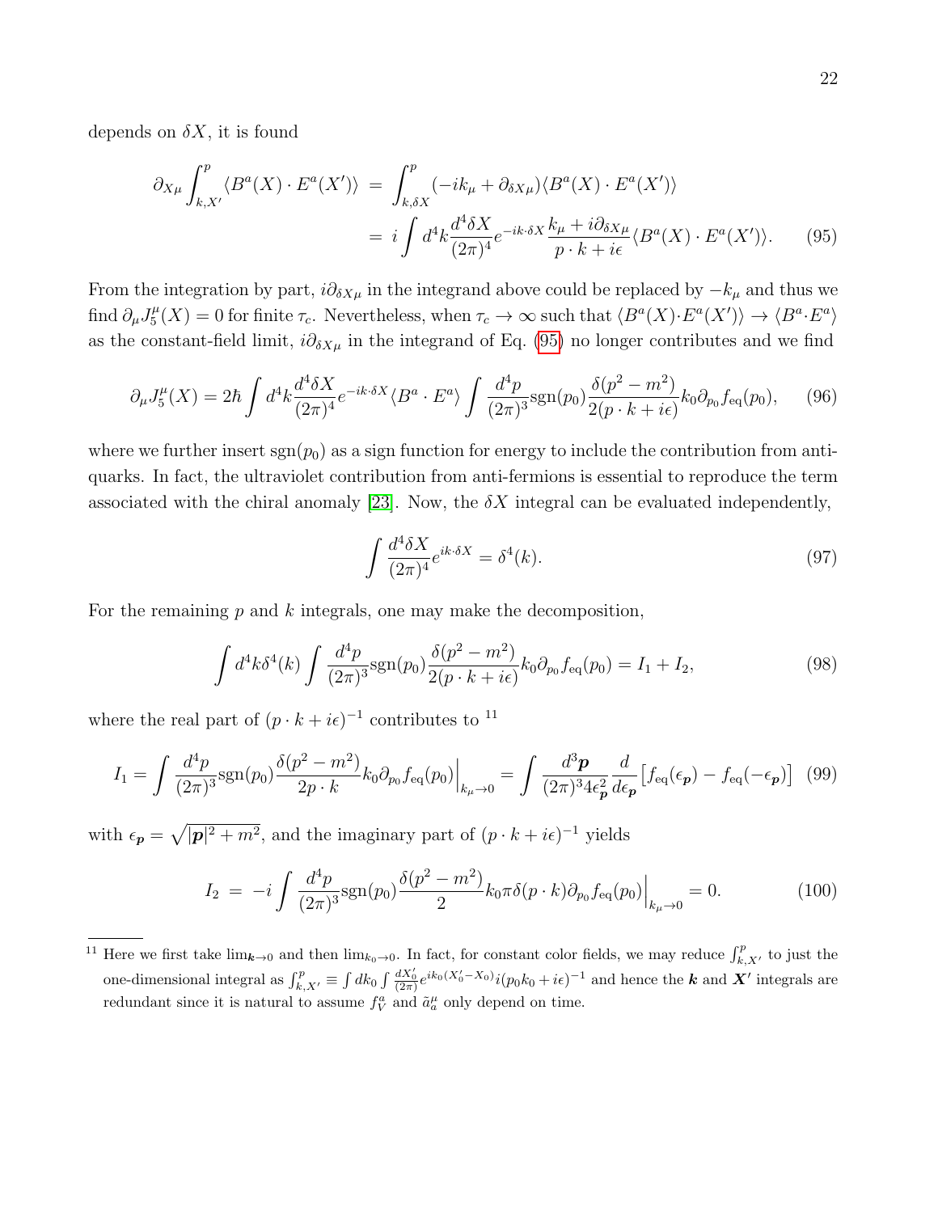depends on $\delta X$, it is found

$$\partial_{X\mu}\int_{k,X'}^{p}\langle B^a(X)\cdot E^a(X')\rangle = \int_{k,\delta X}^{p}(-ik_\mu+\partial_{\delta X\mu})\langle B^a(X)\cdot E^a(X')\rangle$$
$$= i\int d^4k\frac{d^4\delta X}{(2\pi)^4}e^{-ik\cdot\delta X}\frac{k_\mu+i\partial_{\delta X\mu}}{p\cdot k+i\epsilon}\langle B^a(X)\cdot E^a(X')\rangle. \quad (95)$$

From the integration by part, $i\partial_{\delta X\mu}$ in the integrand above could be replaced by $-k_\mu$ and thus we find $\partial_\mu J_5^\mu(X)=0$ for finite $\tau_c$. Nevertheless, when $\tau_c\to\infty$ such that $\langle B^a(X)\cdot E^a(X')\rangle\to\langle B^a\cdot E^a\rangle$ as the constant-field limit, $i\partial_{\delta X\mu}$ in the integrand of Eq. (95) no longer contributes and we find

$$\partial_\mu J_5^\mu(X) = 2\hbar\int d^4k\frac{d^4\delta X}{(2\pi)^4}e^{-ik\cdot\delta X}\langle B^a\cdot E^a\rangle\int\frac{d^4p}{(2\pi)^3}\mathrm{sgn}(p_0)\frac{\delta(p^2-m^2)}{2(p\cdot k+i\epsilon)}k_0\partial_{p_0}f_{\rm eq}(p_0), \quad (96)$$

where we further insert $\mathrm{sgn}(p_0)$ as a sign function for energy to include the contribution from anti-quarks. In fact, the ultraviolet contribution from anti-fermions is essential to reproduce the term associated with the chiral anomaly [23]. Now, the $\delta X$ integral can be evaluated independently,

$$\int\frac{d^4\delta X}{(2\pi)^4}e^{ik\cdot\delta X}=\delta^4(k). \quad (97)$$

For the remaining $p$ and $k$ integrals, one may make the decomposition,

$$\int d^4k\delta^4(k)\int\frac{d^4p}{(2\pi)^3}\mathrm{sgn}(p_0)\frac{\delta(p^2-m^2)}{2(p\cdot k+i\epsilon)}k_0\partial_{p_0}f_{\rm eq}(p_0)=I_1+I_2, \quad (98)$$

where the real part of $(p\cdot k+i\epsilon)^{-1}$ contributes to [11]

$$I_1=\int\frac{d^4p}{(2\pi)^3}\mathrm{sgn}(p_0)\frac{\delta(p^2-m^2)}{2p\cdot k}k_0\partial_{p_0}f_{\rm eq}(p_0)\Big|_{k_\mu\to0}=\int\frac{d^3\boldsymbol{p}}{(2\pi)^3 4\epsilon_{\boldsymbol{p}}^2}\frac{d}{d\epsilon_{\boldsymbol{p}}}\big[f_{\rm eq}(\epsilon_{\boldsymbol{p}})-f_{\rm eq}(-\epsilon_{\boldsymbol{p}})\big] \quad (99)$$

with $\epsilon_{\boldsymbol{p}}=\sqrt{|\boldsymbol{p}|^2+m^2}$, and the imaginary part of $(p\cdot k+i\epsilon)^{-1}$ yields

$$I_2 = -i\int\frac{d^4p}{(2\pi)^3}\mathrm{sgn}(p_0)\frac{\delta(p^2-m^2)}{2}k_0\pi\delta(p\cdot k)\partial_{p_0}f_{\rm eq}(p_0)\Big|_{k_\mu\to0}=0. \quad (100)$$

[11] Here we first take $\lim_{\boldsymbol{k}\to0}$ and then $\lim_{k_0\to0}$. In fact, for constant color fields, we may reduce $\int_{k,X'}^{p}$ to just the one-dimensional integral as $\int_{k,X'}^{p}\equiv\int dk_0\int\frac{dX_0'}{(2\pi)}e^{ik_0(X_0'-X_0)}i(p_0k_0+i\epsilon)^{-1}$ and hence the $\boldsymbol{k}$ and $\boldsymbol{X}'$ integrals are redundant since it is natural to assume $f_V^a$ and $\tilde{a}_a^\mu$ only depend on time.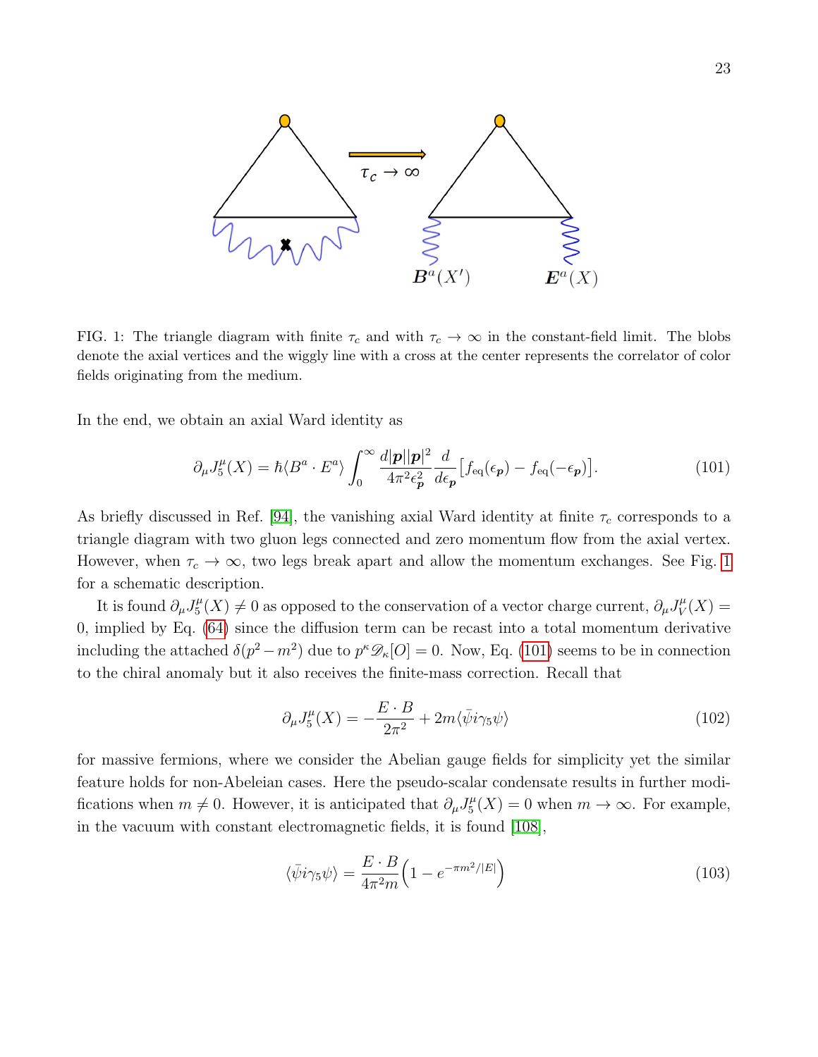FIG. 1: The triangle diagram with finite $\tau_c$ and with $\tau_c \to \infty$ in the constant-field limit. The blobs denote the axial vertices and the wiggly line with a cross at the center represents the correlator of color fields originating from the medium.

In the end, we obtain an axial Ward identity as

$$\partial_\mu J_5^\mu(X) = \hbar \langle B^a \cdot E^a \rangle \int_0^\infty \frac{d|\boldsymbol{p}||\boldsymbol{p}|^2}{4\pi^2 \epsilon_{\boldsymbol{p}}^2} \frac{d}{d\epsilon_{\boldsymbol{p}}} \big[ f_{\rm eq}(\epsilon_{\boldsymbol{p}}) - f_{\rm eq}(-\epsilon_{\boldsymbol{p}}) \big]. \tag{101}$$

As briefly discussed in Ref. [94], the vanishing axial Ward identity at finite $\tau_c$ corresponds to a triangle diagram with two gluon legs connected and zero momentum flow from the axial vertex. However, when $\tau_c \to \infty$, two legs break apart and allow the momentum exchanges. See Fig. 1 for a schematic description.

It is found $\partial_\mu J_5^\mu(X) \neq 0$ as opposed to the conservation of a vector charge current, $\partial_\mu J_V^\mu(X) = 0$, implied by Eq. (64) since the diffusion term can be recast into a total momentum derivative including the attached $\delta(p^2 - m^2)$ due to $p^\kappa \mathscr{D}_\kappa[O] = 0$. Now, Eq. (101) seems to be in connection to the chiral anomaly but it also receives the finite-mass correction. Recall that

$$\partial_\mu J_5^\mu(X) = -\frac{E \cdot B}{2\pi^2} + 2m \langle \bar{\psi} i \gamma_5 \psi \rangle \tag{102}$$

for massive fermions, where we consider the Abelian gauge fields for simplicity yet the similar feature holds for non-Abeleian cases. Here the pseudo-scalar condensate results in further modifications when $m \neq 0$. However, it is anticipated that $\partial_\mu J_5^\mu(X) = 0$ when $m \to \infty$. For example, in the vacuum with constant electromagnetic fields, it is found [108],

$$\langle \bar{\psi} i \gamma_5 \psi \rangle = \frac{E \cdot B}{4\pi^2 m} \Big( 1 - e^{-\pi m^2/|E|} \Big) \tag{103}$$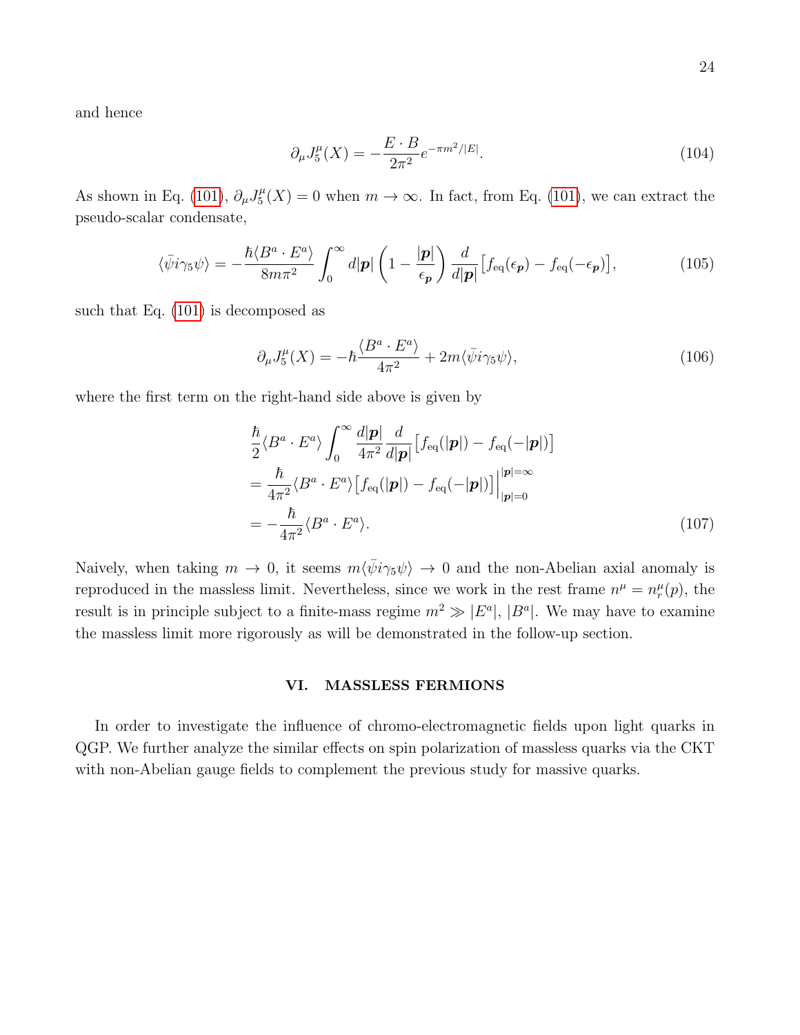and hence

$$\partial_\mu J_5^\mu(X) = -\frac{E\cdot B}{2\pi^2}e^{-\pi m^2/|E|}. \tag{104}$$

As shown in Eq. (101), $\partial_\mu J_5^\mu(X) = 0$ when $m\to\infty$. In fact, from Eq. (101), we can extract the pseudo-scalar condensate,

$$\langle\bar{\psi}i\gamma_5\psi\rangle = -\frac{\hbar\langle B^a\cdot E^a\rangle}{8m\pi^2}\int_0^\infty d|\boldsymbol{p}|\left(1-\frac{|\boldsymbol{p}|}{\epsilon_{\boldsymbol{p}}}\right)\frac{d}{d|\boldsymbol{p}|}\big[f_{\rm eq}(\epsilon_{\boldsymbol{p}}) - f_{\rm eq}(-\epsilon_{\boldsymbol{p}})\big], \tag{105}$$

such that Eq. (101) is decomposed as

$$\partial_\mu J_5^\mu(X) = -\hbar\frac{\langle B^a\cdot E^a\rangle}{4\pi^2} + 2m\langle\bar{\psi}i\gamma_5\psi\rangle, \tag{106}$$

where the first term on the right-hand side above is given by

$$\begin{aligned}
&\frac{\hbar}{2}\langle B^a\cdot E^a\rangle\int_0^\infty\frac{d|\boldsymbol{p}|}{4\pi^2}\frac{d}{d|\boldsymbol{p}|}\big[f_{\rm eq}(|\boldsymbol{p}|) - f_{\rm eq}(-|\boldsymbol{p}|)\big] \\
&= \frac{\hbar}{4\pi^2}\langle B^a\cdot E^a\rangle\big[f_{\rm eq}(|\boldsymbol{p}|) - f_{\rm eq}(-|\boldsymbol{p}|)\big]\Big|_{|\boldsymbol{p}|=0}^{|\boldsymbol{p}|=\infty} \\
&= -\frac{\hbar}{4\pi^2}\langle B^a\cdot E^a\rangle.
\end{aligned} \tag{107}$$

Naively, when taking $m\to 0$, it seems $m\langle\bar{\psi}i\gamma_5\psi\rangle\to 0$ and the non-Abelian axial anomaly is reproduced in the massless limit. Nevertheless, since we work in the rest frame $n^\mu = n_r^\mu(p)$, the result is in principle subject to a finite-mass regime $m^2 \gg |E^a|$, $|B^a|$. We may have to examine the massless limit more rigorously as will be demonstrated in the follow-up section.

## VI. MASSLESS FERMIONS

In order to investigate the influence of chromo-electromagnetic fields upon light quarks in QGP. We further analyze the similar effects on spin polarization of massless quarks via the CKT with non-Abelian gauge fields to complement the previous study for massive quarks.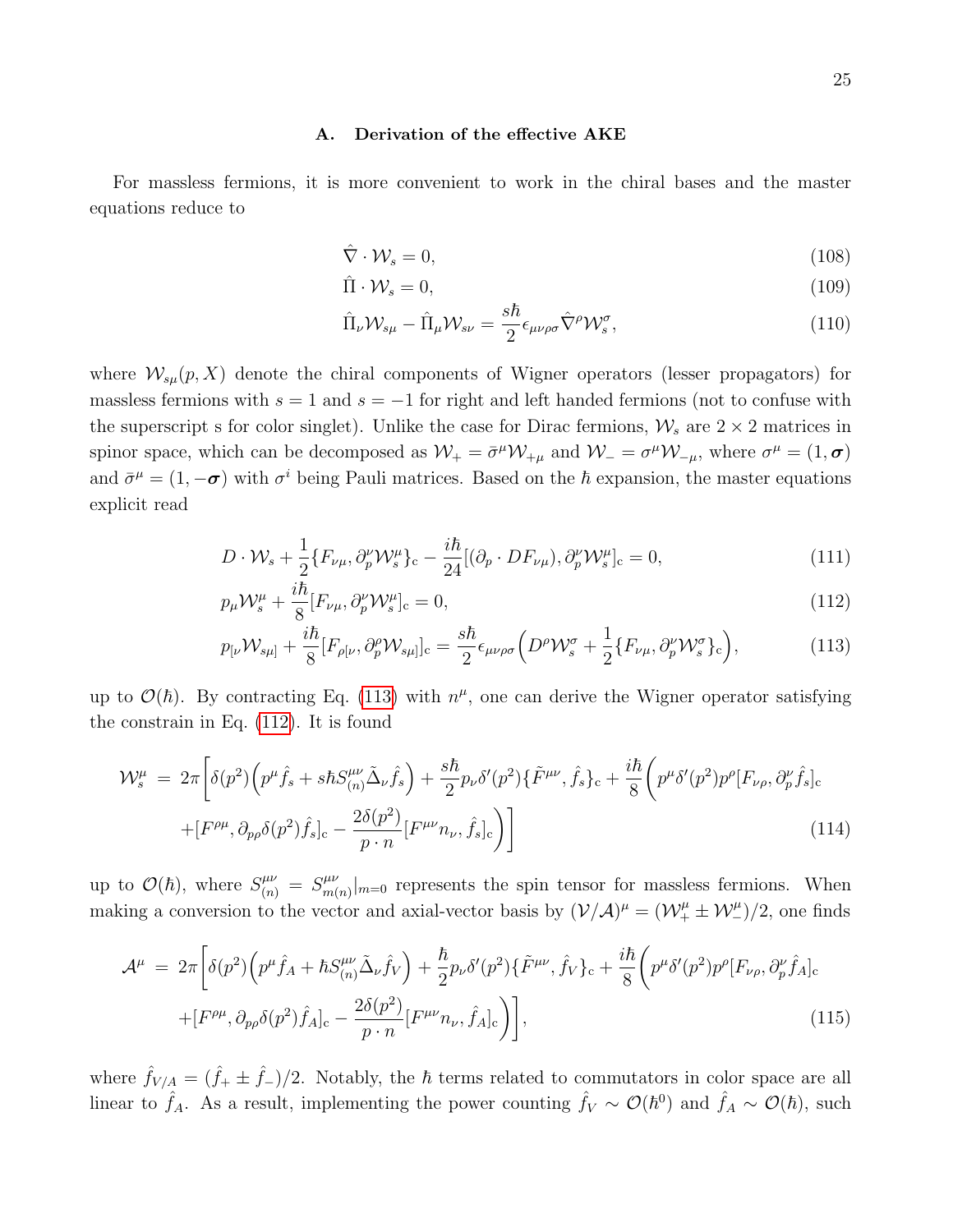### A. Derivation of the effective AKE

For massless fermions, it is more convenient to work in the chiral bases and the master equations reduce to

$$\hat{\nabla}\cdot\mathcal{W}_s = 0, \tag{108}$$

$$\hat{\Pi}\cdot\mathcal{W}_s = 0, \tag{109}$$

$$\hat{\Pi}_\nu\mathcal{W}_{s\mu} - \hat{\Pi}_\mu\mathcal{W}_{s\nu} = \frac{s\hbar}{2}\epsilon_{\mu\nu\rho\sigma}\hat{\nabla}^\rho\mathcal{W}_s^\sigma, \tag{110}$$

where $\mathcal{W}_{s\mu}(p,X)$ denote the chiral components of Wigner operators (lesser propagators) for massless fermions with $s=1$ and $s=-1$ for right and left handed fermions (not to confuse with the superscript s for color singlet). Unlike the case for Dirac fermions, $\mathcal{W}_s$ are $2\times 2$ matrices in spinor space, which can be decomposed as $\mathcal{W}_+ = \bar{\sigma}^\mu\mathcal{W}_{+\mu}$ and $\mathcal{W}_- = \sigma^\mu\mathcal{W}_{-\mu}$, where $\sigma^\mu = (1,\boldsymbol{\sigma})$ and $\bar{\sigma}^\mu = (1,-\boldsymbol{\sigma})$ with $\sigma^i$ being Pauli matrices. Based on the $\hbar$ expansion, the master equations explicit read

$$D\cdot\mathcal{W}_s + \frac{1}{2}\{F_{\nu\mu},\partial_p^\nu\mathcal{W}_s^\mu\}_{\rm c} - \frac{i\hbar}{24}[(\partial_p\cdot DF_{\nu\mu}),\partial_p^\nu\mathcal{W}_s^\mu]_{\rm c} = 0, \tag{111}$$

$$p_\mu\mathcal{W}_s^\mu + \frac{i\hbar}{8}[F_{\nu\mu},\partial_p^\nu\mathcal{W}_s^\mu]_{\rm c} = 0, \tag{112}$$

$$p_{[\nu}\mathcal{W}_{s\mu]} + \frac{i\hbar}{8}[F_{\rho[\nu},\partial_p^\rho\mathcal{W}_{s\mu]}]_{\rm c} = \frac{s\hbar}{2}\epsilon_{\mu\nu\rho\sigma}\Big(D^\rho\mathcal{W}_s^\sigma + \frac{1}{2}\{F_{\nu\mu},\partial_p^\nu\mathcal{W}_s^\sigma\}_{\rm c}\Big), \tag{113}$$

up to $\mathcal{O}(\hbar)$. By contracting Eq. (113) with $n^\mu$, one can derive the Wigner operator satisfying the constrain in Eq. (112). It is found

$$\begin{aligned}\mathcal{W}_s^\mu \;=\; 2\pi\bigg[&\delta(p^2)\Big(p^\mu\hat{f}_s + s\hbar S^{\mu\nu}_{(n)}\tilde{\Delta}_\nu\hat{f}_s\Big) + \frac{s\hbar}{2}p_\nu\delta'(p^2)\{\tilde{F}^{\mu\nu},\hat{f}_s\}_{\rm c} + \frac{i\hbar}{8}\bigg(p^\mu\delta'(p^2)p^\rho[F_{\nu\rho},\partial_p^\nu\hat{f}_s]_{\rm c} \\ &+[F^{\rho\mu},\partial_{p\rho}\delta(p^2)\hat{f}_s]_{\rm c} - \frac{2\delta(p^2)}{p\cdot n}[F^{\mu\nu}n_\nu,\hat{f}_s]_{\rm c}\bigg)\bigg]\end{aligned} \tag{114}$$

up to $\mathcal{O}(\hbar)$, where $S^{\mu\nu}_{(n)} = S^{\mu\nu}_{m(n)}|_{m=0}$ represents the spin tensor for massless fermions. When making a conversion to the vector and axial-vector basis by $(\mathcal{V}/\mathcal{A})^\mu = (\mathcal{W}_+^\mu \pm \mathcal{W}_-^\mu)/2$, one finds

$$\begin{aligned}\mathcal{A}^\mu \;=\; 2\pi\bigg[&\delta(p^2)\Big(p^\mu\hat{f}_A + \hbar S^{\mu\nu}_{(n)}\tilde{\Delta}_\nu\hat{f}_V\Big) + \frac{\hbar}{2}p_\nu\delta'(p^2)\{\tilde{F}^{\mu\nu},\hat{f}_V\}_{\rm c} + \frac{i\hbar}{8}\bigg(p^\mu\delta'(p^2)p^\rho[F_{\nu\rho},\partial_p^\nu\hat{f}_A]_{\rm c} \\ &+[F^{\rho\mu},\partial_{p\rho}\delta(p^2)\hat{f}_A]_{\rm c} - \frac{2\delta(p^2)}{p\cdot n}[F^{\mu\nu}n_\nu,\hat{f}_A]_{\rm c}\bigg)\bigg],\end{aligned} \tag{115}$$

where $\hat{f}_{V/A} = (\hat{f}_+ \pm \hat{f}_-)/2$. Notably, the $\hbar$ terms related to commutators in color space are all linear to $\hat{f}_A$. As a result, implementing the power counting $\hat{f}_V \sim \mathcal{O}(\hbar^0)$ and $\hat{f}_A \sim \mathcal{O}(\hbar)$, such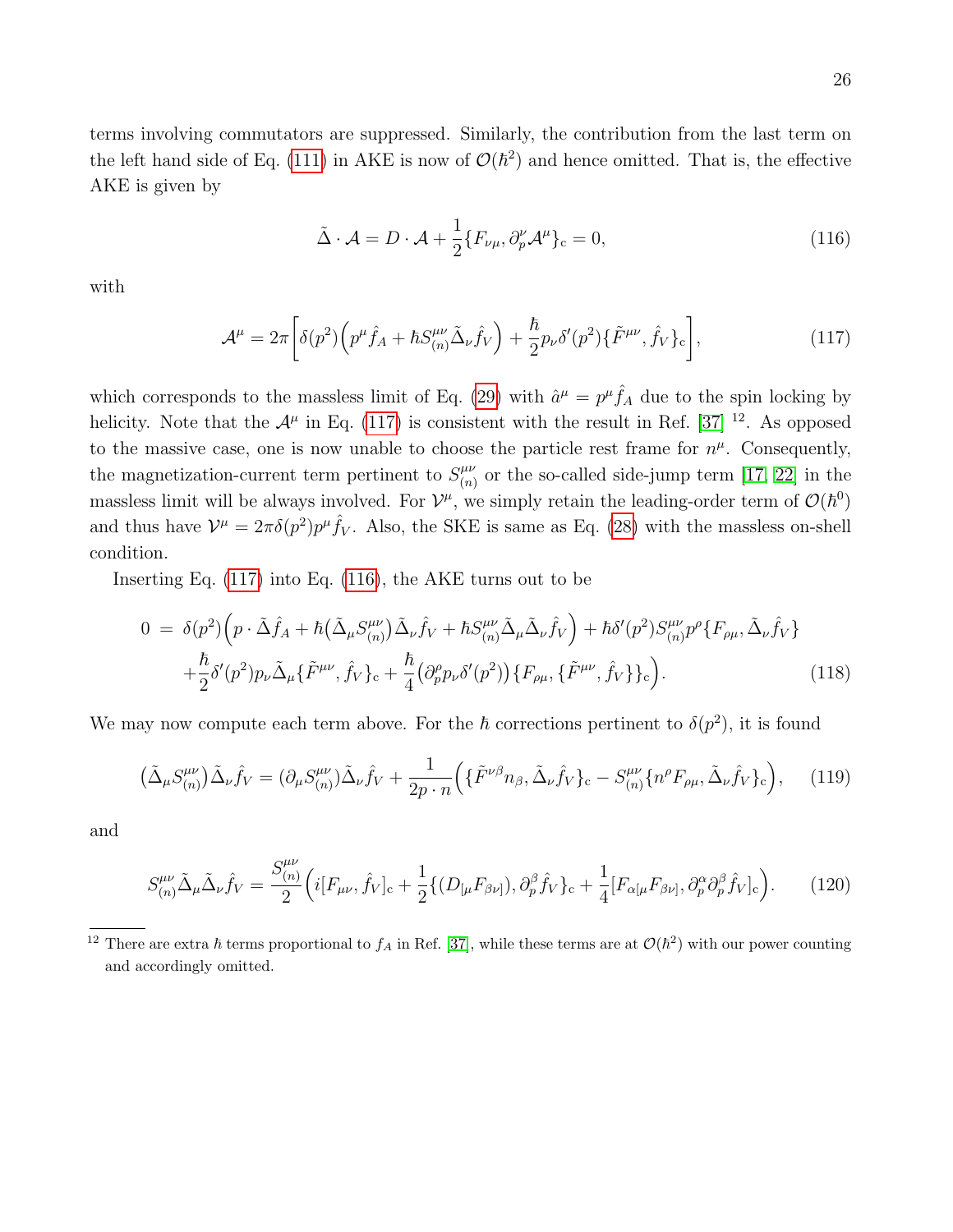terms involving commutators are suppressed. Similarly, the contribution from the last term on the left hand side of Eq. (111) in AKE is now of $\mathcal{O}(\hbar^2)$ and hence omitted. That is, the effective AKE is given by

$$\tilde{\Delta}\cdot\mathcal{A} = D\cdot\mathcal{A} + \frac{1}{2}\{F_{\nu\mu}, \partial_p^{\nu}\mathcal{A}^{\mu}\}_{\rm c} = 0, \tag{116}$$

with

$$\mathcal{A}^{\mu} = 2\pi\bigg[\delta(p^2)\Big(p^{\mu}\hat{f}_A + \hbar S^{\mu\nu}_{(n)}\tilde{\Delta}_{\nu}\hat{f}_V\Big) + \frac{\hbar}{2}p_{\nu}\delta'(p^2)\{\tilde{F}^{\mu\nu}, \hat{f}_V\}_{\rm c}\bigg], \tag{117}$$

which corresponds to the massless limit of Eq. (29) with $\hat{a}^{\mu} = p^{\mu}\hat{f}_A$ due to the spin locking by helicity. Note that the $\mathcal{A}^{\mu}$ in Eq. (117) is consistent with the result in Ref. [37] [12]. As opposed to the massive case, one is now unable to choose the particle rest frame for $n^{\mu}$. Consequently, the magnetization-current term pertinent to $S^{\mu\nu}_{(n)}$ or the so-called side-jump term [17, 22] in the massless limit will be always involved. For $\mathcal{V}^{\mu}$, we simply retain the leading-order term of $\mathcal{O}(\hbar^0)$ and thus have $\mathcal{V}^{\mu} = 2\pi\delta(p^2)p^{\mu}\hat{f}_V$. Also, the SKE is same as Eq. (28) with the massless on-shell condition.

Inserting Eq. (117) into Eq. (116), the AKE turns out to be

$$\begin{aligned} 0 \;=\; & \delta(p^2)\Big(p\cdot\tilde{\Delta}\hat{f}_A + \hbar\big(\tilde{\Delta}_{\mu}S^{\mu\nu}_{(n)}\big)\tilde{\Delta}_{\nu}\hat{f}_V + \hbar S^{\mu\nu}_{(n)}\tilde{\Delta}_{\mu}\tilde{\Delta}_{\nu}\hat{f}_V\Big) + \hbar\delta'(p^2)S^{\mu\nu}_{(n)}p^{\rho}\{F_{\rho\mu}, \tilde{\Delta}_{\nu}\hat{f}_V\} \\ & + \frac{\hbar}{2}\delta'(p^2)p_{\nu}\tilde{\Delta}_{\mu}\{\tilde{F}^{\mu\nu}, \hat{f}_V\}_{\rm c} + \frac{\hbar}{4}\big(\partial_p^{\rho}p_{\nu}\delta'(p^2)\big)\{F_{\rho\mu}, \{\tilde{F}^{\mu\nu}, \hat{f}_V\}\}_{\rm c}\Big). \end{aligned} \tag{118}$$

We may now compute each term above. For the $\hbar$ corrections pertinent to $\delta(p^2)$, it is found

$$\big(\tilde{\Delta}_{\mu}S^{\mu\nu}_{(n)}\big)\tilde{\Delta}_{\nu}\hat{f}_V = (\partial_{\mu}S^{\mu\nu}_{(n)})\tilde{\Delta}_{\nu}\hat{f}_V + \frac{1}{2p\cdot n}\Big(\{\tilde{F}^{\nu\beta}n_{\beta}, \tilde{\Delta}_{\nu}\hat{f}_V\}_{\rm c} - S^{\mu\nu}_{(n)}\{n^{\rho}F_{\rho\mu}, \tilde{\Delta}_{\nu}\hat{f}_V\}_{\rm c}\Big), \tag{119}$$

and

$$S^{\mu\nu}_{(n)}\tilde{\Delta}_{\mu}\tilde{\Delta}_{\nu}\hat{f}_V = \frac{S^{\mu\nu}_{(n)}}{2}\Big(i[F_{\mu\nu}, \hat{f}_V]_{\rm c} + \frac{1}{2}\{(D_{[\mu}F_{\beta\nu]}), \partial_p^{\beta}\hat{f}_V\}_{\rm c} + \frac{1}{4}[F_{\alpha[\mu}F_{\beta\nu]}, \partial_p^{\alpha}\partial_p^{\beta}\hat{f}_V]_{\rm c}\Big). \tag{120}$$

---

[12] There are extra $\hbar$ terms proportional to $f_A$ in Ref. [37], while these terms are at $\mathcal{O}(\hbar^2)$ with our power counting and accordingly omitted.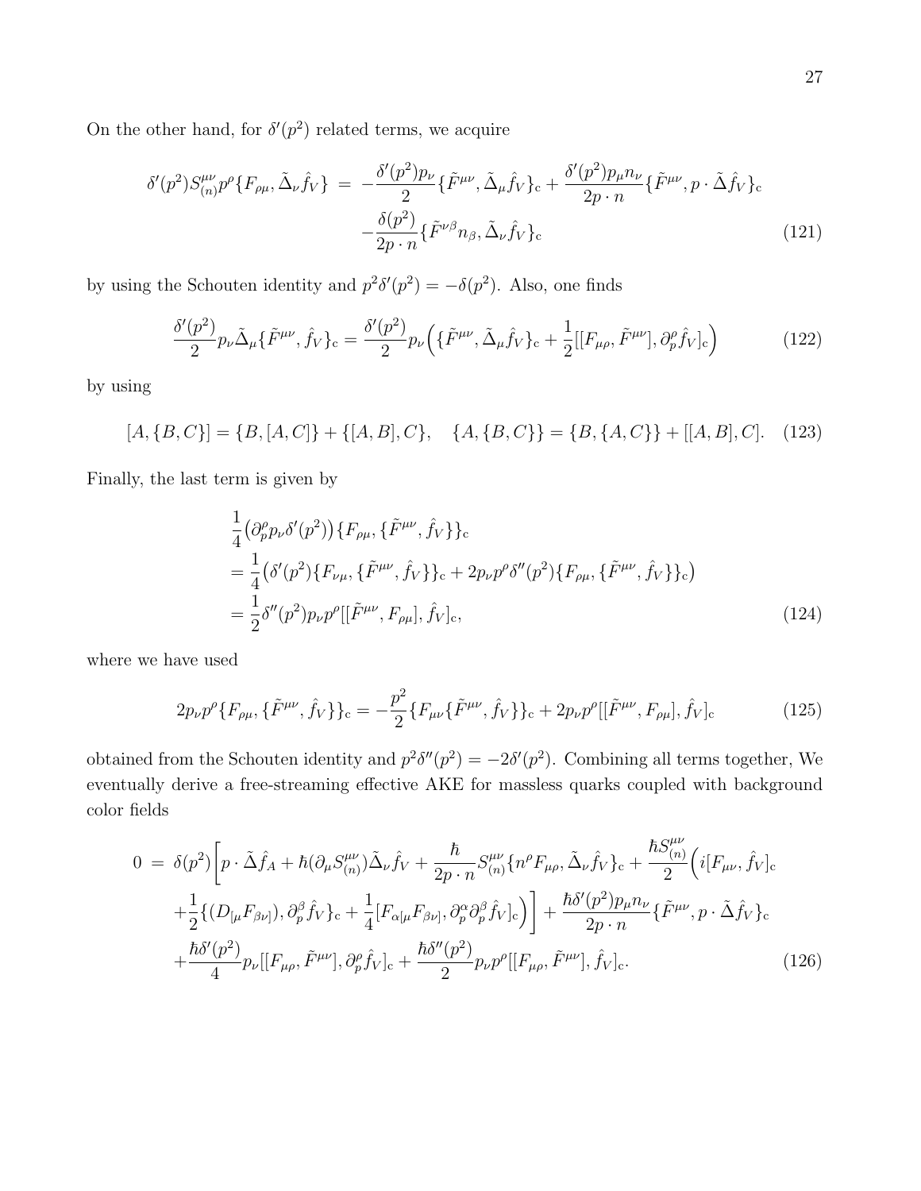On the other hand, for $\delta'(p^2)$ related terms, we acquire

$$
\begin{aligned}
\delta'(p^2)S^{\mu\nu}_{(n)}p^\rho\{F_{\rho\mu},\tilde{\Delta}_\nu\hat{f}_V\} \;=\; & -\frac{\delta'(p^2)p_\nu}{2}\{\tilde{F}^{\mu\nu},\tilde{\Delta}_\mu\hat{f}_V\}_{\rm c}+\frac{\delta'(p^2)p_\mu n_\nu}{2p\cdot n}\{\tilde{F}^{\mu\nu},p\cdot\tilde{\Delta}\hat{f}_V\}_{\rm c} \\
& -\frac{\delta(p^2)}{2p\cdot n}\{\tilde{F}^{\nu\beta}n_\beta,\tilde{\Delta}_\nu\hat{f}_V\}_{\rm c}
\end{aligned}
\tag{121}
$$

by using the Schouten identity and $p^2\delta'(p^2)=-\delta(p^2)$. Also, one finds

$$
\frac{\delta'(p^2)}{2}p_\nu\tilde{\Delta}_\mu\{\tilde{F}^{\mu\nu},\hat{f}_V\}_{\rm c}=\frac{\delta'(p^2)}{2}p_\nu\Big(\{\tilde{F}^{\mu\nu},\tilde{\Delta}_\mu\hat{f}_V\}_{\rm c}+\frac{1}{2}[[F_{\mu\rho},\tilde{F}^{\mu\nu}],\partial^\rho_p\hat{f}_V]_{\rm c}\Big)
\tag{122}
$$

by using

$$
[A,\{B,C\}]=\{B,[A,C]\}+\{[A,B],C\},\quad \{A,\{B,C\}\}=\{B,\{A,C\}\}+[[A,B],C].
\tag{123}
$$

Finally, the last term is given by

$$
\begin{aligned}
&\frac{1}{4}\big(\partial^\rho_p p_\nu\delta'(p^2)\big)\{F_{\rho\mu},\{\tilde{F}^{\mu\nu},\hat{f}_V\}\}_{\rm c} \\
&=\frac{1}{4}\big(\delta'(p^2)\{F_{\nu\mu},\{\tilde{F}^{\mu\nu},\hat{f}_V\}\}_{\rm c}+2p_\nu p^\rho\delta''(p^2)\{F_{\rho\mu},\{\tilde{F}^{\mu\nu},\hat{f}_V\}\}_{\rm c}\big) \\
&=\frac{1}{2}\delta''(p^2)p_\nu p^\rho[[\tilde{F}^{\mu\nu},F_{\rho\mu}],\hat{f}_V]_{\rm c},
\end{aligned}
\tag{124}
$$

where we have used

$$
2p_\nu p^\rho\{F_{\rho\mu},\{\tilde{F}^{\mu\nu},\hat{f}_V\}\}_{\rm c}=-\frac{p^2}{2}\{F_{\mu\nu}\{\tilde{F}^{\mu\nu},\hat{f}_V\}\}_{\rm c}+2p_\nu p^\rho[[\tilde{F}^{\mu\nu},F_{\rho\mu}],\hat{f}_V]_{\rm c}
\tag{125}
$$

obtained from the Schouten identity and $p^2\delta''(p^2)=-2\delta'(p^2)$. Combining all terms together, We eventually derive a free-streaming effective AKE for massless quarks coupled with background color fields

$$
\begin{aligned}
0 \;=\; & \delta(p^2)\bigg[p\cdot\tilde{\Delta}\hat{f}_A+\hbar(\partial_\mu S^{\mu\nu}_{(n)})\tilde{\Delta}_\nu\hat{f}_V+\frac{\hbar}{2p\cdot n}S^{\mu\nu}_{(n)}\{n^\rho F_{\mu\rho},\tilde{\Delta}_\nu\hat{f}_V\}_{\rm c}+\frac{\hbar S^{\mu\nu}_{(n)}}{2}\Big(i[F_{\mu\nu},\hat{f}_V]_{\rm c} \\
& +\frac{1}{2}\{(D_{[\mu}F_{\beta\nu]}),\partial^\beta_p\hat{f}_V\}_{\rm c}+\frac{1}{4}[F_{\alpha[\mu}F_{\beta\nu]},\partial^\alpha_p\partial^\beta_p\hat{f}_V]_{\rm c}\Big)\bigg]+\frac{\hbar\delta'(p^2)p_\mu n_\nu}{2p\cdot n}\{\tilde{F}^{\mu\nu},p\cdot\tilde{\Delta}\hat{f}_V\}_{\rm c} \\
& +\frac{\hbar\delta'(p^2)}{4}p_\nu[[F_{\mu\rho},\tilde{F}^{\mu\nu}],\partial^\rho_p\hat{f}_V]_{\rm c}+\frac{\hbar\delta''(p^2)}{2}p_\nu p^\rho[[F_{\mu\rho},\tilde{F}^{\mu\nu}],\hat{f}_V]_{\rm c}.
\end{aligned}
\tag{126}
$$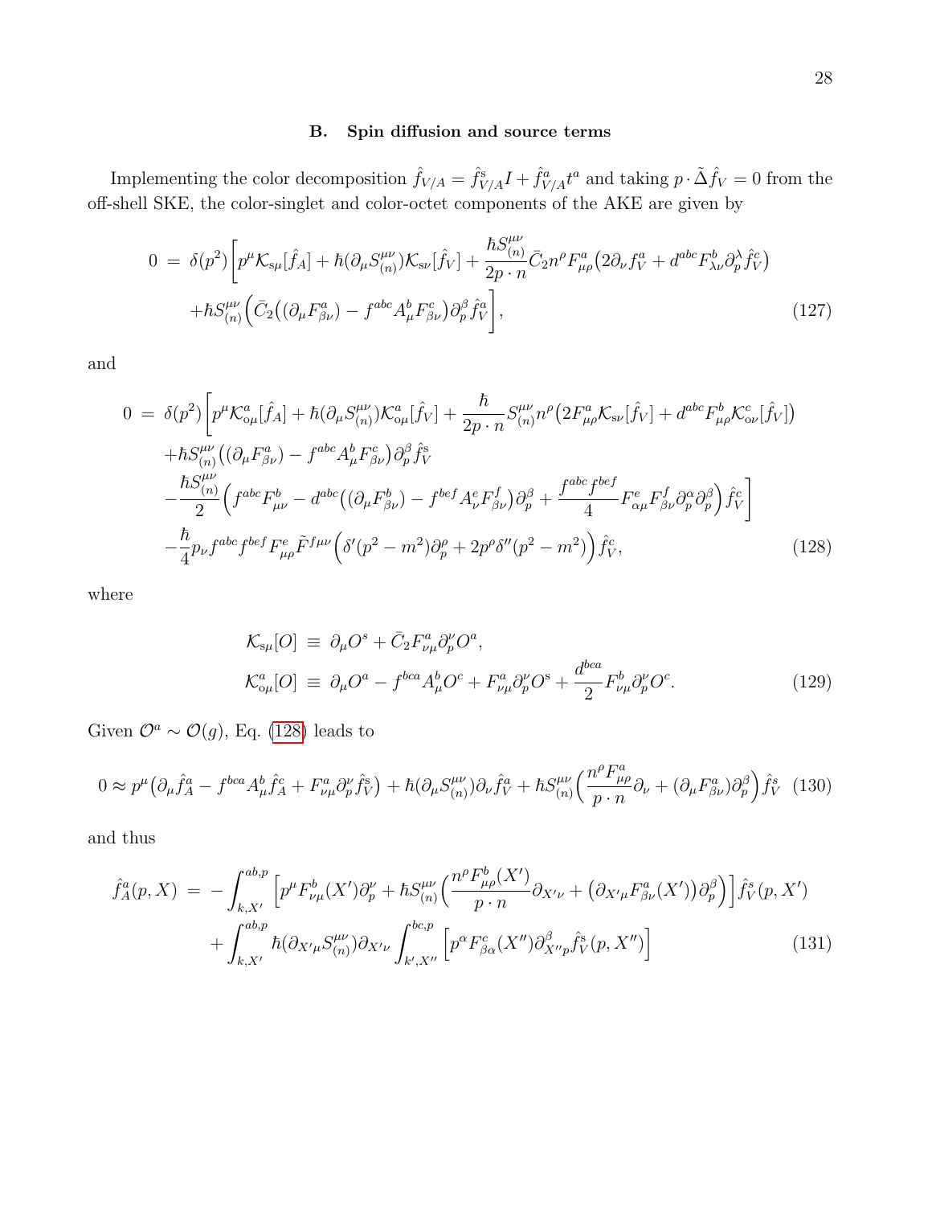### B. Spin diffusion and source terms

Implementing the color decomposition $\hat{f}_{V/A} = \hat{f}^{\rm s}_{V/A} I + \hat{f}^{a}_{V/A} t^a$ and taking $p\cdot\tilde{\Delta}\hat{f}_V = 0$ from the off-shell SKE, the color-singlet and color-octet components of the AKE are given by

$$
\begin{aligned}
0 \;=\; & \delta(p^2)\bigg[p^\mu \mathcal{K}_{{\rm s}\mu}[\hat{f}_A] + \hbar(\partial_\mu S^{\mu\nu}_{(n)})\mathcal{K}_{{\rm s}\nu}[\hat{f}_V] + \frac{\hbar S^{\mu\nu}_{(n)}}{2p\cdot n}\bar{C}_2 n^\rho F^a_{\mu\rho}\big(2\partial_\nu f^a_V + d^{abc}F^b_{\lambda\nu}\partial^\lambda_p \hat{f}^c_V\big) \\
& + \hbar S^{\mu\nu}_{(n)}\Big(\bar{C}_2\big((\partial_\mu F^a_{\beta\nu}) - f^{abc}A^b_\mu F^c_{\beta\nu}\big)\partial^\beta_p \hat{f}^a_V\Big)\bigg], \qquad (127)
\end{aligned}
$$

and

$$
\begin{aligned}
0 \;=\; & \delta(p^2)\bigg[p^\mu \mathcal{K}^a_{{\rm o}\mu}[\hat{f}_A] + \hbar(\partial_\mu S^{\mu\nu}_{(n)})\mathcal{K}^a_{{\rm o}\mu}[\hat{f}_V] + \frac{\hbar}{2p\cdot n}S^{\mu\nu}_{(n)}n^\rho\big(2F^a_{\mu\rho}\mathcal{K}_{{\rm s}\nu}[\hat{f}_V] + d^{abc}F^b_{\mu\rho}\mathcal{K}^c_{{\rm o}\nu}[\hat{f}_V]\big) \\
& + \hbar S^{\mu\nu}_{(n)}\big((\partial_\mu F^a_{\beta\nu}) - f^{abc}A^b_\mu F^c_{\beta\nu}\big)\partial^\beta_p \hat{f}^{\rm s}_V \\
& - \frac{\hbar S^{\mu\nu}_{(n)}}{2}\Big(f^{abc}F^b_{\mu\nu} - d^{abc}\big((\partial_\mu F^b_{\beta\nu}) - f^{bef}A^e_\nu F^f_{\beta\nu}\big)\partial^\beta_p + \frac{f^{abc}f^{bef}}{4}F^e_{\alpha\mu}F^f_{\beta\nu}\partial^\alpha_p\partial^\beta_p\Big)\hat{f}^c_V\bigg] \\
& - \frac{\hbar}{4}p_\nu f^{abc}f^{bef}F^e_{\mu\rho}\tilde{F}^{f\mu\nu}\Big(\delta'(p^2-m^2)\partial^\rho_p + 2p^\rho\delta''(p^2-m^2)\Big)\hat{f}^c_V, \qquad (128)
\end{aligned}
$$

where

$$
\begin{aligned}
\mathcal{K}_{{\rm s}\mu}[O] &\equiv \partial_\mu O^s + \bar{C}_2 F^a_{\nu\mu}\partial^\nu_p O^a, \\
\mathcal{K}^a_{{\rm o}\mu}[O] &\equiv \partial_\mu O^a - f^{bca}A^b_\mu O^c + F^a_{\nu\mu}\partial^\nu_p O^{\rm s} + \frac{d^{bca}}{2}F^b_{\nu\mu}\partial^\nu_p O^c. \qquad (129)
\end{aligned}
$$

Given $\mathcal{O}^a \sim \mathcal{O}(g)$, Eq. (128) leads to

$$
0 \approx p^\mu\big(\partial_\mu \hat{f}^a_A - f^{bca}A^b_\mu \hat{f}^c_A + F^a_{\nu\mu}\partial^\nu_p \hat{f}^{\rm s}_V\big) + \hbar(\partial_\mu S^{\mu\nu}_{(n)})\partial_\nu \hat{f}^a_V + \hbar S^{\mu\nu}_{(n)}\Big(\frac{n^\rho F^a_{\mu\rho}}{p\cdot n}\partial_\nu + (\partial_\mu F^a_{\beta\nu})\partial^\beta_p\Big)\hat{f}^s_V \quad (130)
$$

and thus

$$
\begin{aligned}
\hat{f}^a_A(p,X) \;=\; & -\int^{ab,p}_{k,X'}\Big[p^\mu F^b_{\nu\mu}(X')\partial^\nu_p + \hbar S^{\mu\nu}_{(n)}\Big(\frac{n^\rho F^b_{\mu\rho}(X')}{p\cdot n}\partial_{X'\nu} + \big(\partial_{X'\mu}F^a_{\beta\nu}(X')\big)\partial^\beta_p\Big)\Big]\hat{f}^s_V(p,X') \\
& + \int^{ab,p}_{k,X'}\hbar(\partial_{X'\mu}S^{\mu\nu}_{(n)})\partial_{X'\nu}\int^{bc,p}_{k',X''}\Big[p^\alpha F^c_{\beta\alpha}(X'')\partial^\beta_{X''p}\hat{f}^{\rm s}_V(p,X'')\Big] \qquad (131)
\end{aligned}
$$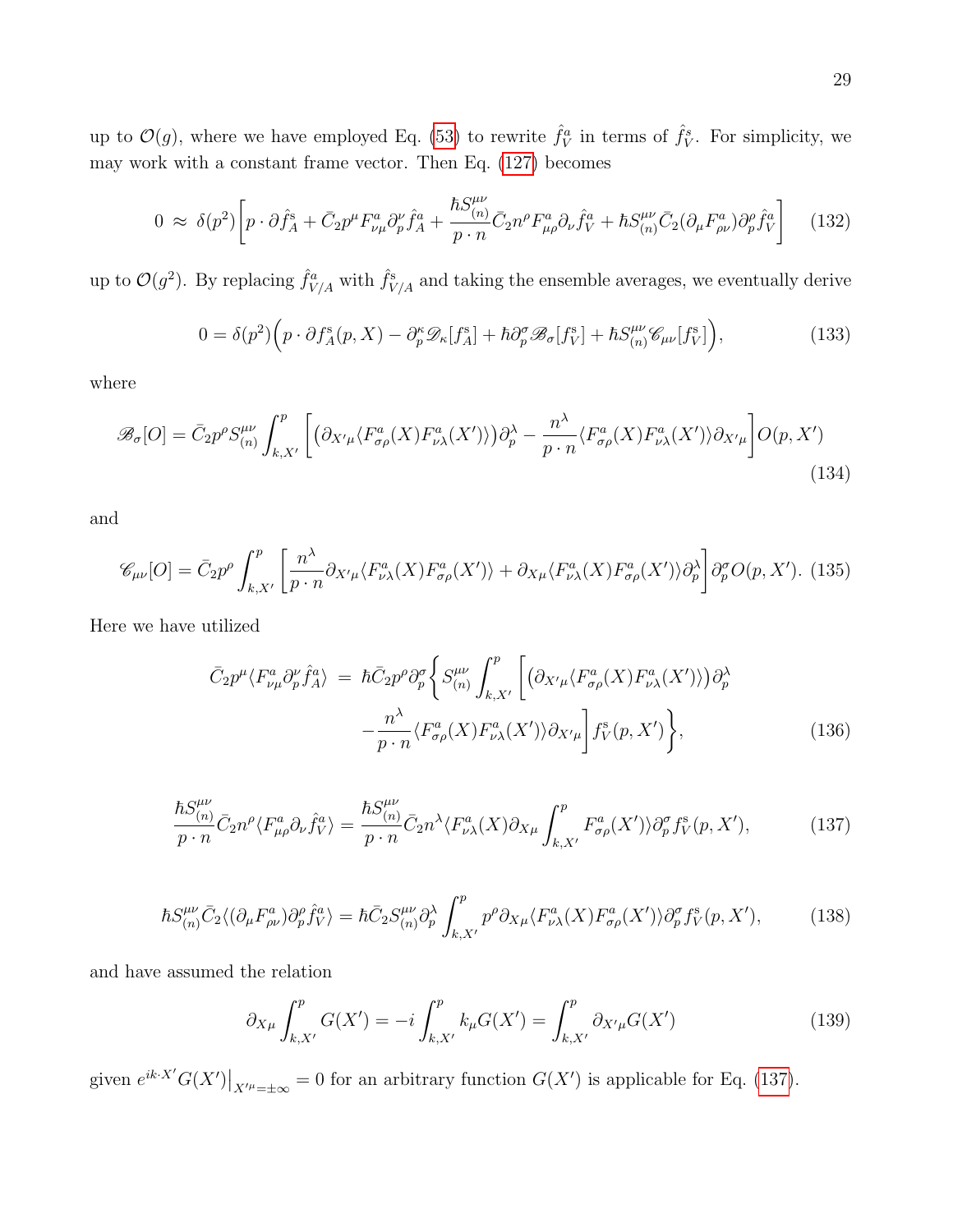up to $\mathcal{O}(g)$, where we have employed Eq. (53) to rewrite $\hat{f}^a_V$ in terms of $\hat{f}^s_V$. For simplicity, we may work with a constant frame vector. Then Eq. (127) becomes

$$0 \approx \delta(p^2)\bigg[p\cdot\partial\hat{f}^s_A + \bar{C}_2 p^\mu F^a_{\nu\mu}\partial^\nu_p\hat{f}^a_A + \frac{\hbar S^{\mu\nu}_{(n)}}{p\cdot n}\bar{C}_2 n^\rho F^a_{\mu\rho}\partial_\nu\hat{f}^a_V + \hbar S^{\mu\nu}_{(n)}\bar{C}_2(\partial_\mu F^a_{\rho\nu})\partial^\rho_p\hat{f}^a_V\bigg] \tag{132}$$

up to $\mathcal{O}(g^2)$. By replacing $\hat{f}^a_{V/A}$ with $\hat{f}^s_{V/A}$ and taking the ensemble averages, we eventually derive

$$0 = \delta(p^2)\Big(p\cdot\partial f^s_A(p,X) - \partial^\kappa_p\mathscr{D}_\kappa[f^s_A] + \hbar\partial^\sigma_p\mathscr{B}_\sigma[f^s_V] + \hbar S^{\mu\nu}_{(n)}\mathscr{C}_{\mu\nu}[f^s_V]\Big), \tag{133}$$

where

$$\mathscr{B}_\sigma[O] = \bar{C}_2 p^\rho S^{\mu\nu}_{(n)}\int^p_{k,X'}\bigg[\big(\partial_{X'\mu}\langle F^a_{\sigma\rho}(X)F^a_{\nu\lambda}(X')\rangle\big)\partial^\lambda_p - \frac{n^\lambda}{p\cdot n}\langle F^a_{\sigma\rho}(X)F^a_{\nu\lambda}(X')\rangle\partial_{X'\mu}\bigg]O(p,X') \tag{134}$$

and

$$\mathscr{C}_{\mu\nu}[O] = \bar{C}_2 p^\rho\int^p_{k,X'}\bigg[\frac{n^\lambda}{p\cdot n}\partial_{X'\mu}\langle F^a_{\nu\lambda}(X)F^a_{\sigma\rho}(X')\rangle + \partial_{X\mu}\langle F^a_{\nu\lambda}(X)F^a_{\sigma\rho}(X')\rangle\partial^\lambda_p\bigg]\partial^\sigma_p O(p,X'). \tag{135}$$

Here we have utilized

$$\begin{aligned}\bar{C}_2 p^\mu\langle F^a_{\nu\mu}\partial^\nu_p\hat{f}^a_A\rangle \;=\; &\hbar\bar{C}_2 p^\rho\partial^\sigma_p\bigg\{S^{\mu\nu}_{(n)}\int^p_{k,X'}\bigg[\big(\partial_{X'\mu}\langle F^a_{\sigma\rho}(X)F^a_{\nu\lambda}(X')\rangle\big)\partial^\lambda_p \\ &-\frac{n^\lambda}{p\cdot n}\langle F^a_{\sigma\rho}(X)F^a_{\nu\lambda}(X')\rangle\partial_{X'\mu}\bigg]f^s_V(p,X')\bigg\},\end{aligned} \tag{136}$$

$$\frac{\hbar S^{\mu\nu}_{(n)}}{p\cdot n}\bar{C}_2 n^\rho\langle F^a_{\mu\rho}\partial_\nu\hat{f}^a_V\rangle = \frac{\hbar S^{\mu\nu}_{(n)}}{p\cdot n}\bar{C}_2 n^\lambda\langle F^a_{\nu\lambda}(X)\partial_{X\mu}\int^p_{k,X'}F^a_{\sigma\rho}(X')\rangle\partial^\sigma_p f^s_V(p,X'), \tag{137}$$

$$\hbar S^{\mu\nu}_{(n)}\bar{C}_2\langle(\partial_\mu F^a_{\rho\nu})\partial^\rho_p\hat{f}^a_V\rangle = \hbar\bar{C}_2 S^{\mu\nu}_{(n)}\partial^\lambda_p\int^p_{k,X'}p^\rho\partial_{X\mu}\langle F^a_{\nu\lambda}(X)F^a_{\sigma\rho}(X')\rangle\partial^\sigma_p f^s_V(p,X'), \tag{138}$$

and have assumed the relation

$$\partial_{X\mu}\int^p_{k,X'}G(X') = -i\int^p_{k,X'}k_\mu G(X') = \int^p_{k,X'}\partial_{X'\mu}G(X') \tag{139}$$

given $e^{ik\cdot X'}G(X')\big|_{X'^\mu=\pm\infty} = 0$ for an arbitrary function $G(X')$ is applicable for Eq. (137).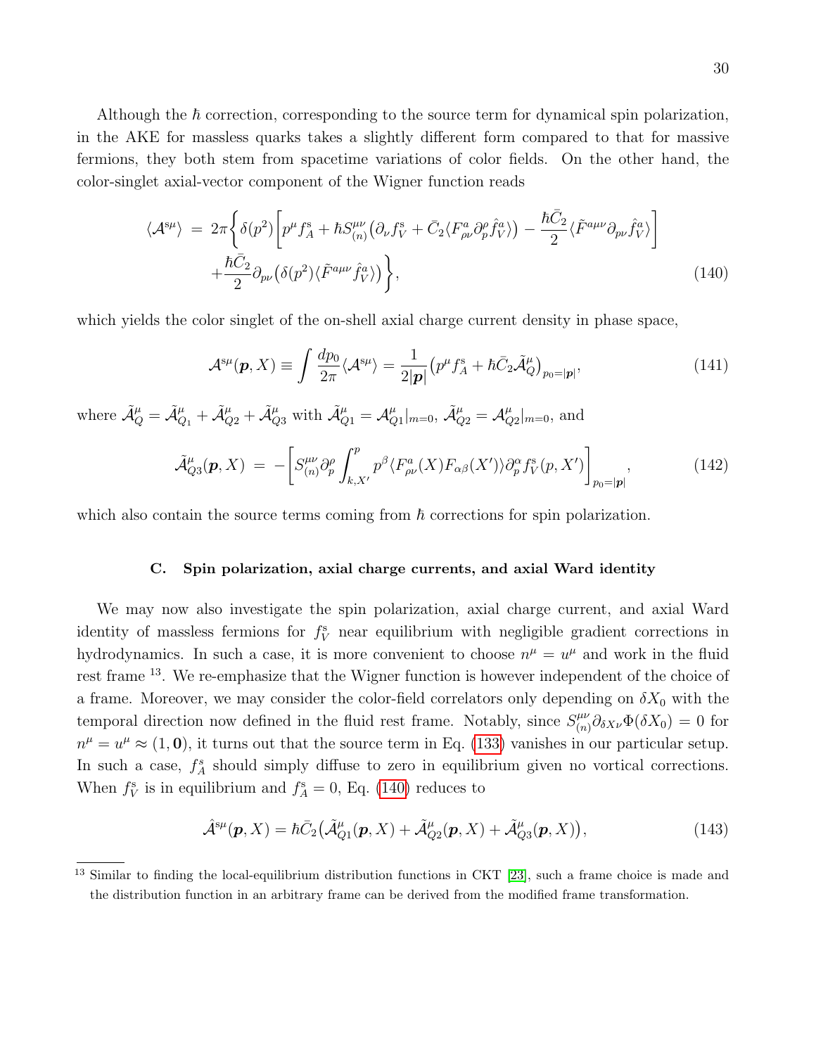Although the $\hbar$ correction, corresponding to the source term for dynamical spin polarization, in the AKE for massless quarks takes a slightly different form compared to that for massive fermions, they both stem from spacetime variations of color fields. On the other hand, the color-singlet axial-vector component of the Wigner function reads

$$
\begin{aligned}
\langle \mathcal{A}^{\mathrm{s}\mu} \rangle \;=\; & 2\pi \bigg\{ \delta(p^2) \bigg[ p^\mu f_A^{\mathrm{s}} + \hbar S^{\mu\nu}_{(n)} \big( \partial_\nu f_V^{\mathrm{s}} + \bar{C}_2 \langle F^a_{\rho\nu} \partial^\rho_p \hat{f}^a_V \rangle \big) - \frac{\hbar \bar{C}_2}{2} \langle \tilde{F}^{a\mu\nu} \partial_{p\nu} \hat{f}^a_V \rangle \bigg] \\
& + \frac{\hbar \bar{C}_2}{2} \partial_{p\nu} \big( \delta(p^2) \langle \tilde{F}^{a\mu\nu} \hat{f}^a_V \rangle \big) \bigg\}, \qquad (140)
\end{aligned}
$$

which yields the color singlet of the on-shell axial charge current density in phase space,

$$
\mathcal{A}^{\mathrm{s}\mu}(\boldsymbol{p}, X) \equiv \int \frac{dp_0}{2\pi} \langle \mathcal{A}^{\mathrm{s}\mu} \rangle = \frac{1}{2|\boldsymbol{p}|} \big( p^\mu f_A^{\mathrm{s}} + \hbar \bar{C}_2 \tilde{\mathcal{A}}^\mu_Q \big)_{p_0 = |\boldsymbol{p}|}, \qquad (141)
$$

where $\tilde{\mathcal{A}}^\mu_Q = \tilde{\mathcal{A}}^\mu_{Q_1} + \tilde{\mathcal{A}}^\mu_{Q2} + \tilde{\mathcal{A}}^\mu_{Q3}$ with $\tilde{\mathcal{A}}^\mu_{Q1} = \mathcal{A}^\mu_{Q1}|_{m=0}$, $\tilde{\mathcal{A}}^\mu_{Q2} = \mathcal{A}^\mu_{Q2}|_{m=0}$, and

$$
\tilde{\mathcal{A}}^\mu_{Q3}(\boldsymbol{p}, X) \;=\; - \bigg[ S^{\mu\nu}_{(n)} \partial^\rho_p \int^p_{k, X'} p^\beta \langle F^a_{\rho\nu}(X) F_{\alpha\beta}(X') \rangle \partial^\alpha_p f^{\mathrm{s}}_V(p, X') \bigg]_{p_0 = |\boldsymbol{p}|}, \qquad (142)
$$

which also contain the source terms coming from $\hbar$ corrections for spin polarization.

### C. Spin polarization, axial charge currents, and axial Ward identity

We may now also investigate the spin polarization, axial charge current, and axial Ward identity of massless fermions for $f^{\mathrm{s}}_V$ near equilibrium with negligible gradient corrections in hydrodynamics. In such a case, it is more convenient to choose $n^\mu = u^\mu$ and work in the fluid rest frame [13]. We re-emphasize that the Wigner function is however independent of the choice of a frame. Moreover, we may consider the color-field correlators only depending on $\delta X_0$ with the temporal direction now defined in the fluid rest frame. Notably, since $S^{\mu\nu}_{(n)} \partial_{\delta X \nu} \Phi(\delta X_0) = 0$ for $n^\mu = u^\mu \approx (1, \mathbf{0})$, it turns out that the source term in Eq. (133) vanishes in our particular setup. In such a case, $f^s_A$ should simply diffuse to zero in equilibrium given no vortical corrections. When $f^{\mathrm{s}}_V$ is in equilibrium and $f^{\mathrm{s}}_A = 0$, Eq. (140) reduces to

$$
\hat{\mathcal{A}}^{\mathrm{s}\mu}(\boldsymbol{p}, X) = \hbar \bar{C}_2 \big( \tilde{\mathcal{A}}^\mu_{Q1}(\boldsymbol{p}, X) + \tilde{\mathcal{A}}^\mu_{Q2}(\boldsymbol{p}, X) + \tilde{\mathcal{A}}^\mu_{Q3}(\boldsymbol{p}, X) \big), \qquad (143)
$$

[13] Similar to finding the local-equilibrium distribution functions in CKT [23], such a frame choice is made and the distribution function in an arbitrary frame can be derived from the modified frame transformation.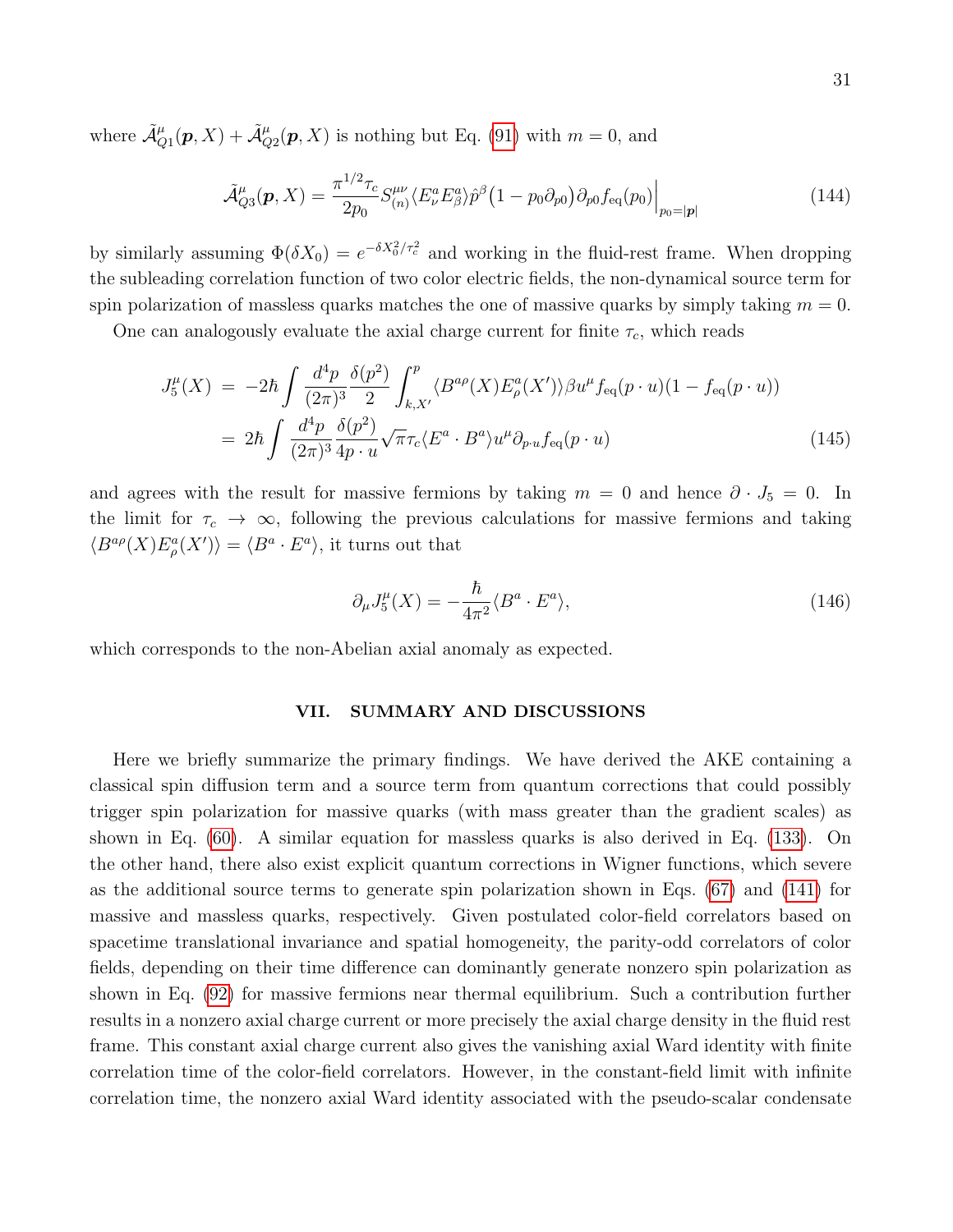where $\tilde{\mathcal{A}}^{\mu}_{Q1}(\boldsymbol{p}, X) + \tilde{\mathcal{A}}^{\mu}_{Q2}(\boldsymbol{p}, X)$ is nothing but Eq. (91) with $m = 0$, and

$$\tilde{\mathcal{A}}^{\mu}_{Q3}(\boldsymbol{p}, X) = \frac{\pi^{1/2}\tau_c}{2p_0} S^{\mu\nu}_{(n)} \langle E^a_\nu E^a_\beta \rangle \hat{p}^\beta \big(1 - p_0 \partial_{p0}\big) \partial_{p0} f_{\rm eq}(p_0)\Big|_{p_0 = |\boldsymbol{p}|} \tag{144}$$

by similarly assuming $\Phi(\delta X_0) = e^{-\delta X_0^2/\tau_c^2}$ and working in the fluid-rest frame. When dropping the subleading correlation function of two color electric fields, the non-dynamical source term for spin polarization of massless quarks matches the one of massive quarks by simply taking $m = 0$.

One can analogously evaluate the axial charge current for finite $\tau_c$, which reads

$$\begin{aligned} J^{\mu}_5(X) &= -2\hbar \int \frac{d^4p}{(2\pi)^3} \frac{\delta(p^2)}{2} \int^p_{k,X'} \langle B^{a\rho}(X) E^a_\rho(X') \rangle \beta u^\mu f_{\rm eq}(p \cdot u)(1 - f_{\rm eq}(p \cdot u)) \\ &= 2\hbar \int \frac{d^4p}{(2\pi)^3} \frac{\delta(p^2)}{4p \cdot u} \sqrt{\pi}\tau_c \langle E^a \cdot B^a \rangle u^\mu \partial_{p\cdot u} f_{\rm eq}(p \cdot u) \end{aligned} \tag{145}$$

and agrees with the result for massive fermions by taking $m = 0$ and hence $\partial \cdot J_5 = 0$. In the limit for $\tau_c \to \infty$, following the previous calculations for massive fermions and taking $\langle B^{a\rho}(X) E^a_\rho(X') \rangle = \langle B^a \cdot E^a \rangle$, it turns out that

$$\partial_\mu J^\mu_5(X) = -\frac{\hbar}{4\pi^2} \langle B^a \cdot E^a \rangle, \tag{146}$$

which corresponds to the non-Abelian axial anomaly as expected.

## VII. SUMMARY AND DISCUSSIONS

Here we briefly summarize the primary findings. We have derived the AKE containing a classical spin diffusion term and a source term from quantum corrections that could possibly trigger spin polarization for massive quarks (with mass greater than the gradient scales) as shown in Eq. (60). A similar equation for massless quarks is also derived in Eq. (133). On the other hand, there also exist explicit quantum corrections in Wigner functions, which severe as the additional source terms to generate spin polarization shown in Eqs. (67) and (141) for massive and massless quarks, respectively. Given postulated color-field correlators based on spacetime translational invariance and spatial homogeneity, the parity-odd correlators of color fields, depending on their time difference can dominantly generate nonzero spin polarization as shown in Eq. (92) for massive fermions near thermal equilibrium. Such a contribution further results in a nonzero axial charge current or more precisely the axial charge density in the fluid rest frame. This constant axial charge current also gives the vanishing axial Ward identity with finite correlation time of the color-field correlators. However, in the constant-field limit with infinite correlation time, the nonzero axial Ward identity associated with the pseudo-scalar condensate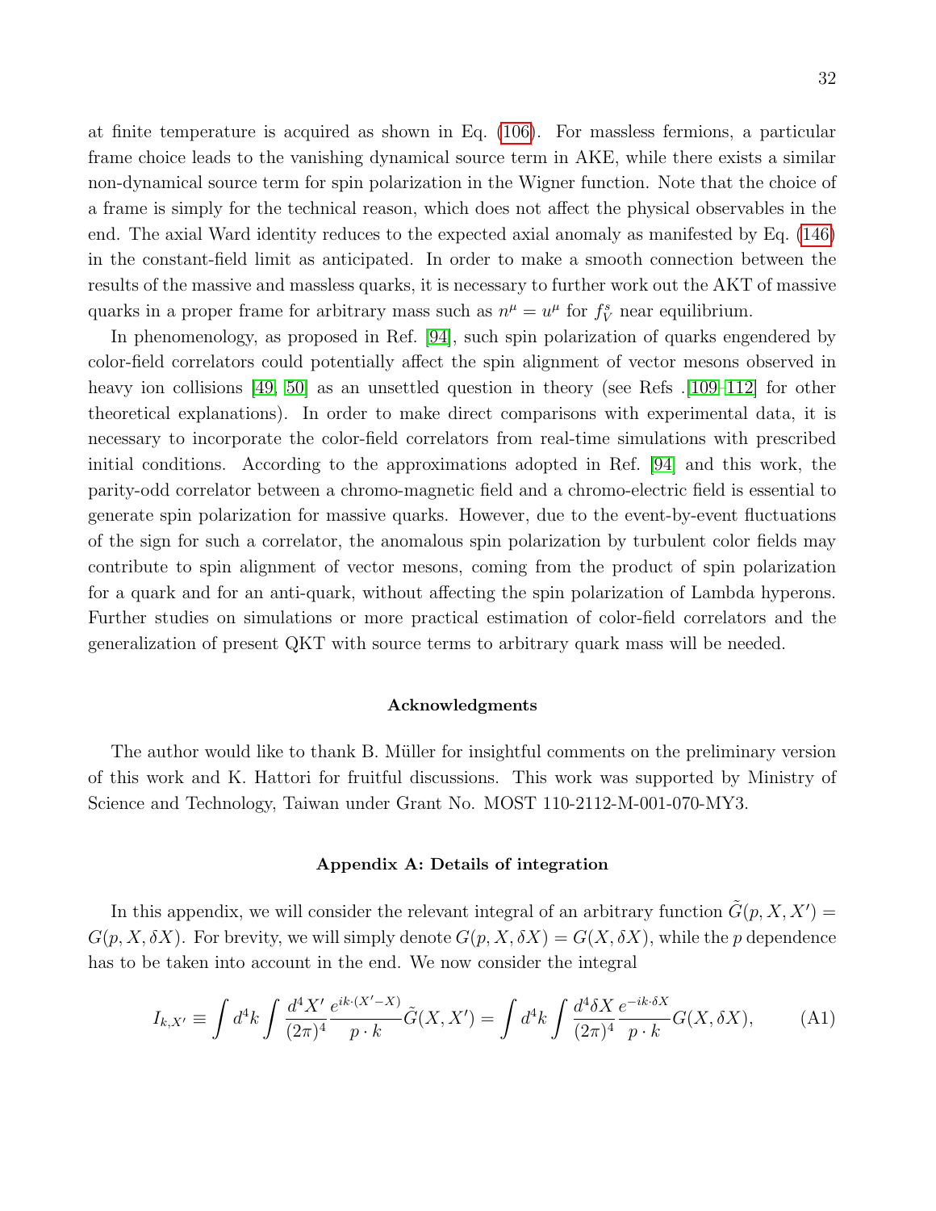at finite temperature is acquired as shown in Eq. (106). For massless fermions, a particular frame choice leads to the vanishing dynamical source term in AKE, while there exists a similar non-dynamical source term for spin polarization in the Wigner function. Note that the choice of a frame is simply for the technical reason, which does not affect the physical observables in the end. The axial Ward identity reduces to the expected axial anomaly as manifested by Eq. (146) in the constant-field limit as anticipated. In order to make a smooth connection between the results of the massive and massless quarks, it is necessary to further work out the AKT of massive quarks in a proper frame for arbitrary mass such as $n^\mu = u^\mu$ for $f^s_V$ near equilibrium.

In phenomenology, as proposed in Ref. [94], such spin polarization of quarks engendered by color-field correlators could potentially affect the spin alignment of vector mesons observed in heavy ion collisions [49, 50] as an unsettled question in theory (see Refs .[109–112] for other theoretical explanations). In order to make direct comparisons with experimental data, it is necessary to incorporate the color-field correlators from real-time simulations with prescribed initial conditions. According to the approximations adopted in Ref. [94] and this work, the parity-odd correlator between a chromo-magnetic field and a chromo-electric field is essential to generate spin polarization for massive quarks. However, due to the event-by-event fluctuations of the sign for such a correlator, the anomalous spin polarization by turbulent color fields may contribute to spin alignment of vector mesons, coming from the product of spin polarization for a quark and for an anti-quark, without affecting the spin polarization of Lambda hyperons. Further studies on simulations or more practical estimation of color-field correlators and the generalization of present QKT with source terms to arbitrary quark mass will be needed.

### Acknowledgments

The author would like to thank B. Müller for insightful comments on the preliminary version of this work and K. Hattori for fruitful discussions. This work was supported by Ministry of Science and Technology, Taiwan under Grant No. MOST 110-2112-M-001-070-MY3.

### Appendix A: Details of integration

In this appendix, we will consider the relevant integral of an arbitrary function $\tilde{G}(p, X, X') = G(p, X, \delta X)$. For brevity, we will simply denote $G(p, X, \delta X) = G(X, \delta X)$, while the $p$ dependence has to be taken into account in the end. We now consider the integral

$$I_{k,X'} \equiv \int d^4k \int \frac{d^4X'}{(2\pi)^4} \frac{e^{ik\cdot(X'-X)}}{p\cdot k} \tilde{G}(X, X') = \int d^4k \int \frac{d^4\delta X}{(2\pi)^4} \frac{e^{-ik\cdot\delta X}}{p\cdot k} G(X, \delta X), \tag{A1}$$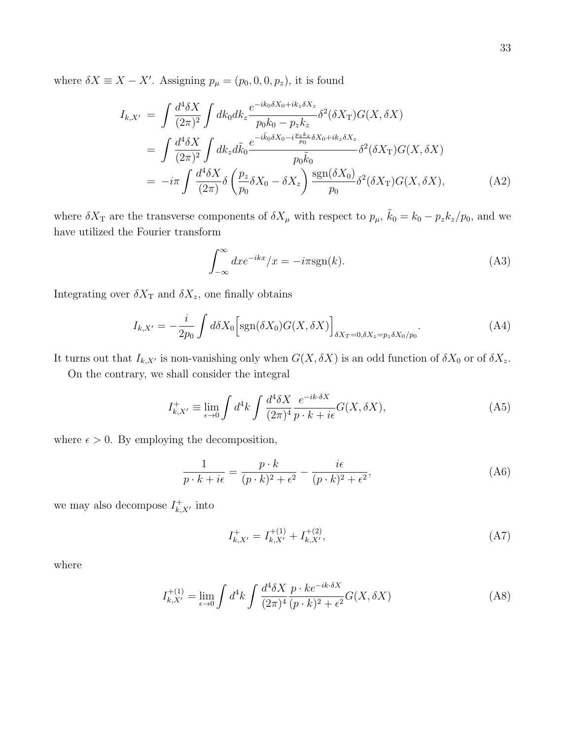where $\delta X \equiv X - X'$. Assigning $p_\mu = (p_0, 0, 0, p_z)$, it is found

$$
\begin{aligned}
I_{k,X'} &= \int \frac{d^4\delta X}{(2\pi)^2} \int dk_0 dk_z \frac{e^{-ik_0\delta X_0 + ik_z\delta X_z}}{p_0k_0 - p_zk_z} \delta^2(\delta X_{\rm T}) G(X, \delta X) \\
&= \int \frac{d^4\delta X}{(2\pi)^2} \int dk_z d\tilde{k}_0 \frac{e^{-i\tilde{k}_0\delta X_0 - i\frac{p_zk_z}{p_0}\delta X_0 + ik_z\delta X_z}}{p_0\tilde{k}_0} \delta^2(\delta X_{\rm T}) G(X, \delta X) \\
&= -i\pi \int \frac{d^4\delta X}{(2\pi)} \delta\left(\frac{p_z}{p_0}\delta X_0 - \delta X_z\right) \frac{\mathrm{sgn}(\delta X_0)}{p_0} \delta^2(\delta X_{\rm T}) G(X, \delta X),
\end{aligned}
\tag{A2}
$$

where $\delta X_{\rm T}$ are the transverse components of $\delta X_\mu$ with respect to $p_\mu$, $\tilde{k}_0 = k_0 - p_zk_z/p_0$, and we have utilized the Fourier transform

$$
\int_{-\infty}^{\infty} dx e^{-ikx}/x = -i\pi \mathrm{sgn}(k). \tag{A3}
$$

Integrating over $\delta X_{\rm T}$ and $\delta X_z$, one finally obtains

$$
I_{k,X'} = -\frac{i}{2p_0} \int d\delta X_0 \Big[\mathrm{sgn}(\delta X_0) G(X, \delta X)\Big]_{\delta X_T = 0, \delta X_z = p_z\delta X_0/p_0}. \tag{A4}
$$

It turns out that $I_{k,X'}$ is non-vanishing only when $G(X, \delta X)$ is an odd function of $\delta X_0$ or of $\delta X_z$.

On the contrary, we shall consider the integral

$$
I^{+}_{k,X'} \equiv \lim_{\epsilon \to 0} \int d^4k \int \frac{d^4\delta X}{(2\pi)^4} \frac{e^{-ik\cdot\delta X}}{p\cdot k + i\epsilon} G(X, \delta X), \tag{A5}
$$

where $\epsilon > 0$. By employing the decomposition,

$$
\frac{1}{p\cdot k + i\epsilon} = \frac{p\cdot k}{(p\cdot k)^2 + \epsilon^2} - \frac{i\epsilon}{(p\cdot k)^2 + \epsilon^2}, \tag{A6}
$$

we may also decompose $I^{+}_{k,X'}$ into

$$
I^{+}_{k,X'} = I^{+(1)}_{k,X'} + I^{+(2)}_{k,X'}, \tag{A7}
$$

where

$$
I^{+(1)}_{k,X'} = \lim_{\epsilon \to 0} \int d^4k \int \frac{d^4\delta X}{(2\pi)^4} \frac{p\cdot k e^{-ik\cdot\delta X}}{(p\cdot k)^2 + \epsilon^2} G(X, \delta X) \tag{A8}
$$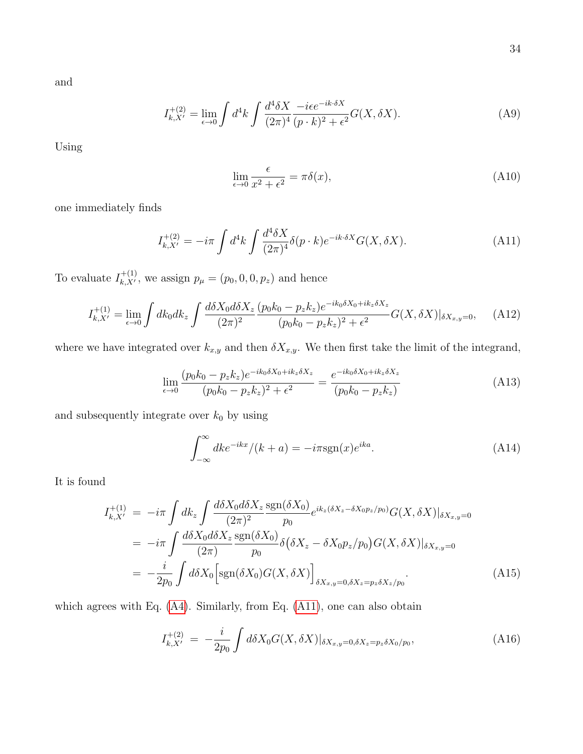and

$$I^{+(2)}_{k,X'} = \lim_{\epsilon\to 0}\int d^4k \int \frac{d^4\delta X}{(2\pi)^4}\frac{-i\epsilon e^{-ik\cdot\delta X}}{(p\cdot k)^2+\epsilon^2}G(X,\delta X). \tag{A9}$$

Using

$$\lim_{\epsilon\to 0}\frac{\epsilon}{x^2+\epsilon^2} = \pi\delta(x), \tag{A10}$$

one immediately finds

$$I^{+(2)}_{k,X'} = -i\pi\int d^4k \int \frac{d^4\delta X}{(2\pi)^4}\delta(p\cdot k)e^{-ik\cdot\delta X}G(X,\delta X). \tag{A11}$$

To evaluate $I^{+(1)}_{k,X'}$, we assign $p_\mu = (p_0, 0, 0, p_z)$ and hence

$$I^{+(1)}_{k,X'} = \lim_{\epsilon\to 0}\int dk_0 dk_z \int \frac{d\delta X_0 d\delta X_z}{(2\pi)^2}\frac{(p_0k_0-p_zk_z)e^{-ik_0\delta X_0+ik_z\delta X_z}}{(p_0k_0-p_zk_z)^2+\epsilon^2}G(X,\delta X)|_{\delta X_{x,y}=0}, \tag{A12}$$

where we have integrated over $k_{x,y}$ and then $\delta X_{x,y}$. We then first take the limit of the integrand,

$$\lim_{\epsilon\to 0}\frac{(p_0k_0-p_zk_z)e^{-ik_0\delta X_0+ik_z\delta X_z}}{(p_0k_0-p_zk_z)^2+\epsilon^2} = \frac{e^{-ik_0\delta X_0+ik_z\delta X_z}}{(p_0k_0-p_zk_z)} \tag{A13}$$

and subsequently integrate over $k_0$ by using

$$\int_{-\infty}^{\infty} dk e^{-ikx}/(k+a) = -i\pi \mathrm{sgn}(x)e^{ika}. \tag{A14}$$

It is found

$$\begin{aligned} I^{+(1)}_{k,X'} &= -i\pi\int dk_z \int \frac{d\delta X_0 d\delta X_z}{(2\pi)^2}\frac{\mathrm{sgn}(\delta X_0)}{p_0}e^{ik_z(\delta X_z-\delta X_0 p_z/p_0)}G(X,\delta X)|_{\delta X_{x,y}=0} \\ &= -i\pi\int \frac{d\delta X_0 d\delta X_z}{(2\pi)}\frac{\mathrm{sgn}(\delta X_0)}{p_0}\delta\big(\delta X_z-\delta X_0 p_z/p_0\big)G(X,\delta X)|_{\delta X_{x,y}=0} \\ &= -\frac{i}{2p_0}\int d\delta X_0\Big[\mathrm{sgn}(\delta X_0)G(X,\delta X)\Big]_{\delta X_{x,y}=0,\delta X_z=p_z\delta X_z/p_0}. \end{aligned} \tag{A15}$$

which agrees with Eq. (A4). Similarly, from Eq. (A11), one can also obtain

$$I^{+(2)}_{k,X'} = -\frac{i}{2p_0}\int d\delta X_0 G(X,\delta X)|_{\delta X_{x,y}=0,\delta X_z=p_z\delta X_0/p_0}, \tag{A16}$$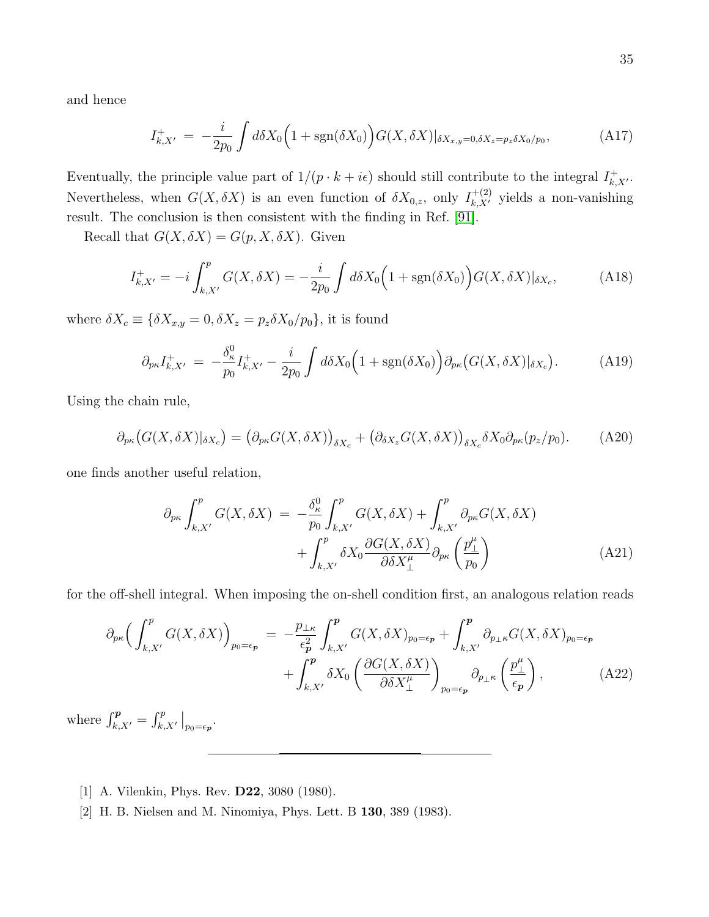and hence

$$I^{+}_{k,X'} \;=\; -\frac{i}{2p_0}\int d\delta X_0\Big(1+\mathrm{sgn}(\delta X_0)\Big)G(X,\delta X)|_{\delta X_{x,y}=0,\delta X_z=p_z\delta X_0/p_0}, \tag{A17}$$

Eventually, the principle value part of $1/(p\cdot k+i\epsilon)$ should still contribute to the integral $I^{+}_{k,X'}$. Nevertheless, when $G(X,\delta X)$ is an even function of $\delta X_{0,z}$, only $I^{+(2)}_{k,X'}$ yields a non-vanishing result. The conclusion is then consistent with the finding in Ref. [91].

Recall that $G(X,\delta X)=G(p,X,\delta X)$. Given

$$I^{+}_{k,X'}=-i\int^{p}_{k,X'}G(X,\delta X)=-\frac{i}{2p_0}\int d\delta X_0\Big(1+\mathrm{sgn}(\delta X_0)\Big)G(X,\delta X)|_{\delta X_c}, \tag{A18}$$

where $\delta X_c\equiv\{\delta X_{x,y}=0,\delta X_z=p_z\delta X_0/p_0\}$, it is found

$$\partial_{p\kappa}I^{+}_{k,X'} \;=\; -\frac{\delta^0_\kappa}{p_0}I^{+}_{k,X'}-\frac{i}{2p_0}\int d\delta X_0\Big(1+\mathrm{sgn}(\delta X_0)\Big)\partial_{p\kappa}\big(G(X,\delta X)|_{\delta X_c}\big). \tag{A19}$$

Using the chain rule,

$$\partial_{p\kappa}\big(G(X,\delta X)|_{\delta X_c}\big)=\big(\partial_{p\kappa}G(X,\delta X)\big)_{\delta X_c}+\big(\partial_{\delta X_z}G(X,\delta X)\big)_{\delta X_c}\delta X_0\partial_{p\kappa}(p_z/p_0). \tag{A20}$$

one finds another useful relation,

$$\begin{aligned}\partial_{p\kappa}\int^{p}_{k,X'}G(X,\delta X) \;=\; &-\frac{\delta^0_\kappa}{p_0}\int^{p}_{k,X'}G(X,\delta X)+\int^{p}_{k,X'}\partial_{p\kappa}G(X,\delta X)\\ &+\int^{p}_{k,X'}\delta X_0\frac{\partial G(X,\delta X)}{\partial\delta X^\mu_\perp}\partial_{p\kappa}\left(\frac{p^\mu_\perp}{p_0}\right)\end{aligned} \tag{A21}$$

for the off-shell integral. When imposing the on-shell condition first, an analogous relation reads

$$\begin{aligned}\partial_{p\kappa}\Big(\int^{p}_{k,X'}G(X,\delta X)\Big)_{p_0=\epsilon_{\boldsymbol{p}}} \;=\; &-\frac{p_{\perp\kappa}}{\epsilon^2_{\boldsymbol{p}}}\int^{\boldsymbol{p}}_{k,X'}G(X,\delta X)_{p_0=\epsilon_{\boldsymbol{p}}}+\int^{\boldsymbol{p}}_{k,X'}\partial_{p_\perp\kappa}G(X,\delta X)_{p_0=\epsilon_{\boldsymbol{p}}}\\ &+\int^{\boldsymbol{p}}_{k,X'}\delta X_0\left(\frac{\partial G(X,\delta X)}{\partial\delta X^\mu_\perp}\right)_{p_0=\epsilon_{\boldsymbol{p}}}\partial_{p_\perp\kappa}\left(\frac{p^\mu_\perp}{\epsilon_{\boldsymbol{p}}}\right),\end{aligned} \tag{A22}$$

where $\int^{\boldsymbol{p}}_{k,X'}=\int^{p}_{k,X'}\big|_{p_0=\epsilon_{\boldsymbol{p}}}$.

---

[1] A. Vilenkin, Phys. Rev. **D22**, 3080 (1980).

[2] H. B. Nielsen and M. Ninomiya, Phys. Lett. B **130**, 389 (1983).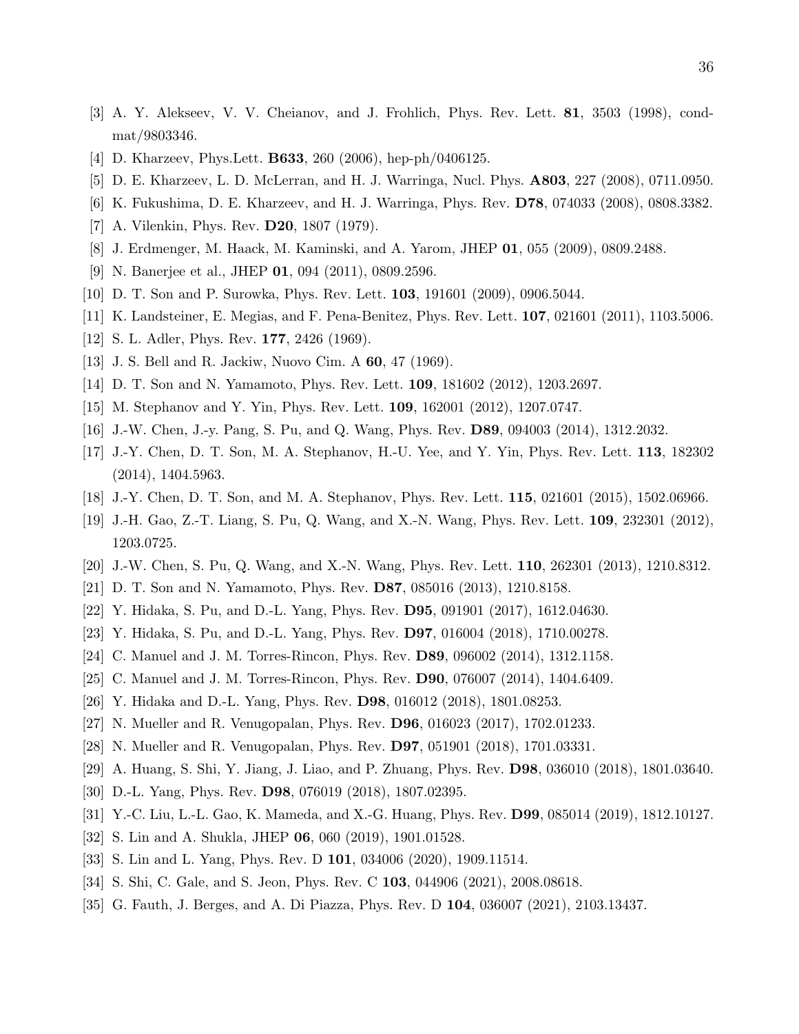[3] A. Y. Alekseev, V. V. Cheianov, and J. Frohlich, Phys. Rev. Lett. **81**, 3503 (1998), cond-mat/9803346.

[4] D. Kharzeev, Phys.Lett. **B633**, 260 (2006), hep-ph/0406125.

[5] D. E. Kharzeev, L. D. McLerran, and H. J. Warringa, Nucl. Phys. **A803**, 227 (2008), 0711.0950.

[6] K. Fukushima, D. E. Kharzeev, and H. J. Warringa, Phys. Rev. **D78**, 074033 (2008), 0808.3382.

[7] A. Vilenkin, Phys. Rev. **D20**, 1807 (1979).

[8] J. Erdmenger, M. Haack, M. Kaminski, and A. Yarom, JHEP **01**, 055 (2009), 0809.2488.

[9] N. Banerjee et al., JHEP **01**, 094 (2011), 0809.2596.

[10] D. T. Son and P. Surowka, Phys. Rev. Lett. **103**, 191601 (2009), 0906.5044.

[11] K. Landsteiner, E. Megias, and F. Pena-Benitez, Phys. Rev. Lett. **107**, 021601 (2011), 1103.5006.

[12] S. L. Adler, Phys. Rev. **177**, 2426 (1969).

[13] J. S. Bell and R. Jackiw, Nuovo Cim. A **60**, 47 (1969).

[14] D. T. Son and N. Yamamoto, Phys. Rev. Lett. **109**, 181602 (2012), 1203.2697.

[15] M. Stephanov and Y. Yin, Phys. Rev. Lett. **109**, 162001 (2012), 1207.0747.

[16] J.-W. Chen, J.-y. Pang, S. Pu, and Q. Wang, Phys. Rev. **D89**, 094003 (2014), 1312.2032.

[17] J.-Y. Chen, D. T. Son, M. A. Stephanov, H.-U. Yee, and Y. Yin, Phys. Rev. Lett. **113**, 182302 (2014), 1404.5963.

[18] J.-Y. Chen, D. T. Son, and M. A. Stephanov, Phys. Rev. Lett. **115**, 021601 (2015), 1502.06966.

[19] J.-H. Gao, Z.-T. Liang, S. Pu, Q. Wang, and X.-N. Wang, Phys. Rev. Lett. **109**, 232301 (2012), 1203.0725.

[20] J.-W. Chen, S. Pu, Q. Wang, and X.-N. Wang, Phys. Rev. Lett. **110**, 262301 (2013), 1210.8312.

[21] D. T. Son and N. Yamamoto, Phys. Rev. **D87**, 085016 (2013), 1210.8158.

[22] Y. Hidaka, S. Pu, and D.-L. Yang, Phys. Rev. **D95**, 091901 (2017), 1612.04630.

[23] Y. Hidaka, S. Pu, and D.-L. Yang, Phys. Rev. **D97**, 016004 (2018), 1710.00278.

[24] C. Manuel and J. M. Torres-Rincon, Phys. Rev. **D89**, 096002 (2014), 1312.1158.

[25] C. Manuel and J. M. Torres-Rincon, Phys. Rev. **D90**, 076007 (2014), 1404.6409.

[26] Y. Hidaka and D.-L. Yang, Phys. Rev. **D98**, 016012 (2018), 1801.08253.

[27] N. Mueller and R. Venugopalan, Phys. Rev. **D96**, 016023 (2017), 1702.01233.

[28] N. Mueller and R. Venugopalan, Phys. Rev. **D97**, 051901 (2018), 1701.03331.

[29] A. Huang, S. Shi, Y. Jiang, J. Liao, and P. Zhuang, Phys. Rev. **D98**, 036010 (2018), 1801.03640.

[30] D.-L. Yang, Phys. Rev. **D98**, 076019 (2018), 1807.02395.

[31] Y.-C. Liu, L.-L. Gao, K. Mameda, and X.-G. Huang, Phys. Rev. **D99**, 085014 (2019), 1812.10127.

[32] S. Lin and A. Shukla, JHEP **06**, 060 (2019), 1901.01528.

[33] S. Lin and L. Yang, Phys. Rev. D **101**, 034006 (2020), 1909.11514.

[34] S. Shi, C. Gale, and S. Jeon, Phys. Rev. C **103**, 044906 (2021), 2008.08618.

[35] G. Fauth, J. Berges, and A. Di Piazza, Phys. Rev. D **104**, 036007 (2021), 2103.13437.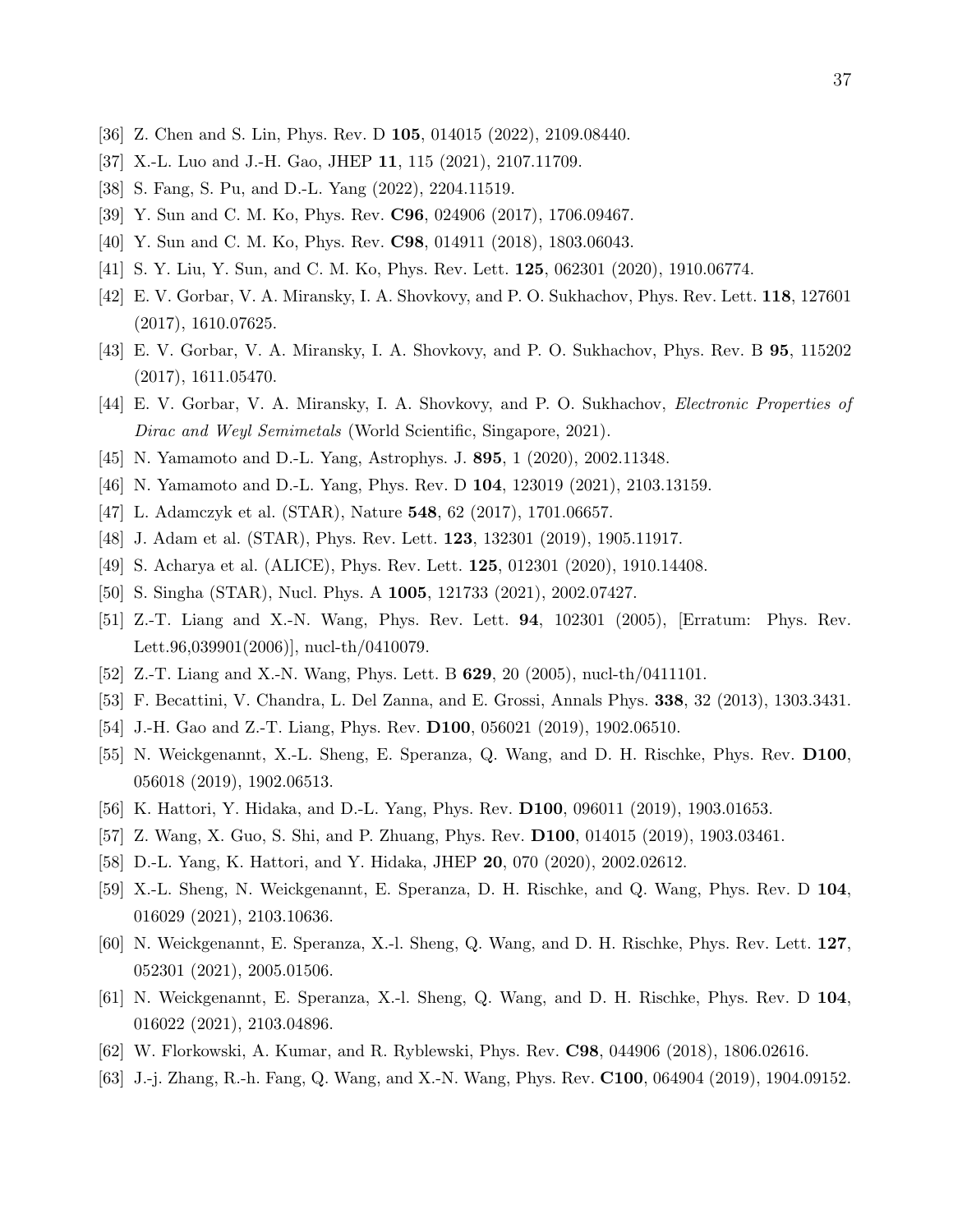[36] Z. Chen and S. Lin, Phys. Rev. D **105**, 014015 (2022), 2109.08440.

[37] X.-L. Luo and J.-H. Gao, JHEP **11**, 115 (2021), 2107.11709.

[38] S. Fang, S. Pu, and D.-L. Yang (2022), 2204.11519.

[39] Y. Sun and C. M. Ko, Phys. Rev. **C96**, 024906 (2017), 1706.09467.

[40] Y. Sun and C. M. Ko, Phys. Rev. **C98**, 014911 (2018), 1803.06043.

[41] S. Y. Liu, Y. Sun, and C. M. Ko, Phys. Rev. Lett. **125**, 062301 (2020), 1910.06774.

[42] E. V. Gorbar, V. A. Miransky, I. A. Shovkovy, and P. O. Sukhachov, Phys. Rev. Lett. **118**, 127601 (2017), 1610.07625.

[43] E. V. Gorbar, V. A. Miransky, I. A. Shovkovy, and P. O. Sukhachov, Phys. Rev. B **95**, 115202 (2017), 1611.05470.

[44] E. V. Gorbar, V. A. Miransky, I. A. Shovkovy, and P. O. Sukhachov, *Electronic Properties of Dirac and Weyl Semimetals* (World Scientific, Singapore, 2021).

[45] N. Yamamoto and D.-L. Yang, Astrophys. J. **895**, 1 (2020), 2002.11348.

[46] N. Yamamoto and D.-L. Yang, Phys. Rev. D **104**, 123019 (2021), 2103.13159.

[47] L. Adamczyk et al. (STAR), Nature **548**, 62 (2017), 1701.06657.

[48] J. Adam et al. (STAR), Phys. Rev. Lett. **123**, 132301 (2019), 1905.11917.

[49] S. Acharya et al. (ALICE), Phys. Rev. Lett. **125**, 012301 (2020), 1910.14408.

[50] S. Singha (STAR), Nucl. Phys. A **1005**, 121733 (2021), 2002.07427.

[51] Z.-T. Liang and X.-N. Wang, Phys. Rev. Lett. **94**, 102301 (2005), [Erratum: Phys. Rev. Lett.96,039901(2006)], nucl-th/0410079.

[52] Z.-T. Liang and X.-N. Wang, Phys. Lett. B **629**, 20 (2005), nucl-th/0411101.

[53] F. Becattini, V. Chandra, L. Del Zanna, and E. Grossi, Annals Phys. **338**, 32 (2013), 1303.3431.

[54] J.-H. Gao and Z.-T. Liang, Phys. Rev. **D100**, 056021 (2019), 1902.06510.

[55] N. Weickgenannt, X.-L. Sheng, E. Speranza, Q. Wang, and D. H. Rischke, Phys. Rev. **D100**, 056018 (2019), 1902.06513.

[56] K. Hattori, Y. Hidaka, and D.-L. Yang, Phys. Rev. **D100**, 096011 (2019), 1903.01653.

[57] Z. Wang, X. Guo, S. Shi, and P. Zhuang, Phys. Rev. **D100**, 014015 (2019), 1903.03461.

[58] D.-L. Yang, K. Hattori, and Y. Hidaka, JHEP **20**, 070 (2020), 2002.02612.

[59] X.-L. Sheng, N. Weickgenannt, E. Speranza, D. H. Rischke, and Q. Wang, Phys. Rev. D **104**, 016029 (2021), 2103.10636.

[60] N. Weickgenannt, E. Speranza, X.-l. Sheng, Q. Wang, and D. H. Rischke, Phys. Rev. Lett. **127**, 052301 (2021), 2005.01506.

[61] N. Weickgenannt, E. Speranza, X.-l. Sheng, Q. Wang, and D. H. Rischke, Phys. Rev. D **104**, 016022 (2021), 2103.04896.

[62] W. Florkowski, A. Kumar, and R. Ryblewski, Phys. Rev. **C98**, 044906 (2018), 1806.02616.

[63] J.-j. Zhang, R.-h. Fang, Q. Wang, and X.-N. Wang, Phys. Rev. **C100**, 064904 (2019), 1904.09152.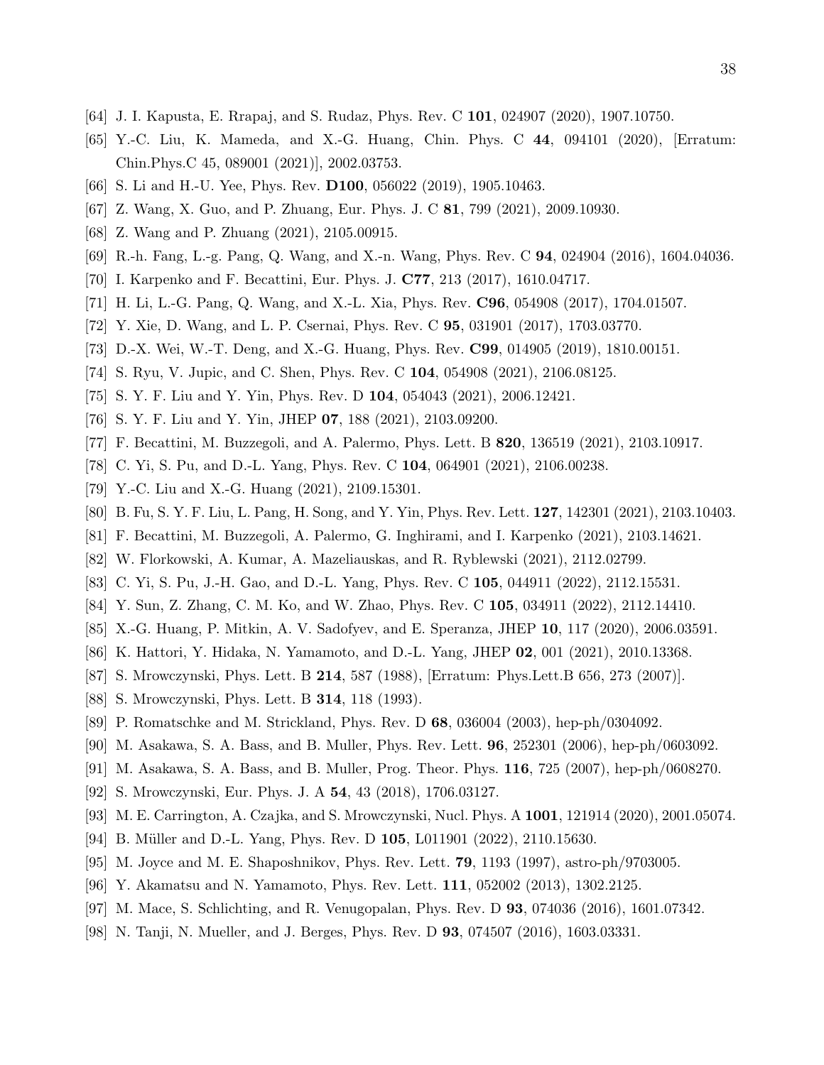- [64] J. I. Kapusta, E. Rrapaj, and S. Rudaz, Phys. Rev. C **101**, 024907 (2020), 1907.10750.
- [65] Y.-C. Liu, K. Mameda, and X.-G. Huang, Chin. Phys. C **44**, 094101 (2020), [Erratum: Chin.Phys.C 45, 089001 (2021)], 2002.03753.
- [66] S. Li and H.-U. Yee, Phys. Rev. **D100**, 056022 (2019), 1905.10463.
- [67] Z. Wang, X. Guo, and P. Zhuang, Eur. Phys. J. C **81**, 799 (2021), 2009.10930.
- [68] Z. Wang and P. Zhuang (2021), 2105.00915.
- [69] R.-h. Fang, L.-g. Pang, Q. Wang, and X.-n. Wang, Phys. Rev. C **94**, 024904 (2016), 1604.04036.
- [70] I. Karpenko and F. Becattini, Eur. Phys. J. **C77**, 213 (2017), 1610.04717.
- [71] H. Li, L.-G. Pang, Q. Wang, and X.-L. Xia, Phys. Rev. **C96**, 054908 (2017), 1704.01507.
- [72] Y. Xie, D. Wang, and L. P. Csernai, Phys. Rev. C **95**, 031901 (2017), 1703.03770.
- [73] D.-X. Wei, W.-T. Deng, and X.-G. Huang, Phys. Rev. **C99**, 014905 (2019), 1810.00151.
- [74] S. Ryu, V. Jupic, and C. Shen, Phys. Rev. C **104**, 054908 (2021), 2106.08125.
- [75] S. Y. F. Liu and Y. Yin, Phys. Rev. D **104**, 054043 (2021), 2006.12421.
- [76] S. Y. F. Liu and Y. Yin, JHEP **07**, 188 (2021), 2103.09200.
- [77] F. Becattini, M. Buzzegoli, and A. Palermo, Phys. Lett. B **820**, 136519 (2021), 2103.10917.
- [78] C. Yi, S. Pu, and D.-L. Yang, Phys. Rev. C **104**, 064901 (2021), 2106.00238.
- [79] Y.-C. Liu and X.-G. Huang (2021), 2109.15301.
- [80] B. Fu, S. Y. F. Liu, L. Pang, H. Song, and Y. Yin, Phys. Rev. Lett. **127**, 142301 (2021), 2103.10403.
- [81] F. Becattini, M. Buzzegoli, A. Palermo, G. Inghirami, and I. Karpenko (2021), 2103.14621.
- [82] W. Florkowski, A. Kumar, A. Mazeliauskas, and R. Ryblewski (2021), 2112.02799.
- [83] C. Yi, S. Pu, J.-H. Gao, and D.-L. Yang, Phys. Rev. C **105**, 044911 (2022), 2112.15531.
- [84] Y. Sun, Z. Zhang, C. M. Ko, and W. Zhao, Phys. Rev. C **105**, 034911 (2022), 2112.14410.
- [85] X.-G. Huang, P. Mitkin, A. V. Sadofyev, and E. Speranza, JHEP **10**, 117 (2020), 2006.03591.
- [86] K. Hattori, Y. Hidaka, N. Yamamoto, and D.-L. Yang, JHEP **02**, 001 (2021), 2010.13368.
- [87] S. Mrowczynski, Phys. Lett. B **214**, 587 (1988), [Erratum: Phys.Lett.B 656, 273 (2007)].
- [88] S. Mrowczynski, Phys. Lett. B **314**, 118 (1993).
- [89] P. Romatschke and M. Strickland, Phys. Rev. D **68**, 036004 (2003), hep-ph/0304092.
- [90] M. Asakawa, S. A. Bass, and B. Muller, Phys. Rev. Lett. **96**, 252301 (2006), hep-ph/0603092.
- [91] M. Asakawa, S. A. Bass, and B. Muller, Prog. Theor. Phys. **116**, 725 (2007), hep-ph/0608270.
- [92] S. Mrowczynski, Eur. Phys. J. A **54**, 43 (2018), 1706.03127.
- [93] M. E. Carrington, A. Czajka, and S. Mrowczynski, Nucl. Phys. A **1001**, 121914 (2020), 2001.05074.
- [94] B. Müller and D.-L. Yang, Phys. Rev. D **105**, L011901 (2022), 2110.15630.
- [95] M. Joyce and M. E. Shaposhnikov, Phys. Rev. Lett. **79**, 1193 (1997), astro-ph/9703005.
- [96] Y. Akamatsu and N. Yamamoto, Phys. Rev. Lett. **111**, 052002 (2013), 1302.2125.
- [97] M. Mace, S. Schlichting, and R. Venugopalan, Phys. Rev. D **93**, 074036 (2016), 1601.07342.
- [98] N. Tanji, N. Mueller, and J. Berges, Phys. Rev. D **93**, 074507 (2016), 1603.03331.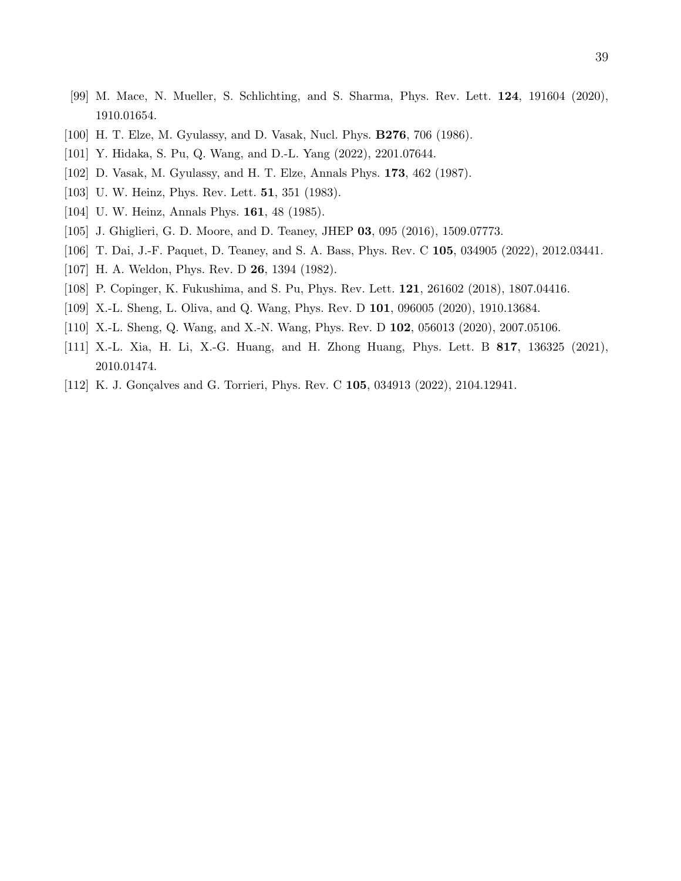[99] M. Mace, N. Mueller, S. Schlichting, and S. Sharma, Phys. Rev. Lett. **124**, 191604 (2020), 1910.01654.

[100] H. T. Elze, M. Gyulassy, and D. Vasak, Nucl. Phys. **B276**, 706 (1986).

[101] Y. Hidaka, S. Pu, Q. Wang, and D.-L. Yang (2022), 2201.07644.

[102] D. Vasak, M. Gyulassy, and H. T. Elze, Annals Phys. **173**, 462 (1987).

[103] U. W. Heinz, Phys. Rev. Lett. **51**, 351 (1983).

[104] U. W. Heinz, Annals Phys. **161**, 48 (1985).

[105] J. Ghiglieri, G. D. Moore, and D. Teaney, JHEP **03**, 095 (2016), 1509.07773.

[106] T. Dai, J.-F. Paquet, D. Teaney, and S. A. Bass, Phys. Rev. C **105**, 034905 (2022), 2012.03441.

[107] H. A. Weldon, Phys. Rev. D **26**, 1394 (1982).

[108] P. Copinger, K. Fukushima, and S. Pu, Phys. Rev. Lett. **121**, 261602 (2018), 1807.04416.

[109] X.-L. Sheng, L. Oliva, and Q. Wang, Phys. Rev. D **101**, 096005 (2020), 1910.13684.

[110] X.-L. Sheng, Q. Wang, and X.-N. Wang, Phys. Rev. D **102**, 056013 (2020), 2007.05106.

[111] X.-L. Xia, H. Li, X.-G. Huang, and H. Zhong Huang, Phys. Lett. B **817**, 136325 (2021), 2010.01474.

[112] K. J. Gonçalves and G. Torrieri, Phys. Rev. C **105**, 034913 (2022), 2104.12941.